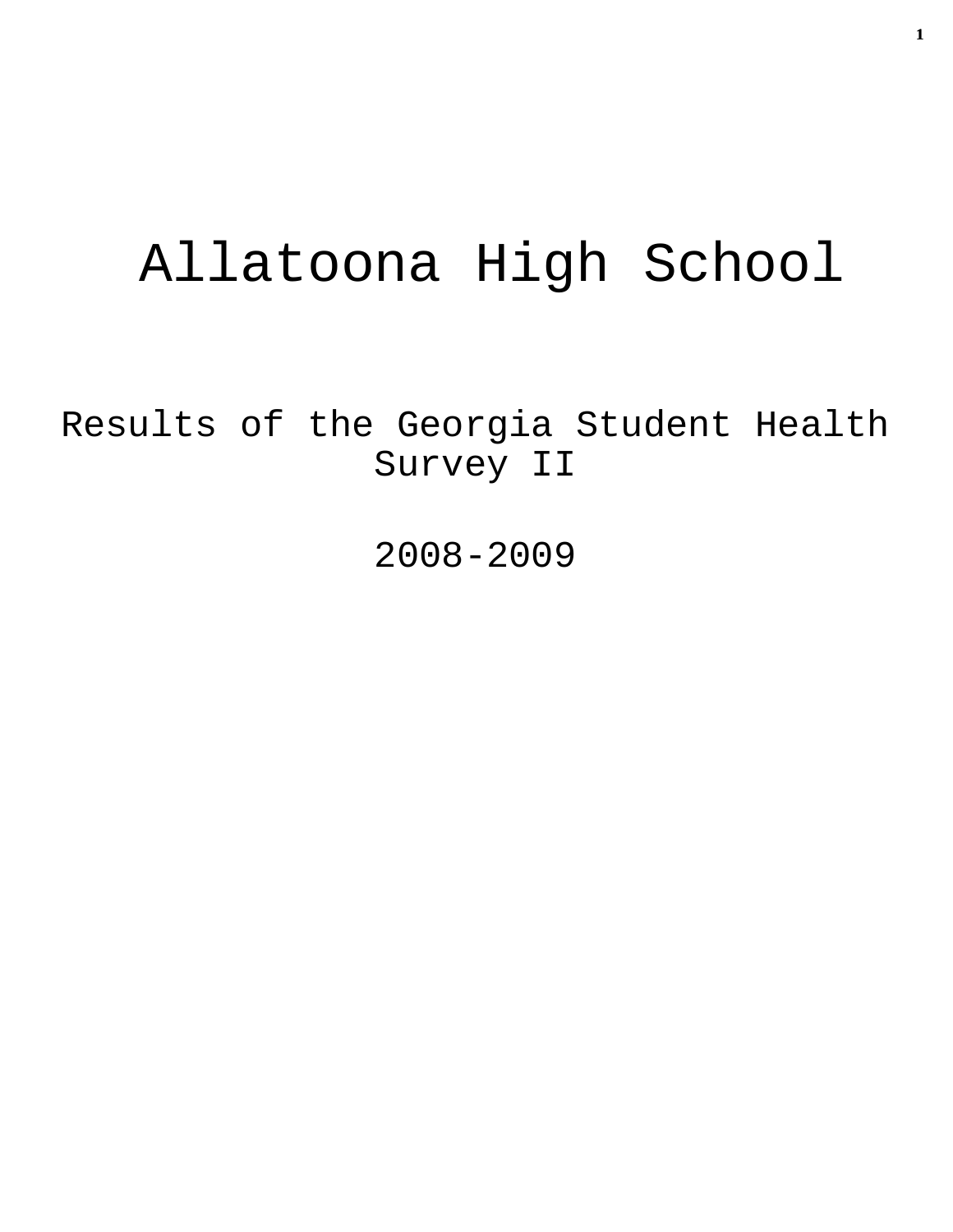# Allatoona High School

## Results of the Georgia Student Health Survey II

## 2008-2009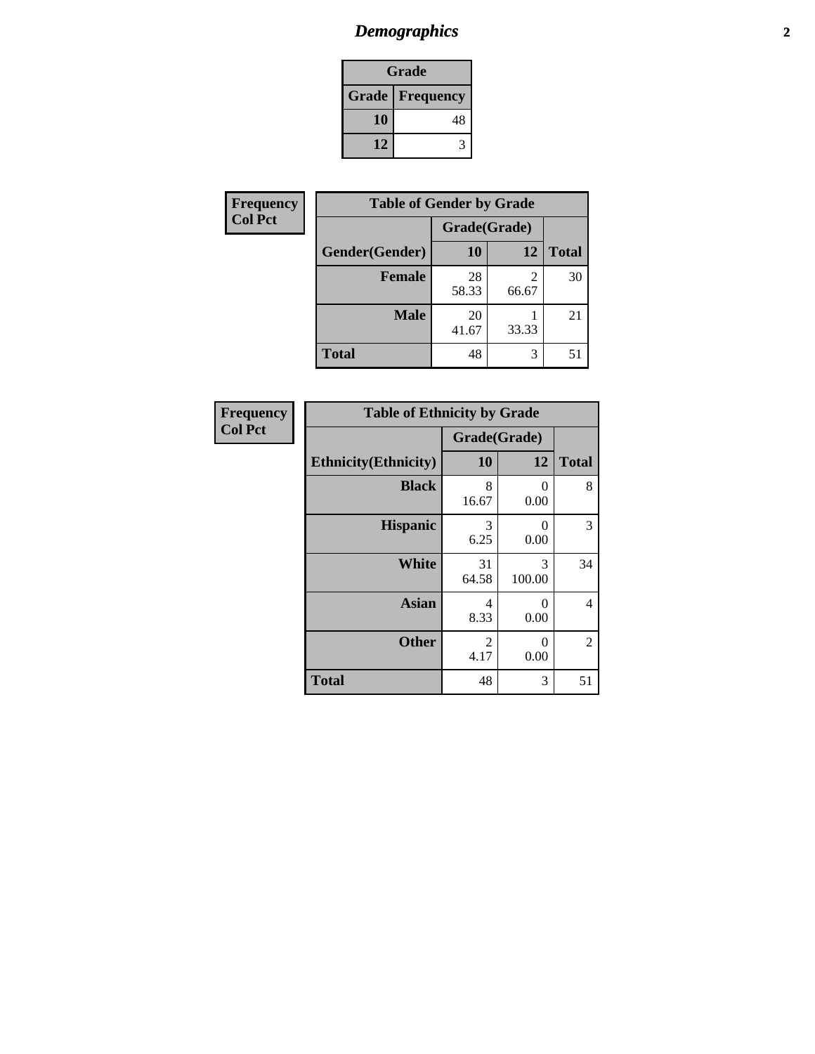# *Demographics*

| Grade | |
|---|---|
| **Grade** | **Frequency** |
| **10** | 48 |
| **12** | 3 |

**Frequency**
**Col Pct**

| Table of Gender by Grade | | | |
|---|---|---|---|
| | Grade(Grade) | | |
| **Gender(Gender)** | **10** | **12** | **Total** |
| **Female** | 28<br>58.33 | 2<br>66.67 | 30 |
| **Male** | 20<br>41.67 | 1<br>33.33 | 21 |
| **Total** | 48 | 3 | 51 |

**Frequency**
**Col Pct**

| Table of Ethnicity by Grade | | | |
|---|---|---|---|
| | Grade(Grade) | | |
| **Ethnicity(Ethnicity)** | **10** | **12** | **Total** |
| **Black** | 8<br>16.67 | 0<br>0.00 | 8 |
| **Hispanic** | 3<br>6.25 | 0<br>0.00 | 3 |
| **White** | 31<br>64.58 | 3<br>100.00 | 34 |
| **Asian** | 4<br>8.33 | 0<br>0.00 | 4 |
| **Other** | 2<br>4.17 | 0<br>0.00 | 2 |
| **Total** | 48 | 3 | 51 |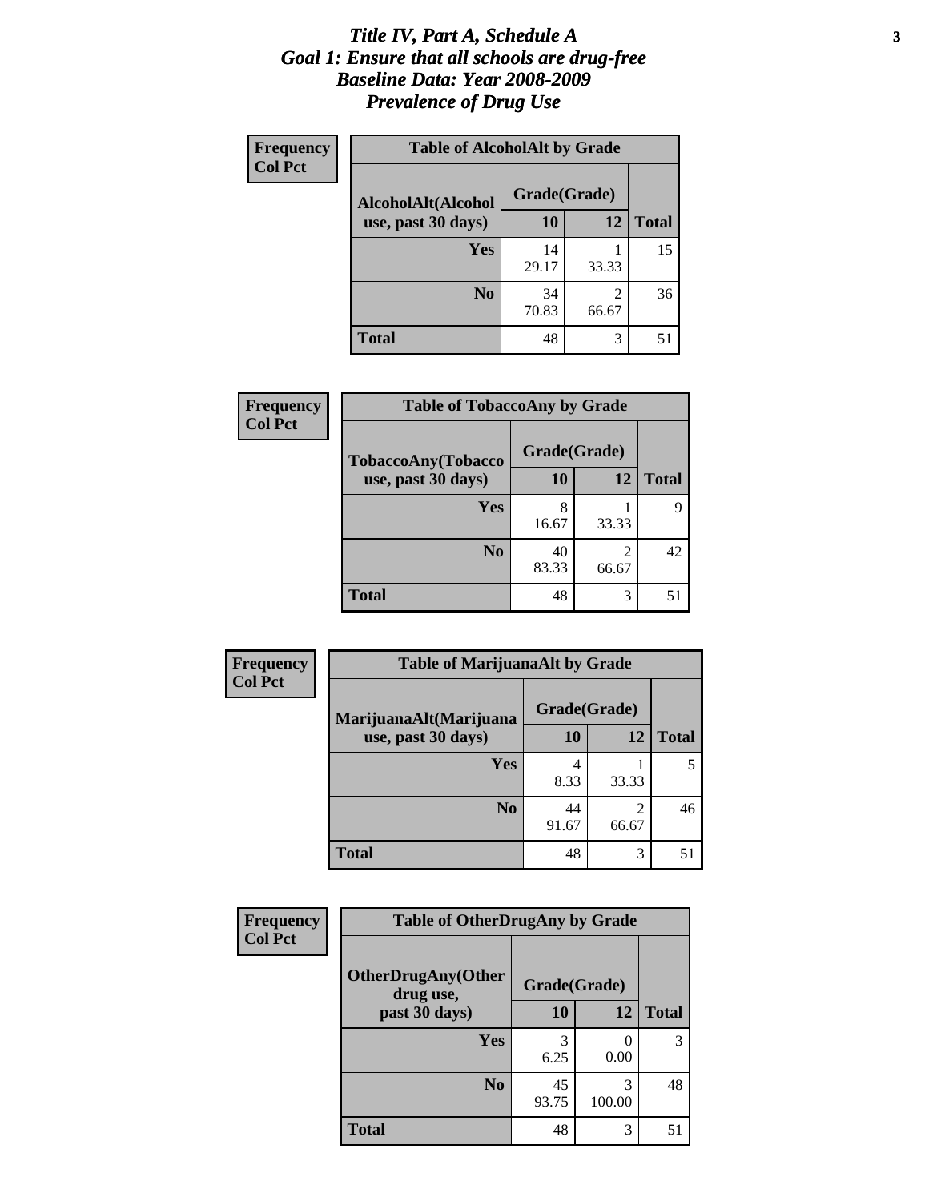# *Title IV, Part A, Schedule A*
## *Goal 1: Ensure that all schools are drug-free*
## *Baseline Data: Year 2008-2009*
## *Prevalence of Drug Use*

**Frequency**
**Col Pct**

**Table of AlcoholAlt by Grade**

| AlcoholAlt(Alcohol use, past 30 days) | Grade(Grade) 10 | 12 | Total |
|---|---|---|---|
| **Yes** | 14<br>29.17 | 1<br>33.33 | 15 |
| **No** | 34<br>70.83 | 2<br>66.67 | 36 |
| **Total** | 48 | 3 | 51 |

**Frequency**
**Col Pct**

**Table of TobaccoAny by Grade**

| TobaccoAny(Tobacco use, past 30 days) | Grade(Grade) 10 | 12 | Total |
|---|---|---|---|
| **Yes** | 8<br>16.67 | 1<br>33.33 | 9 |
| **No** | 40<br>83.33 | 2<br>66.67 | 42 |
| **Total** | 48 | 3 | 51 |

**Frequency**
**Col Pct**

**Table of MarijuanaAlt by Grade**

| MarijuanaAlt(Marijuana use, past 30 days) | Grade(Grade) 10 | 12 | Total |
|---|---|---|---|
| **Yes** | 4<br>8.33 | 1<br>33.33 | 5 |
| **No** | 44<br>91.67 | 2<br>66.67 | 46 |
| **Total** | 48 | 3 | 51 |

**Frequency**
**Col Pct**

**Table of OtherDrugAny by Grade**

| OtherDrugAny(Other drug use, past 30 days) | Grade(Grade) 10 | 12 | Total |
|---|---|---|---|
| **Yes** | 3<br>6.25 | 0<br>0.00 | 3 |
| **No** | 45<br>93.75 | 3<br>100.00 | 48 |
| **Total** | 48 | 3 | 51 |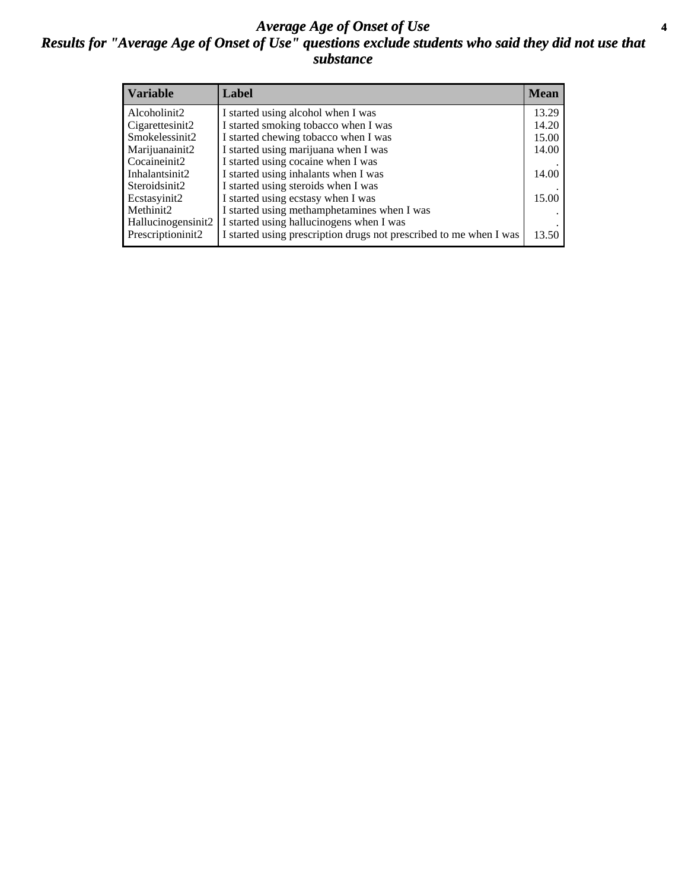# *Average Age of Onset of Use*

## *Results for "Average Age of Onset of Use" questions exclude students who said they did not use that substance*

| Variable | Label | Mean |
|---|---|---|
| Alcoholinit2 | I started using alcohol when I was | 13.29 |
| Cigarettesinit2 | I started smoking tobacco when I was | 14.20 |
| Smokelessinit2 | I started chewing tobacco when I was | 15.00 |
| Marijuanainit2 | I started using marijuana when I was | 14.00 |
| Cocaineinit2 | I started using cocaine when I was | . |
| Inhalantsinit2 | I started using inhalants when I was | 14.00 |
| Steroidsinit2 | I started using steroids when I was | . |
| Ecstasyinit2 | I started using ecstasy when I was | 15.00 |
| Methinit2 | I started using methamphetamines when I was | . |
| Hallucinogensinit2 | I started using hallucinogens when I was | . |
| Prescriptioninit2 | I started using prescription drugs not prescribed to me when I was | 13.50 |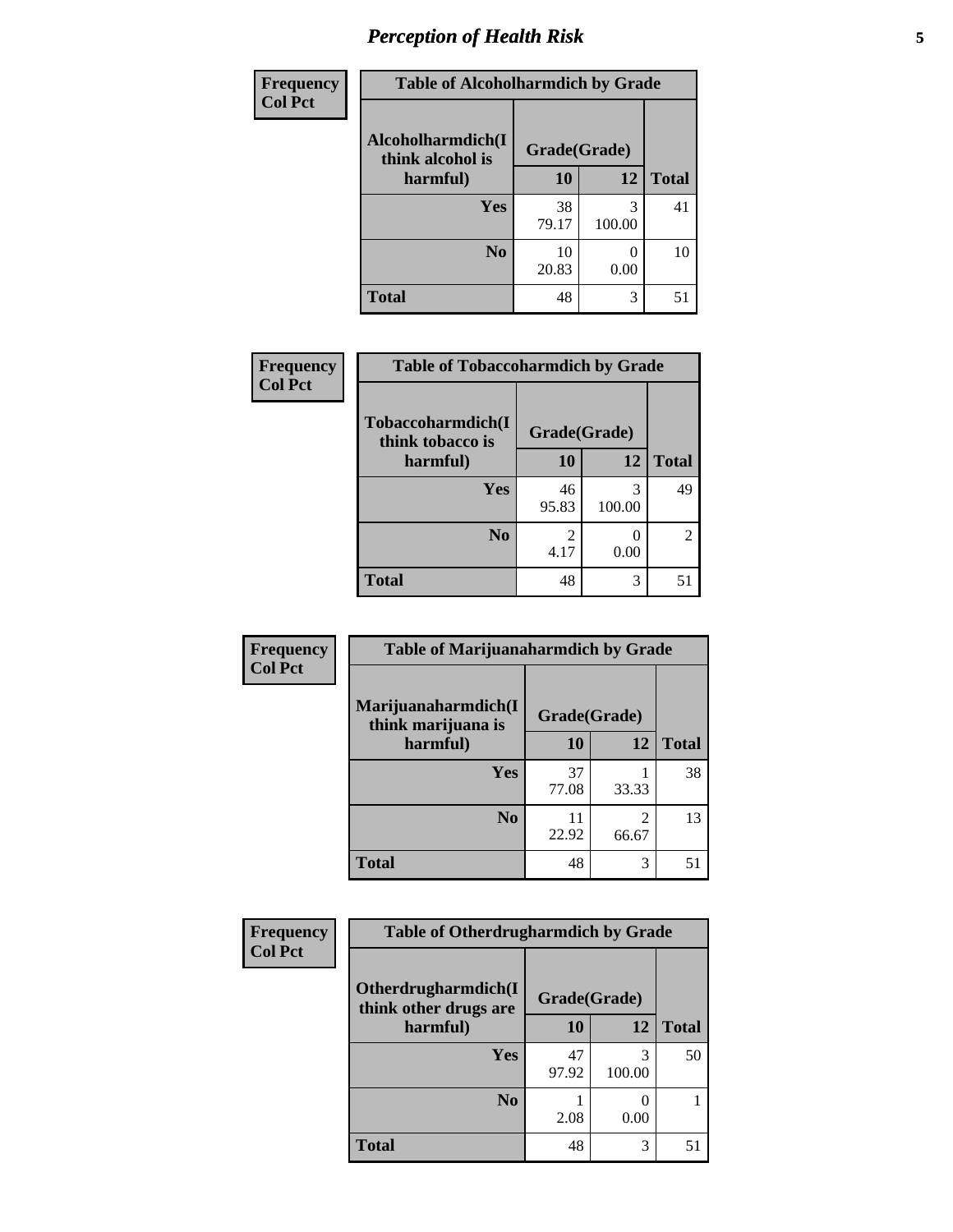## Perception of Health Risk

**Frequency / Col Pct**

**Table of Alcoholharmdich by Grade**

| Alcoholharmdich(I think alcohol is harmful) | Grade(Grade) | | Total |
|---|---|---|---|
| | 10 | 12 | |
| Yes | 38<br>79.17 | 3<br>100.00 | 41 |
| No | 10<br>20.83 | 0<br>0.00 | 10 |
| Total | 48 | 3 | 51 |

**Frequency / Col Pct**

**Table of Tobaccoharmdich by Grade**

| Tobaccoharmdich(I think tobacco is harmful) | Grade(Grade) | | Total |
|---|---|---|---|
| | 10 | 12 | |
| Yes | 46<br>95.83 | 3<br>100.00 | 49 |
| No | 2<br>4.17 | 0<br>0.00 | 2 |
| Total | 48 | 3 | 51 |

**Frequency / Col Pct**

**Table of Marijuanaharmdich by Grade**

| Marijuanaharmdich(I think marijuana is harmful) | Grade(Grade) | | Total |
|---|---|---|---|
| | 10 | 12 | |
| Yes | 37<br>77.08 | 1<br>33.33 | 38 |
| No | 11<br>22.92 | 2<br>66.67 | 13 |
| Total | 48 | 3 | 51 |

**Frequency / Col Pct**

**Table of Otherdrugharmdich by Grade**

| Otherdrugharmdich(I think other drugs are harmful) | Grade(Grade) | | Total |
|---|---|---|---|
| | 10 | 12 | |
| Yes | 47<br>97.92 | 3<br>100.00 | 50 |
| No | 1<br>2.08 | 0<br>0.00 | 1 |
| Total | 48 | 3 | 51 |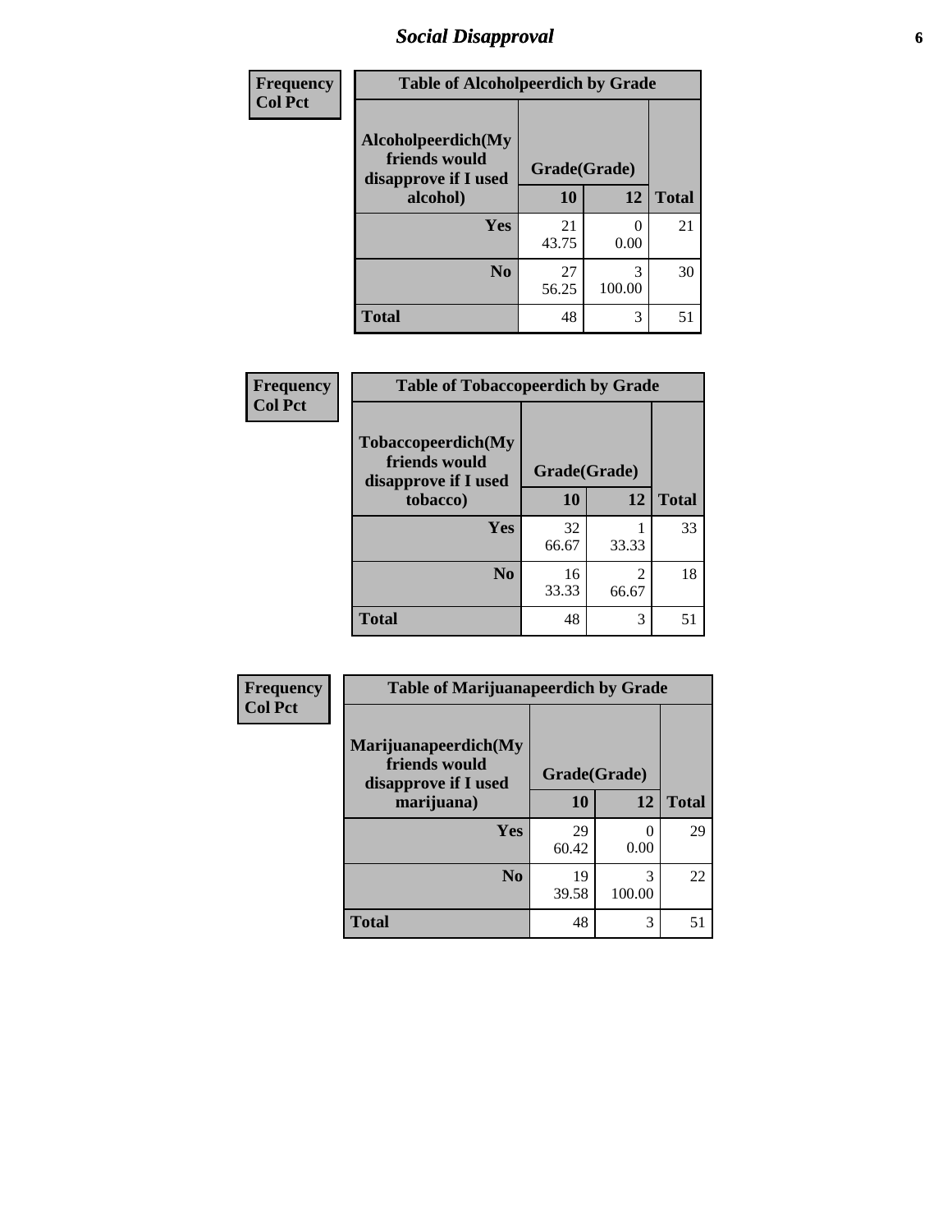## Social Disapproval

| Frequency<br>Col Pct | Table of Alcoholpeerdich by Grade | | |
|---|---|---|---|
| Alcoholpeerdich(My friends would disapprove if I used alcohol) | Grade(Grade) | | |
| | 10 | 12 | Total |
| Yes | 21<br>43.75 | 0<br>0.00 | 21 |
| No | 27<br>56.25 | 3<br>100.00 | 30 |
| Total | 48 | 3 | 51 |

| Frequency<br>Col Pct | Table of Tobaccopeerdich by Grade | | |
|---|---|---|---|
| Tobaccopeerdich(My friends would disapprove if I used tobacco) | Grade(Grade) | | |
| | 10 | 12 | Total |
| Yes | 32<br>66.67 | 1<br>33.33 | 33 |
| No | 16<br>33.33 | 2<br>66.67 | 18 |
| Total | 48 | 3 | 51 |

| Frequency<br>Col Pct | Table of Marijuanapeerdich by Grade | | |
|---|---|---|---|
| Marijuanapeerdich(My friends would disapprove if I used marijuana) | Grade(Grade) | | |
| | 10 | 12 | Total |
| Yes | 29<br>60.42 | 0<br>0.00 | 29 |
| No | 19<br>39.58 | 3<br>100.00 | 22 |
| Total | 48 | 3 | 51 |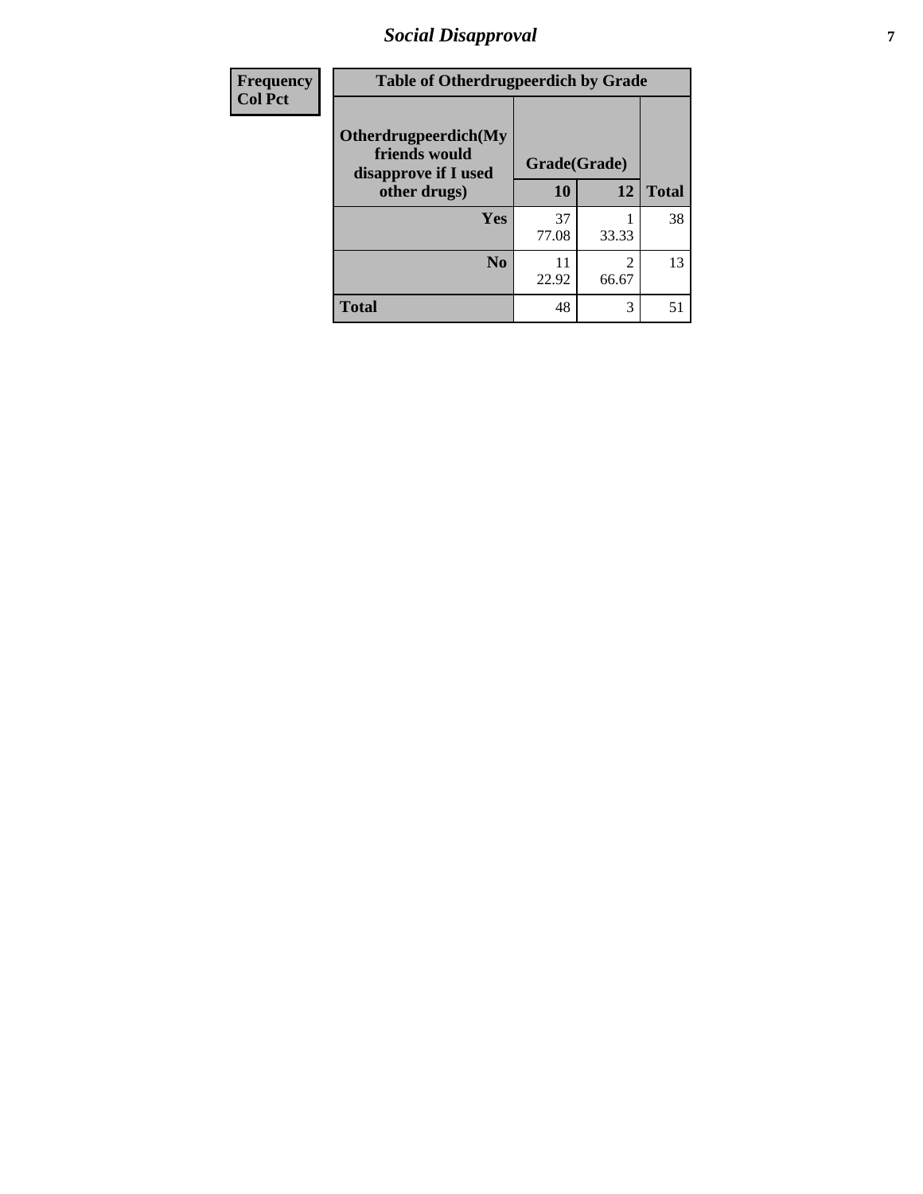# Social Disapproval

| Frequency<br>Col Pct | Table of Otherdrugpeerdich by Grade | | |
|---|---|---|---|
| **Otherdrugpeerdich(My friends would disapprove if I used other drugs)** | **Grade(Grade)** | | |
| | **10** | **12** | **Total** |
| **Yes** | 37<br>77.08 | 1<br>33.33 | 38 |
| **No** | 11<br>22.92 | 2<br>66.67 | 13 |
| **Total** | 48 | 3 | 51 |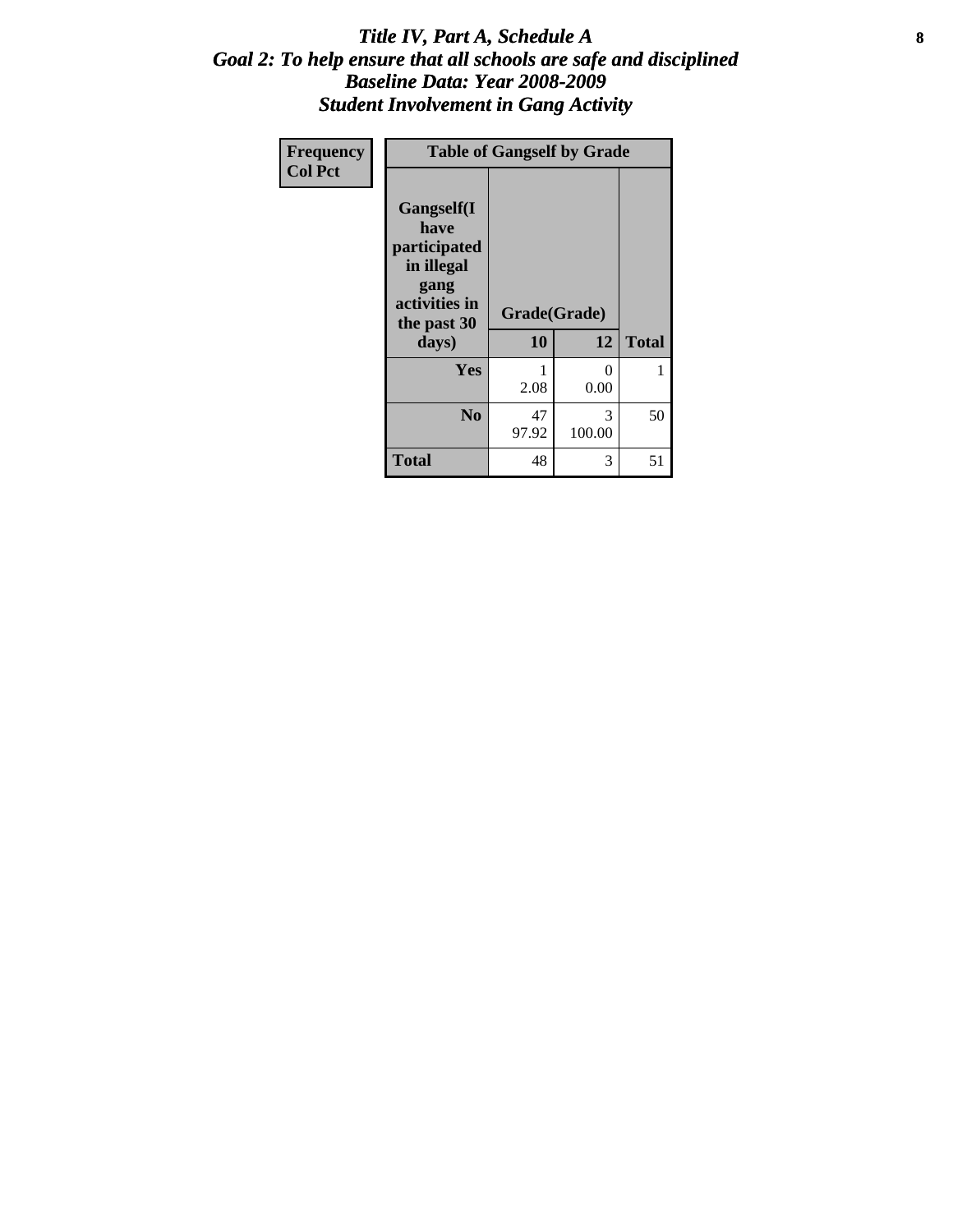# *Title IV, Part A, Schedule A*
## *Goal 2: To help ensure that all schools are safe and disciplined*
## *Baseline Data: Year 2008-2009*
## *Student Involvement in Gang Activity*

**Frequency**
**Col Pct**

| Table of Gangself by Grade | | | |
|---|---|---|---|
| **Gangself(I have participated in illegal gang activities in the past 30 days)** | **Grade(Grade)** | | |
| | **10** | **12** | **Total** |
| **Yes** | 1<br>2.08 | 0<br>0.00 | 1 |
| **No** | 47<br>97.92 | 3<br>100.00 | 50 |
| **Total** | 48 | 3 | 51 |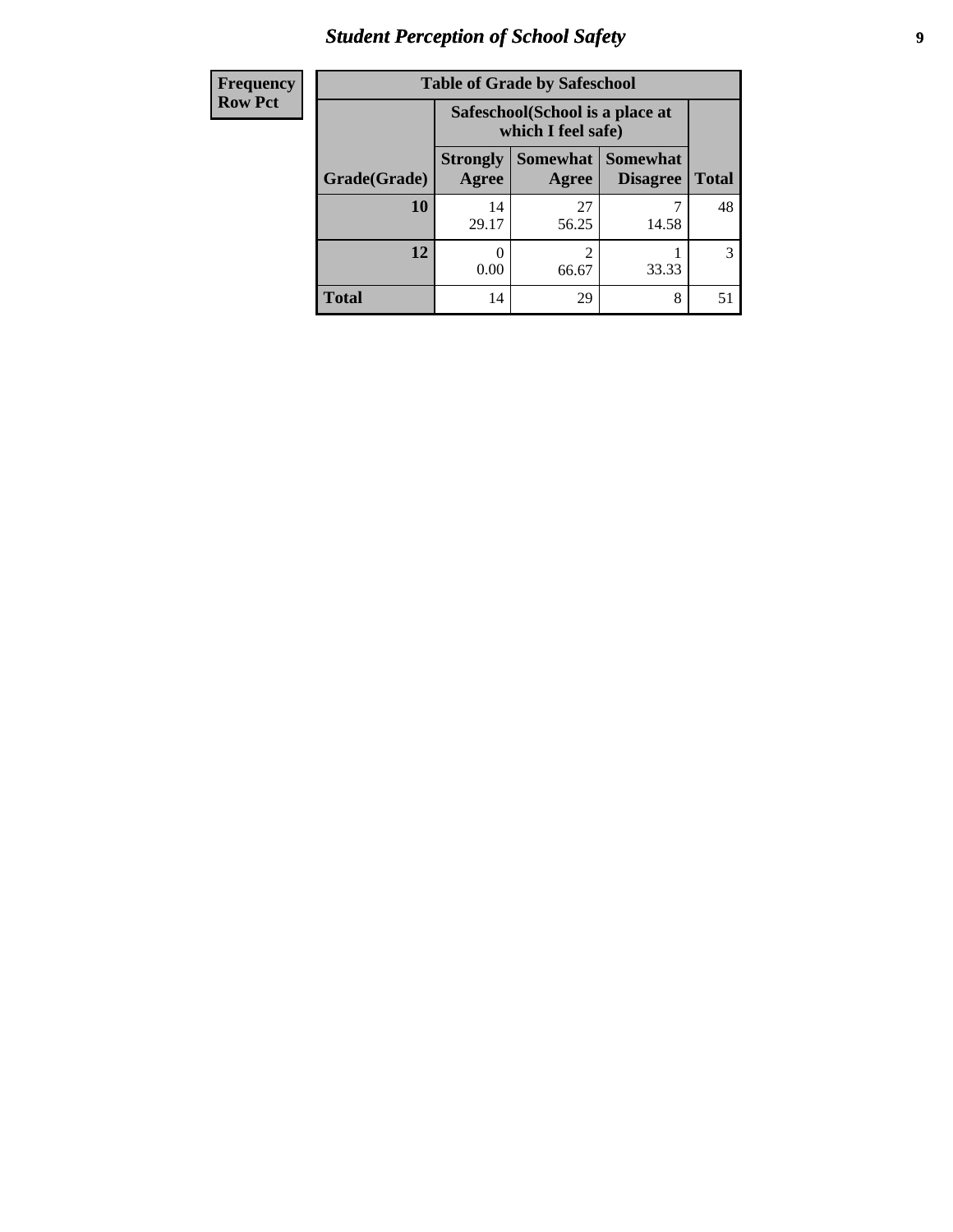# Student Perception of School Safety

| Frequency<br>Row Pct |
|---|

**Table of Grade by Safeschool**

| Grade(Grade) | Safeschool(School is a place at which I feel safe) | | | Total |
|---|---|---|---|---|
| | Strongly Agree | Somewhat Agree | Somewhat Disagree | |
| 10 | 14<br>29.17 | 27<br>56.25 | 7<br>14.58 | 48 |
| 12 | 0<br>0.00 | 2<br>66.67 | 1<br>33.33 | 3 |
| Total | 14 | 29 | 8 | 51 |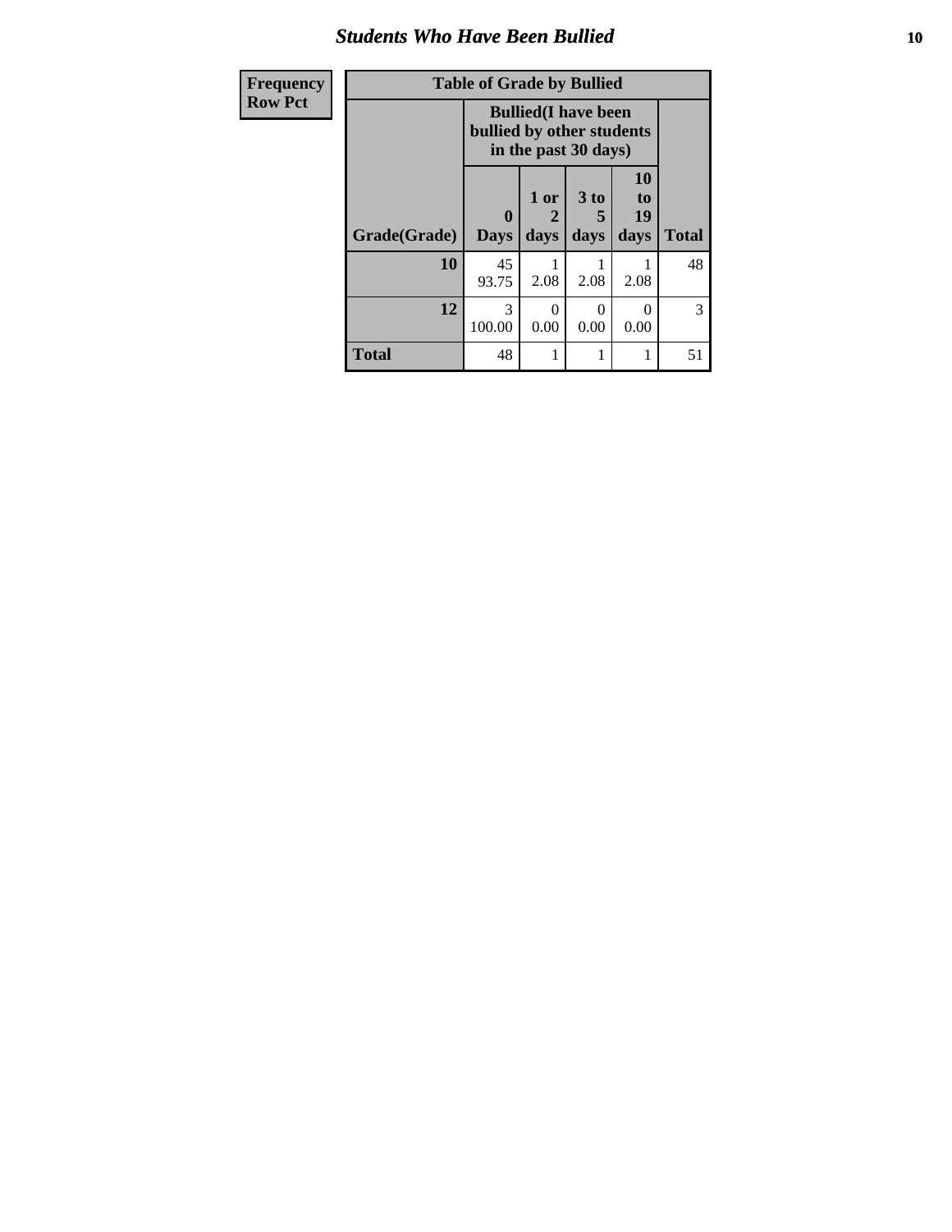## Students Who Have Been Bullied

| Frequency<br>Row Pct |
|---|

**Table of Grade by Bullied**

| Grade(Grade) | Bullied(I have been bullied by other students in the past 30 days) | | | | Total |
|---|---|---|---|---|---|
| | 0 Days | 1 or 2 days | 3 to 5 days | 10 to 19 days | |
| **10** | 45<br>93.75 | 1<br>2.08 | 1<br>2.08 | 1<br>2.08 | 48 |
| **12** | 3<br>100.00 | 0<br>0.00 | 0<br>0.00 | 0<br>0.00 | 3 |
| **Total** | 48 | 1 | 1 | 1 | 51 |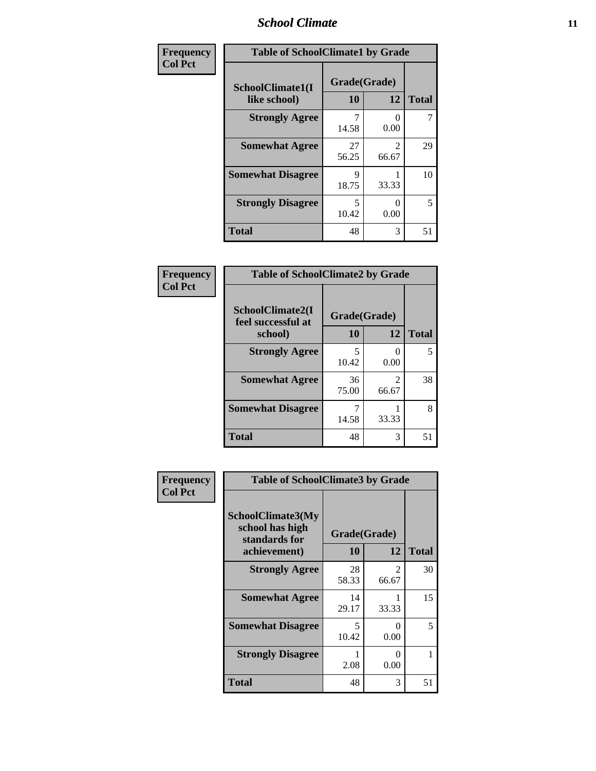| Frequency<br>Col Pct |
|---|

**Table of SchoolClimate1 by Grade**

| SchoolClimate1(I like school) | Grade(Grade) 10 | 12 | Total |
|---|---|---|---|
| **Strongly Agree** | 7<br>14.58 | 0<br>0.00 | 7 |
| **Somewhat Agree** | 27<br>56.25 | 2<br>66.67 | 29 |
| **Somewhat Disagree** | 9<br>18.75 | 1<br>33.33 | 10 |
| **Strongly Disagree** | 5<br>10.42 | 0<br>0.00 | 5 |
| **Total** | 48 | 3 | 51 |

| Frequency<br>Col Pct |
|---|

**Table of SchoolClimate2 by Grade**

| SchoolClimate2(I feel successful at school) | Grade(Grade) 10 | 12 | Total |
|---|---|---|---|
| **Strongly Agree** | 5<br>10.42 | 0<br>0.00 | 5 |
| **Somewhat Agree** | 36<br>75.00 | 2<br>66.67 | 38 |
| **Somewhat Disagree** | 7<br>14.58 | 1<br>33.33 | 8 |
| **Total** | 48 | 3 | 51 |

| Frequency<br>Col Pct |
|---|

**Table of SchoolClimate3 by Grade**

| SchoolClimate3(My school has high standards for achievement) | Grade(Grade) 10 | 12 | Total |
|---|---|---|---|
| **Strongly Agree** | 28<br>58.33 | 2<br>66.67 | 30 |
| **Somewhat Agree** | 14<br>29.17 | 1<br>33.33 | 15 |
| **Somewhat Disagree** | 5<br>10.42 | 0<br>0.00 | 5 |
| **Strongly Disagree** | 1<br>2.08 | 0<br>0.00 | 1 |
| **Total** | 48 | 3 | 51 |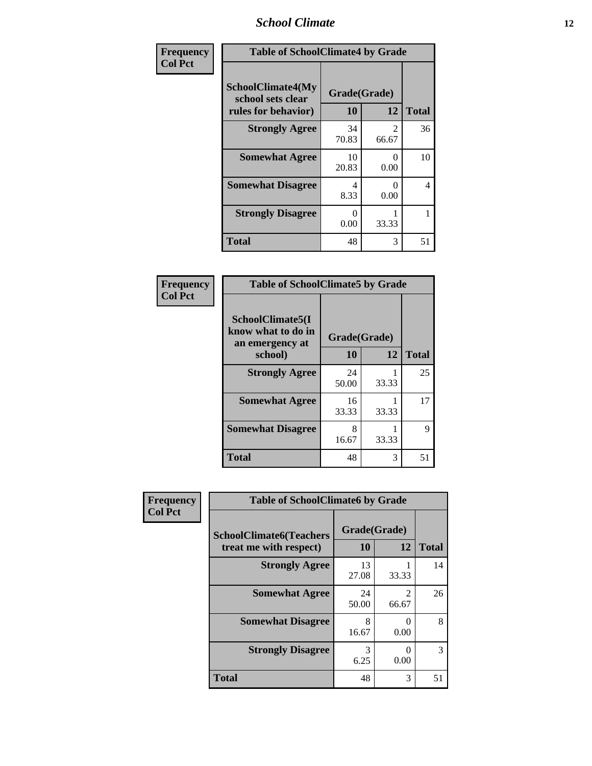| Frequency<br>Col Pct | Table of SchoolClimate4 by Grade | | |
|---|---|---|---|
| SchoolClimate4(My school sets clear rules for behavior) | Grade(Grade) | | |
| | 10 | 12 | Total |
| Strongly Agree | 34<br>70.83 | 2<br>66.67 | 36 |
| Somewhat Agree | 10<br>20.83 | 0<br>0.00 | 10 |
| Somewhat Disagree | 4<br>8.33 | 0<br>0.00 | 4 |
| Strongly Disagree | 0<br>0.00 | 1<br>33.33 | 1 |
| Total | 48 | 3 | 51 |

| Frequency<br>Col Pct | Table of SchoolClimate5 by Grade | | |
|---|---|---|---|
| SchoolClimate5(I know what to do in an emergency at school) | Grade(Grade) | | |
| | 10 | 12 | Total |
| Strongly Agree | 24<br>50.00 | 1<br>33.33 | 25 |
| Somewhat Agree | 16<br>33.33 | 1<br>33.33 | 17 |
| Somewhat Disagree | 8<br>16.67 | 1<br>33.33 | 9 |
| Total | 48 | 3 | 51 |

| Frequency<br>Col Pct | Table of SchoolClimate6 by Grade | | |
|---|---|---|---|
| SchoolClimate6(Teachers treat me with respect) | Grade(Grade) | | |
| | 10 | 12 | Total |
| Strongly Agree | 13<br>27.08 | 1<br>33.33 | 14 |
| Somewhat Agree | 24<br>50.00 | 2<br>66.67 | 26 |
| Somewhat Disagree | 8<br>16.67 | 0<br>0.00 | 8 |
| Strongly Disagree | 3<br>6.25 | 0<br>0.00 | 3 |
| Total | 48 | 3 | 51 |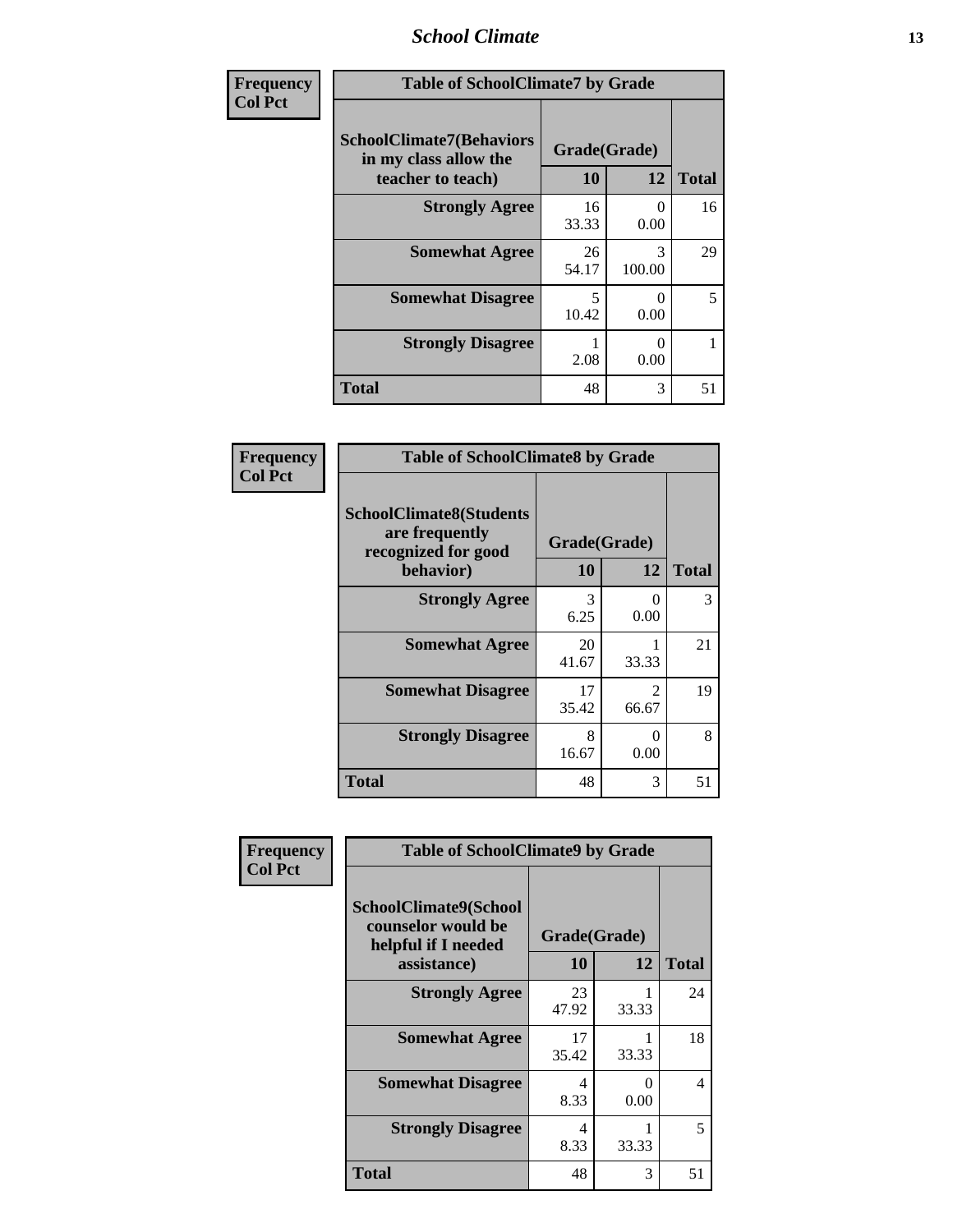| Frequency<br>Col Pct |
|---|

**Table of SchoolClimate7 by Grade**

| SchoolClimate7(Behaviors in my class allow the teacher to teach) | Grade(Grade) 10 | 12 | Total |
|---|---|---|---|
| Strongly Agree | 16<br>33.33 | 0<br>0.00 | 16 |
| Somewhat Agree | 26<br>54.17 | 3<br>100.00 | 29 |
| Somewhat Disagree | 5<br>10.42 | 0<br>0.00 | 5 |
| Strongly Disagree | 1<br>2.08 | 0<br>0.00 | 1 |
| Total | 48 | 3 | 51 |

| Frequency<br>Col Pct |
|---|

**Table of SchoolClimate8 by Grade**

| SchoolClimate8(Students are frequently recognized for good behavior) | Grade(Grade) 10 | 12 | Total |
|---|---|---|---|
| Strongly Agree | 3<br>6.25 | 0<br>0.00 | 3 |
| Somewhat Agree | 20<br>41.67 | 1<br>33.33 | 21 |
| Somewhat Disagree | 17<br>35.42 | 2<br>66.67 | 19 |
| Strongly Disagree | 8<br>16.67 | 0<br>0.00 | 8 |
| Total | 48 | 3 | 51 |

| Frequency<br>Col Pct |
|---|

**Table of SchoolClimate9 by Grade**

| SchoolClimate9(School counselor would be helpful if I needed assistance) | Grade(Grade) 10 | 12 | Total |
|---|---|---|---|
| Strongly Agree | 23<br>47.92 | 1<br>33.33 | 24 |
| Somewhat Agree | 17<br>35.42 | 1<br>33.33 | 18 |
| Somewhat Disagree | 4<br>8.33 | 0<br>0.00 | 4 |
| Strongly Disagree | 4<br>8.33 | 1<br>33.33 | 5 |
| Total | 48 | 3 | 51 |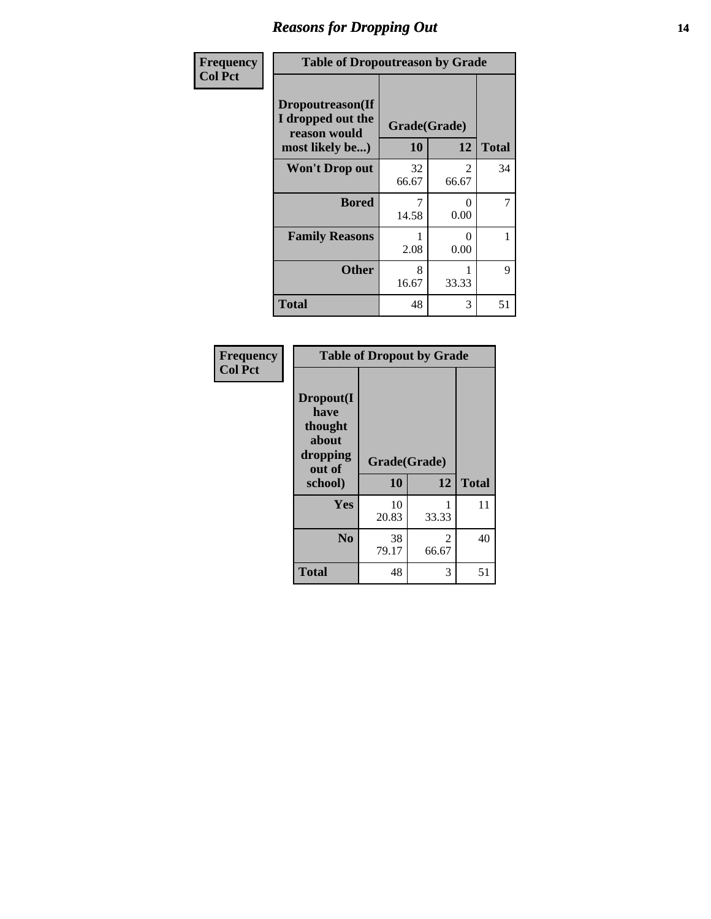## Reasons for Dropping Out

| Frequency<br>Col Pct | | | |
|---|---|---|---|
| **Table of Dropoutreason by Grade** | | | |
| **Dropoutreason(If I dropped out the reason would most likely be...)** | **Grade(Grade)** | | |
| | **10** | **12** | **Total** |
| **Won't Drop out** | 32<br>66.67 | 2<br>66.67 | 34 |
| **Bored** | 7<br>14.58 | 0<br>0.00 | 7 |
| **Family Reasons** | 1<br>2.08 | 0<br>0.00 | 1 |
| **Other** | 8<br>16.67 | 1<br>33.33 | 9 |
| **Total** | 48 | 3 | 51 |

| Frequency<br>Col Pct | | | |
|---|---|---|---|
| **Table of Dropout by Grade** | | | |
| **Dropout(I have thought about dropping out of school)** | **Grade(Grade)** | | |
| | **10** | **12** | **Total** |
| **Yes** | 10<br>20.83 | 1<br>33.33 | 11 |
| **No** | 38<br>79.17 | 2<br>66.67 | 40 |
| **Total** | 48 | 3 | 51 |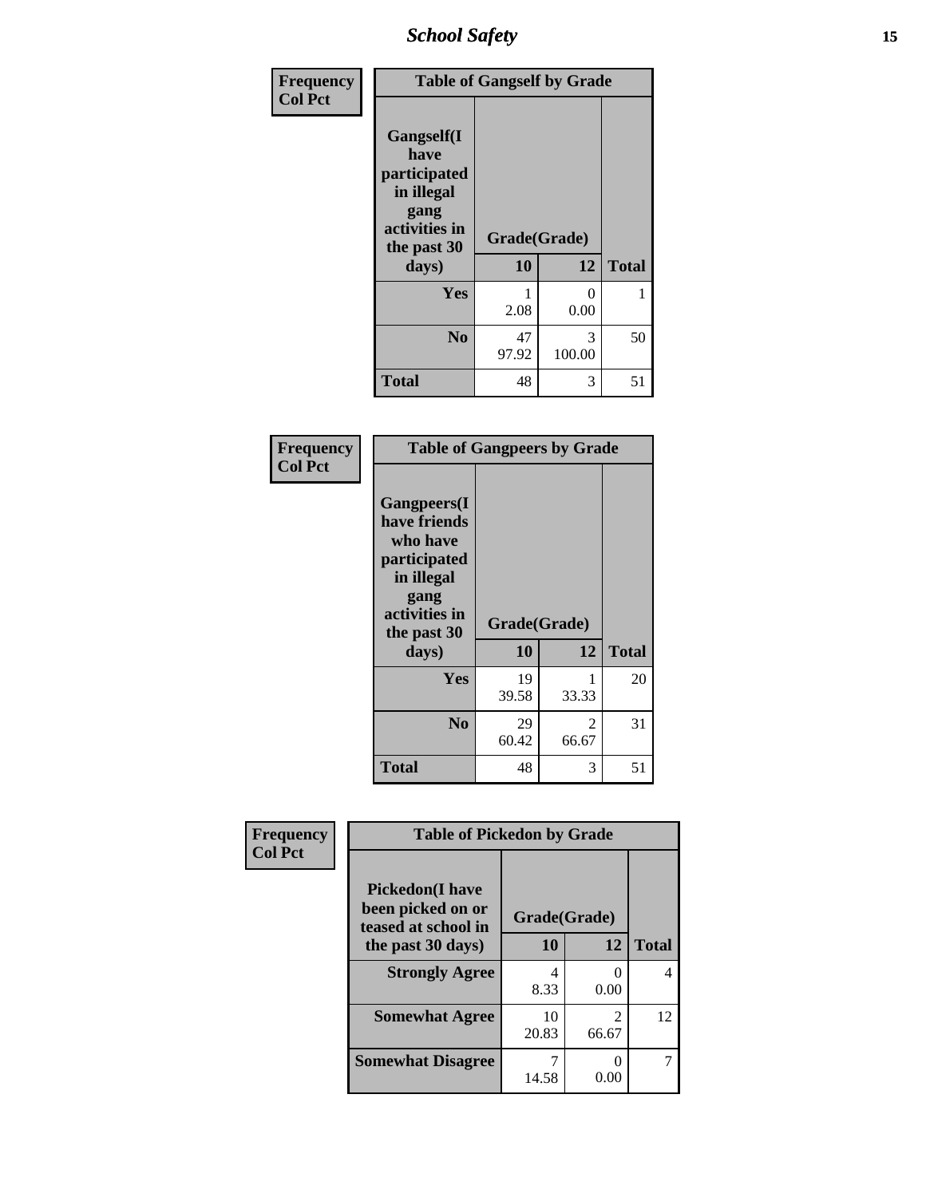| Frequency Col Pct | Table of Gangself by Grade | | |
|---|---|---|---|
| Gangself(I have participated in illegal gang activities in the past 30 days) | Grade(Grade) | | |
| | 10 | 12 | Total |
| Yes | 1<br>2.08 | 0<br>0.00 | 1 |
| No | 47<br>97.92 | 3<br>100.00 | 50 |
| Total | 48 | 3 | 51 |

| Frequency Col Pct | Table of Gangpeers by Grade | | |
|---|---|---|---|
| Gangpeers(I have friends who have participated in illegal gang activities in the past 30 days) | Grade(Grade) | | |
| | 10 | 12 | Total |
| Yes | 19<br>39.58 | 1<br>33.33 | 20 |
| No | 29<br>60.42 | 2<br>66.67 | 31 |
| Total | 48 | 3 | 51 |

| Frequency Col Pct | Table of Pickedon by Grade | | |
|---|---|---|---|
| Pickedon(I have been picked on or teased at school in the past 30 days) | Grade(Grade) | | |
| | 10 | 12 | Total |
| Strongly Agree | 4<br>8.33 | 0<br>0.00 | 4 |
| Somewhat Agree | 10<br>20.83 | 2<br>66.67 | 12 |
| Somewhat Disagree | 7<br>14.58 | 0<br>0.00 | 7 |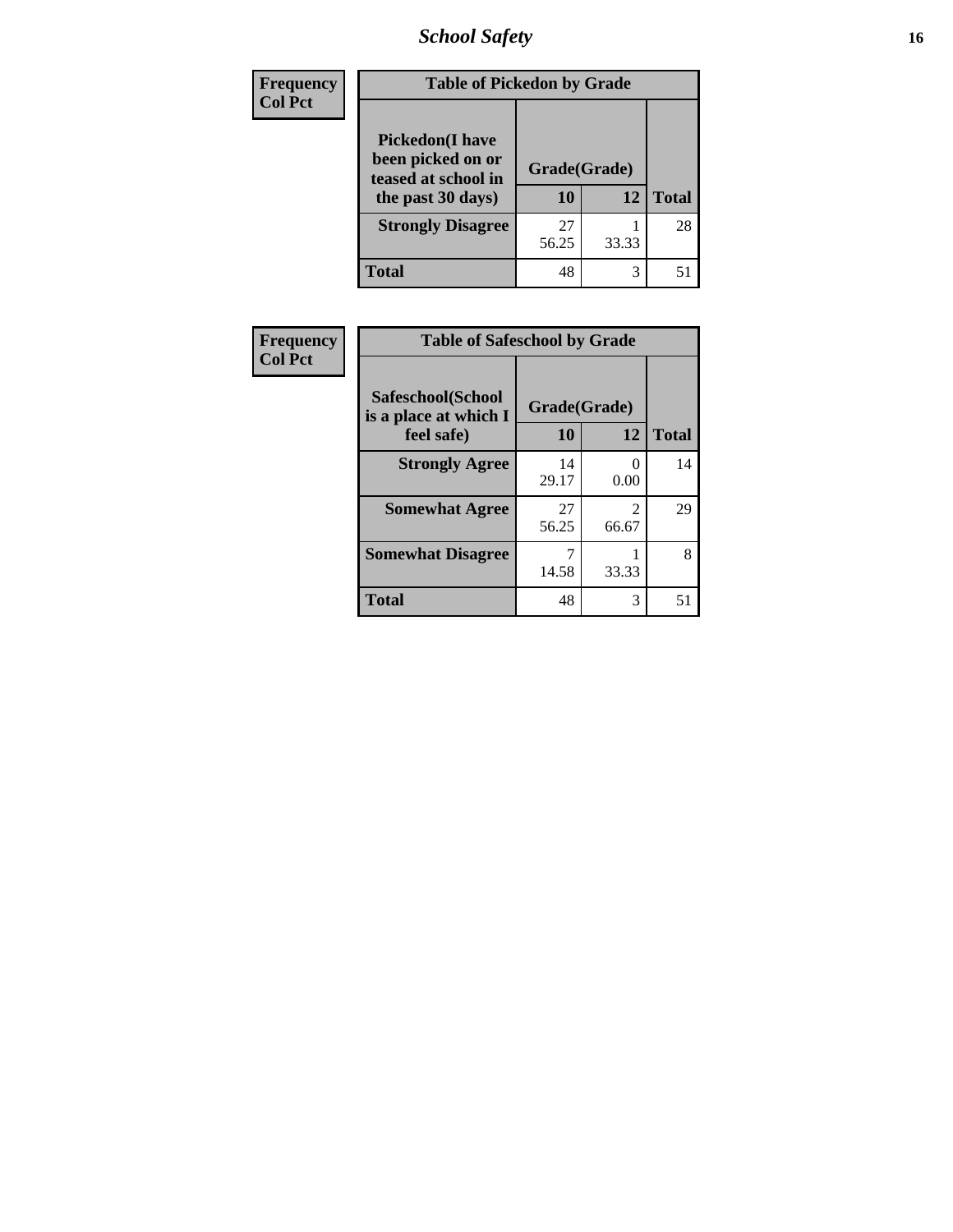# School Safety

| Frequency<br>Col Pct | Table of Pickedon by Grade | | |
|---|---|---|---|
| **Pickedon(I have been picked on or teased at school in the past 30 days)** | **Grade(Grade)** | | |
| | **10** | **12** | **Total** |
| **Strongly Disagree** | 27<br>56.25 | 1<br>33.33 | 28 |
| **Total** | 48 | 3 | 51 |

| Frequency<br>Col Pct | Table of Safeschool by Grade | | |
|---|---|---|---|
| **Safeschool(School is a place at which I feel safe)** | **Grade(Grade)** | | |
| | **10** | **12** | **Total** |
| **Strongly Agree** | 14<br>29.17 | 0<br>0.00 | 14 |
| **Somewhat Agree** | 27<br>56.25 | 2<br>66.67 | 29 |
| **Somewhat Disagree** | 7<br>14.58 | 1<br>33.33 | 8 |
| **Total** | 48 | 3 | 51 |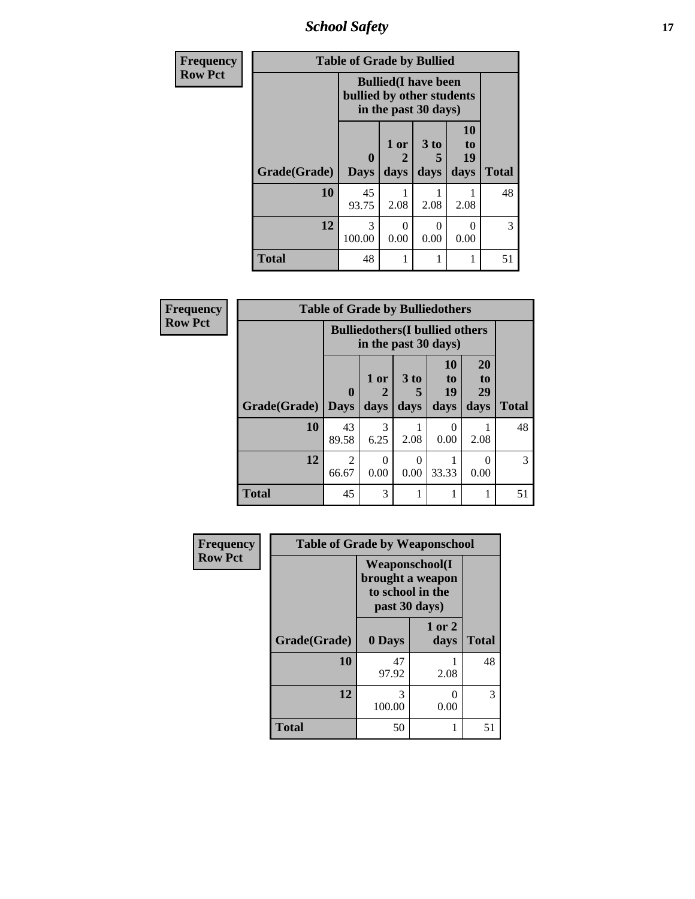## School Safety

**Frequency**
**Row Pct**

| Table of Grade by Bullied | | | | | |
|---|---|---|---|---|---|
| | Bullied(I have been bullied by other students in the past 30 days) | | | | |
| Grade(Grade) | 0 Days | 1 or 2 days | 3 to 5 days | 10 to 19 days | Total |
| 10 | 45<br>93.75 | 1<br>2.08 | 1<br>2.08 | 1<br>2.08 | 48 |
| 12 | 3<br>100.00 | 0<br>0.00 | 0<br>0.00 | 0<br>0.00 | 3 |
| Total | 48 | 1 | 1 | 1 | 51 |

**Frequency**
**Row Pct**

| Table of Grade by Bulliedothers | | | | | | |
|---|---|---|---|---|---|---|
| | Bulliedothers(I bullied others in the past 30 days) | | | | | |
| Grade(Grade) | 0 Days | 1 or 2 days | 3 to 5 days | 10 to 19 days | 20 to 29 days | Total |
| 10 | 43<br>89.58 | 3<br>6.25 | 1<br>2.08 | 0<br>0.00 | 1<br>2.08 | 48 |
| 12 | 2<br>66.67 | 0<br>0.00 | 0<br>0.00 | 1<br>33.33 | 0<br>0.00 | 3 |
| Total | 45 | 3 | 1 | 1 | 1 | 51 |

**Frequency**
**Row Pct**

| Table of Grade by Weaponschool | | | |
|---|---|---|---|
| | Weaponschool(I brought a weapon to school in the past 30 days) | | |
| Grade(Grade) | 0 Days | 1 or 2 days | Total |
| 10 | 47<br>97.92 | 1<br>2.08 | 48 |
| 12 | 3<br>100.00 | 0<br>0.00 | 3 |
| Total | 50 | 1 | 51 |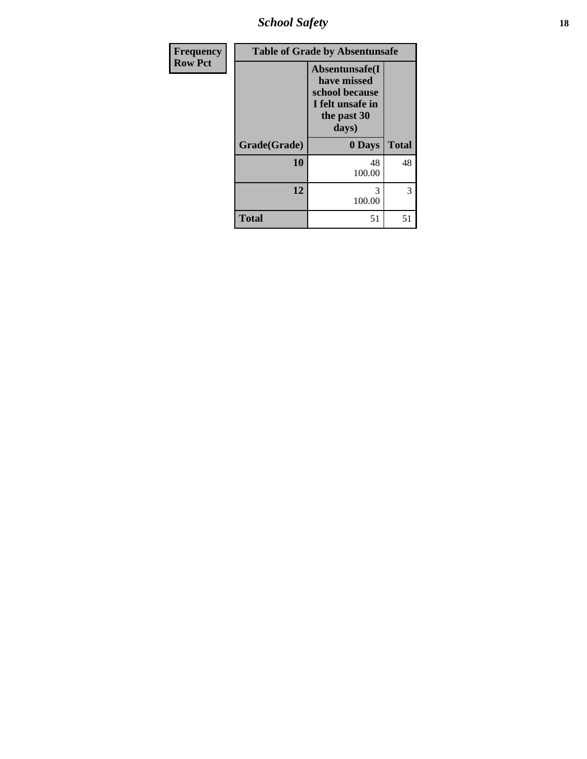| Frequency |
|---|
| Row Pct |

| Table of Grade by Absentunsafe | | |
|---|---|---|
| | Absentunsafe(I have missed school because I felt unsafe in the past 30 days) | |
| Grade(Grade) | 0 Days | Total |
| 10 | 48<br>100.00 | 48 |
| 12 | 3<br>100.00 | 3 |
| Total | 51 | 51 |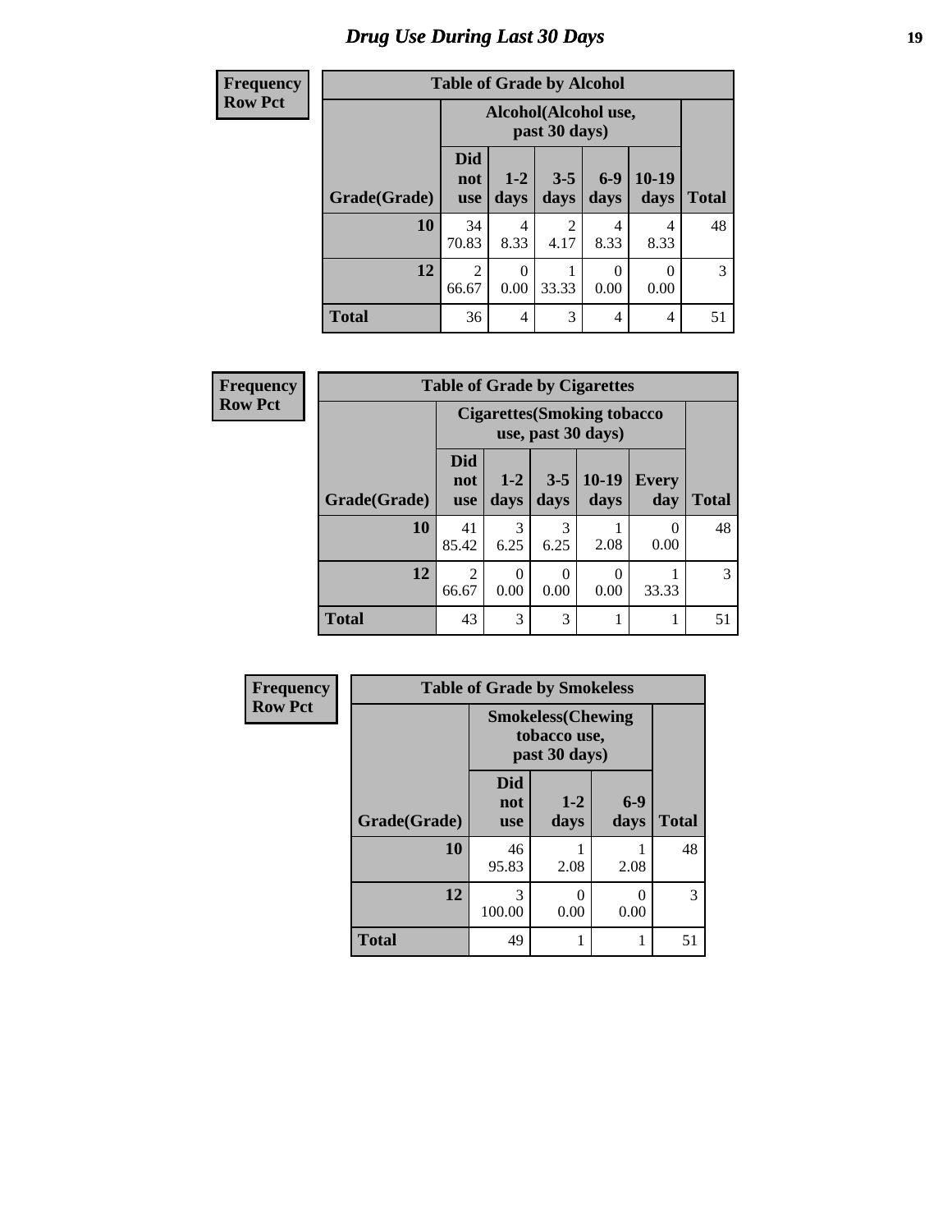# Drug Use During Last 30 Days

**Frequency**
**Row Pct**

| Table of Grade by Alcohol | | | | | | |
|---|---|---|---|---|---|---|
| | Alcohol(Alcohol use, past 30 days) | | | | | |
| Grade(Grade) | Did not use | 1-2 days | 3-5 days | 6-9 days | 10-19 days | Total |
| **10** | 34<br>70.83 | 4<br>8.33 | 2<br>4.17 | 4<br>8.33 | 4<br>8.33 | 48 |
| **12** | 2<br>66.67 | 0<br>0.00 | 1<br>33.33 | 0<br>0.00 | 0<br>0.00 | 3 |
| **Total** | 36 | 4 | 3 | 4 | 4 | 51 |

**Frequency**
**Row Pct**

| Table of Grade by Cigarettes | | | | | | |
|---|---|---|---|---|---|---|
| | Cigarettes(Smoking tobacco use, past 30 days) | | | | | |
| Grade(Grade) | Did not use | 1-2 days | 3-5 days | 10-19 days | Every day | Total |
| **10** | 41<br>85.42 | 3<br>6.25 | 3<br>6.25 | 1<br>2.08 | 0<br>0.00 | 48 |
| **12** | 2<br>66.67 | 0<br>0.00 | 0<br>0.00 | 0<br>0.00 | 1<br>33.33 | 3 |
| **Total** | 43 | 3 | 3 | 1 | 1 | 51 |

**Frequency**
**Row Pct**

| Table of Grade by Smokeless | | | | |
|---|---|---|---|---|
| | Smokeless(Chewing tobacco use, past 30 days) | | | |
| Grade(Grade) | Did not use | 1-2 days | 6-9 days | Total |
| **10** | 46<br>95.83 | 1<br>2.08 | 1<br>2.08 | 48 |
| **12** | 3<br>100.00 | 0<br>0.00 | 0<br>0.00 | 3 |
| **Total** | 49 | 1 | 1 | 51 |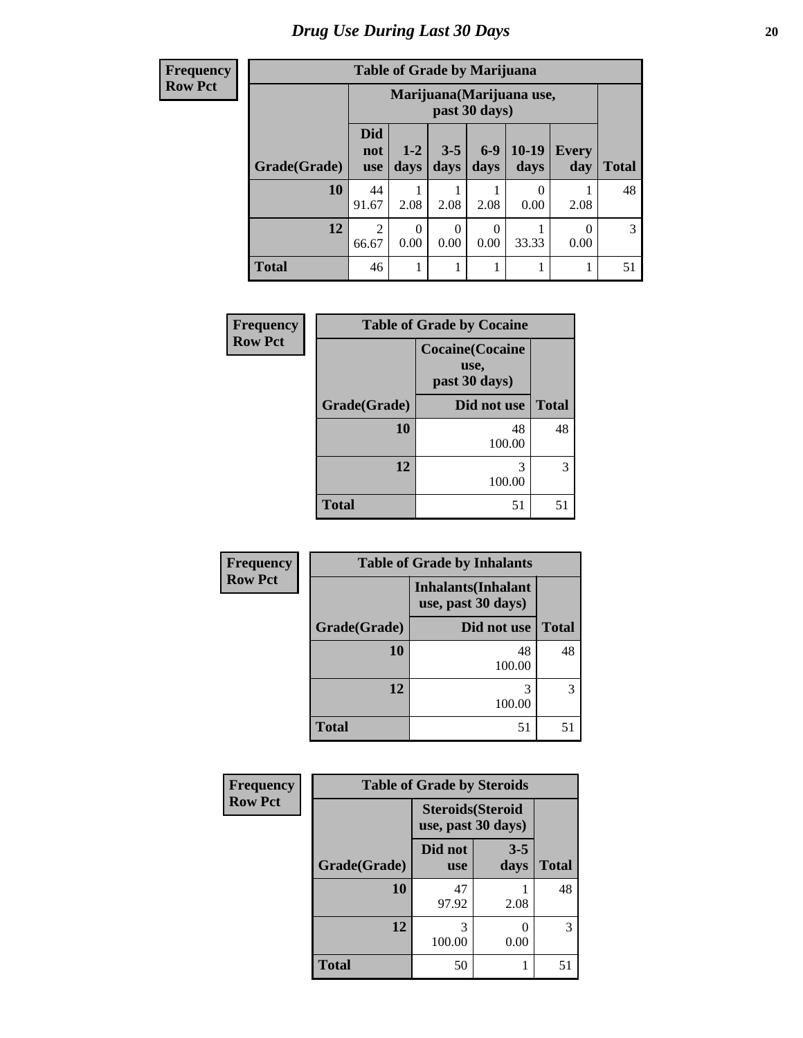# Drug Use During Last 30 Days

| Frequency<br>Row Pct | | | | | | | |
|---|---|---|---|---|---|---|---|
| **Table of Grade by Marijuana** | | | | | | | |
| | **Marijuana(Marijuana use, past 30 days)** | | | | | | |
| **Grade(Grade)** | **Did not use** | **1-2 days** | **3-5 days** | **6-9 days** | **10-19 days** | **Every day** | **Total** |
| **10** | 44<br>91.67 | 1<br>2.08 | 1<br>2.08 | 1<br>2.08 | 0<br>0.00 | 1<br>2.08 | 48 |
| **12** | 2<br>66.67 | 0<br>0.00 | 0<br>0.00 | 0<br>0.00 | 1<br>33.33 | 0<br>0.00 | 3 |
| **Total** | 46 | 1 | 1 | 1 | 1 | 1 | 51 |

| Frequency<br>Row Pct | | |
|---|---|---|
| **Table of Grade by Cocaine** | | |
| | **Cocaine(Cocaine use, past 30 days)** | |
| **Grade(Grade)** | **Did not use** | **Total** |
| **10** | 48<br>100.00 | 48 |
| **12** | 3<br>100.00 | 3 |
| **Total** | 51 | 51 |

| Frequency<br>Row Pct | | |
|---|---|---|
| **Table of Grade by Inhalants** | | |
| | **Inhalants(Inhalant use, past 30 days)** | |
| **Grade(Grade)** | **Did not use** | **Total** |
| **10** | 48<br>100.00 | 48 |
| **12** | 3<br>100.00 | 3 |
| **Total** | 51 | 51 |

| Frequency<br>Row Pct | | | |
|---|---|---|---|
| **Table of Grade by Steroids** | | | |
| | **Steroids(Steroid use, past 30 days)** | | |
| **Grade(Grade)** | **Did not use** | **3-5 days** | **Total** |
| **10** | 47<br>97.92 | 1<br>2.08 | 48 |
| **12** | 3<br>100.00 | 0<br>0.00 | 3 |
| **Total** | 50 | 1 | 51 |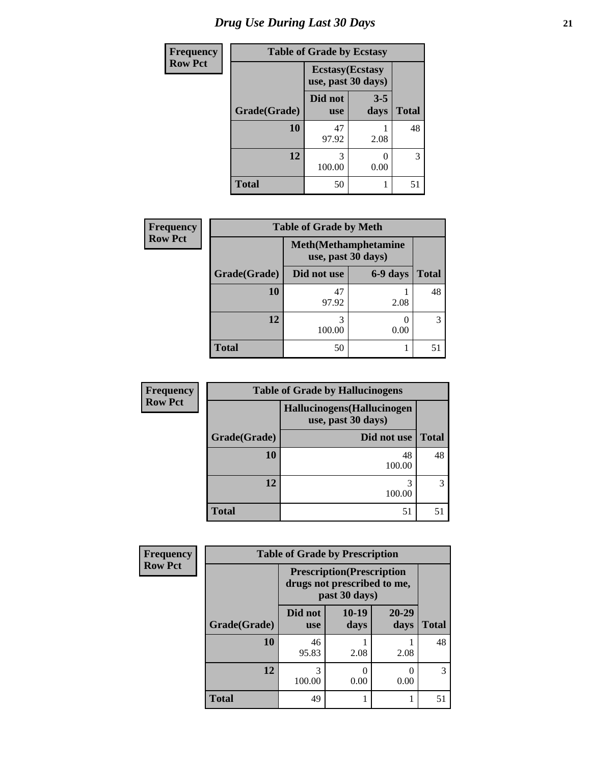# Drug Use During Last 30 Days

**Frequency**
**Row Pct**

**Table of Grade by Ecstasy**

| Grade(Grade) | Ecstasy(Ecstasy use, past 30 days) | | Total |
|---|---|---|---|
| | Did not use | 3-5 days | |
| 10 | 47<br>97.92 | 1<br>2.08 | 48 |
| 12 | 3<br>100.00 | 0<br>0.00 | 3 |
| Total | 50 | 1 | 51 |

**Frequency**
**Row Pct**

**Table of Grade by Meth**

| Grade(Grade) | Meth(Methamphetamine use, past 30 days) | | Total |
|---|---|---|---|
| | Did not use | 6-9 days | |
| 10 | 47<br>97.92 | 1<br>2.08 | 48 |
| 12 | 3<br>100.00 | 0<br>0.00 | 3 |
| Total | 50 | 1 | 51 |

**Frequency**
**Row Pct**

**Table of Grade by Hallucinogens**

| Grade(Grade) | Hallucinogens(Hallucinogen use, past 30 days) | Total |
|---|---|---|
| | Did not use | |
| 10 | 48<br>100.00 | 48 |
| 12 | 3<br>100.00 | 3 |
| Total | 51 | 51 |

**Frequency**
**Row Pct**

**Table of Grade by Prescription**

| Grade(Grade) | Prescription(Prescription drugs not prescribed to me, past 30 days) | | | Total |
|---|---|---|---|---|
| | Did not use | 10-19 days | 20-29 days | |
| 10 | 46<br>95.83 | 1<br>2.08 | 1<br>2.08 | 48 |
| 12 | 3<br>100.00 | 0<br>0.00 | 0<br>0.00 | 3 |
| Total | 49 | 1 | 1 | 51 |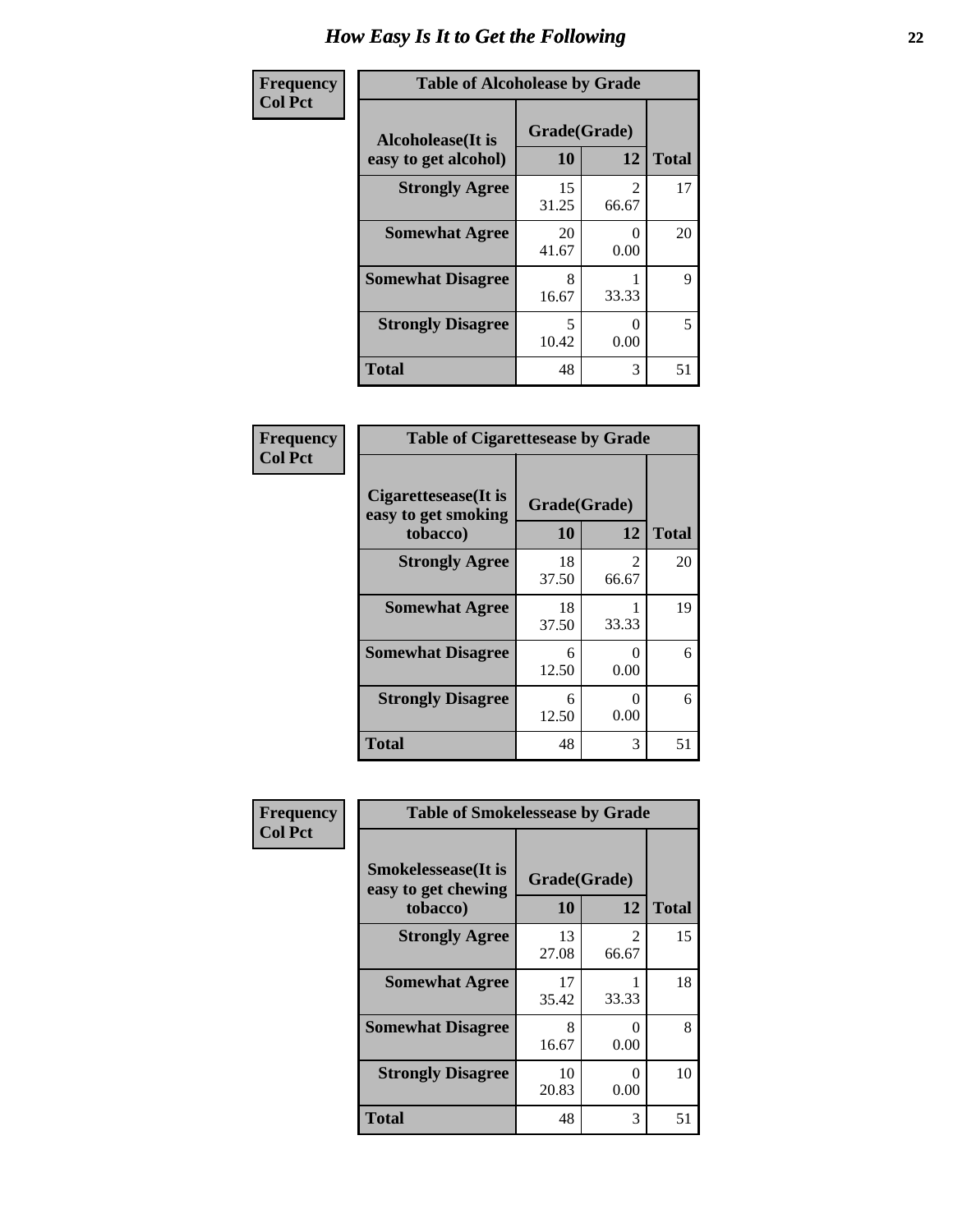# How Easy Is It to Get the Following

Frequency
Col Pct

**Table of Alcoholease by Grade**

| Alcoholease(It is easy to get alcohol) | Grade(Grade) | | Total |
|---|---|---|---|
| | 10 | 12 | |
| **Strongly Agree** | 15<br>31.25 | 2<br>66.67 | 17 |
| **Somewhat Agree** | 20<br>41.67 | 0<br>0.00 | 20 |
| **Somewhat Disagree** | 8<br>16.67 | 1<br>33.33 | 9 |
| **Strongly Disagree** | 5<br>10.42 | 0<br>0.00 | 5 |
| **Total** | 48 | 3 | 51 |

Frequency
Col Pct

**Table of Cigarettesease by Grade**

| Cigarettesease(It is easy to get smoking tobacco) | Grade(Grade) | | Total |
|---|---|---|---|
| | 10 | 12 | |
| **Strongly Agree** | 18<br>37.50 | 2<br>66.67 | 20 |
| **Somewhat Agree** | 18<br>37.50 | 1<br>33.33 | 19 |
| **Somewhat Disagree** | 6<br>12.50 | 0<br>0.00 | 6 |
| **Strongly Disagree** | 6<br>12.50 | 0<br>0.00 | 6 |
| **Total** | 48 | 3 | 51 |

Frequency
Col Pct

**Table of Smokelessease by Grade**

| Smokelessease(It is easy to get chewing tobacco) | Grade(Grade) | | Total |
|---|---|---|---|
| | 10 | 12 | |
| **Strongly Agree** | 13<br>27.08 | 2<br>66.67 | 15 |
| **Somewhat Agree** | 17<br>35.42 | 1<br>33.33 | 18 |
| **Somewhat Disagree** | 8<br>16.67 | 0<br>0.00 | 8 |
| **Strongly Disagree** | 10<br>20.83 | 0<br>0.00 | 10 |
| **Total** | 48 | 3 | 51 |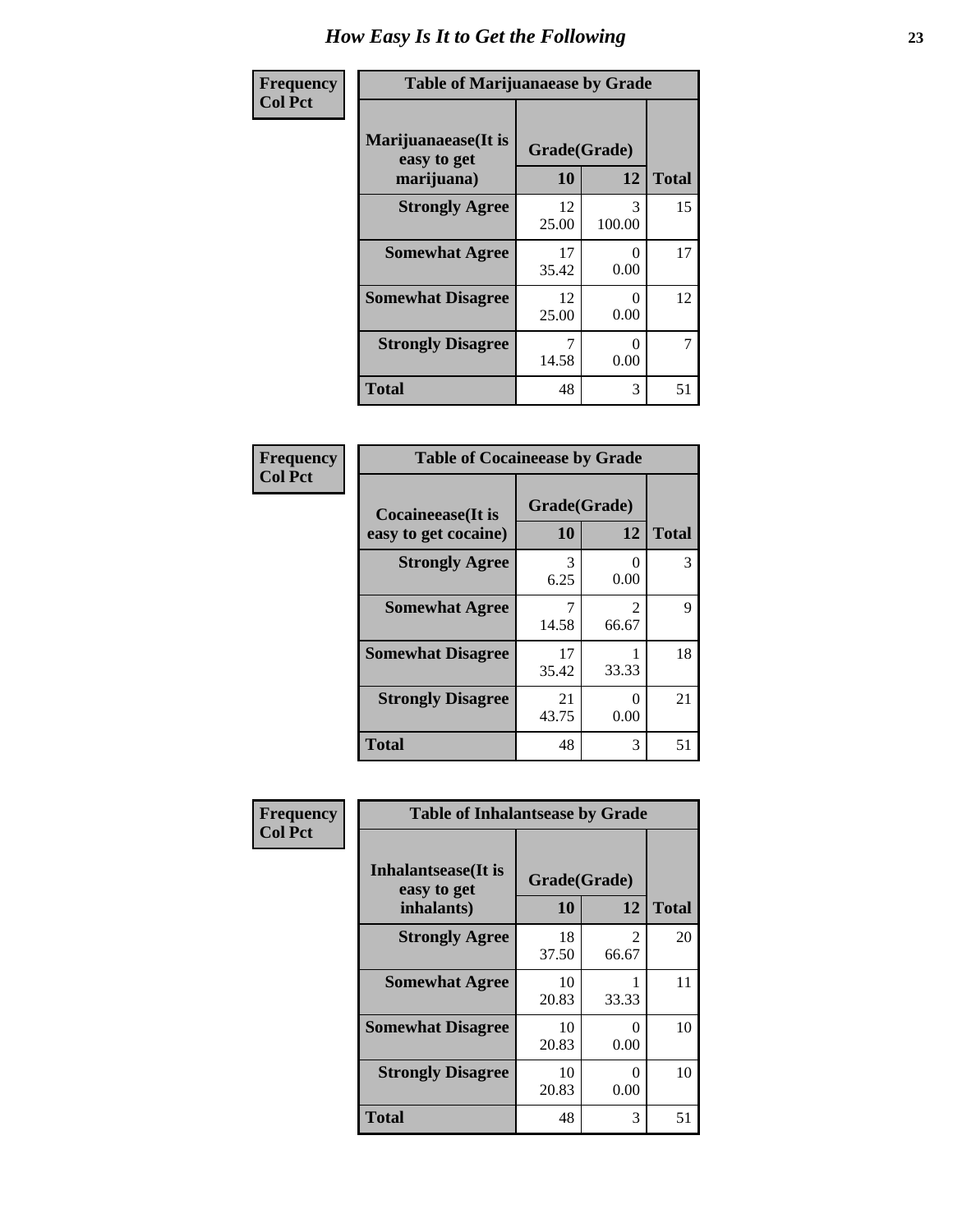# How Easy Is It to Get the Following

**Frequency**
**Col Pct**

| Table of Marijuanaease by Grade | | | |
|---|---|---|---|
| Marijuanaease(It is easy to get marijuana) | Grade(Grade) | | Total |
| | 10 | 12 | |
| Strongly Agree | 12<br>25.00 | 3<br>100.00 | 15 |
| Somewhat Agree | 17<br>35.42 | 0<br>0.00 | 17 |
| Somewhat Disagree | 12<br>25.00 | 0<br>0.00 | 12 |
| Strongly Disagree | 7<br>14.58 | 0<br>0.00 | 7 |
| Total | 48 | 3 | 51 |

**Frequency**
**Col Pct**

| Table of Cocaineease by Grade | | | |
|---|---|---|---|
| Cocaineease(It is easy to get cocaine) | Grade(Grade) | | Total |
| | 10 | 12 | |
| Strongly Agree | 3<br>6.25 | 0<br>0.00 | 3 |
| Somewhat Agree | 7<br>14.58 | 2<br>66.67 | 9 |
| Somewhat Disagree | 17<br>35.42 | 1<br>33.33 | 18 |
| Strongly Disagree | 21<br>43.75 | 0<br>0.00 | 21 |
| Total | 48 | 3 | 51 |

**Frequency**
**Col Pct**

| Table of Inhalantsease by Grade | | | |
|---|---|---|---|
| Inhalantsease(It is easy to get inhalants) | Grade(Grade) | | Total |
| | 10 | 12 | |
| Strongly Agree | 18<br>37.50 | 2<br>66.67 | 20 |
| Somewhat Agree | 10<br>20.83 | 1<br>33.33 | 11 |
| Somewhat Disagree | 10<br>20.83 | 0<br>0.00 | 10 |
| Strongly Disagree | 10<br>20.83 | 0<br>0.00 | 10 |
| Total | 48 | 3 | 51 |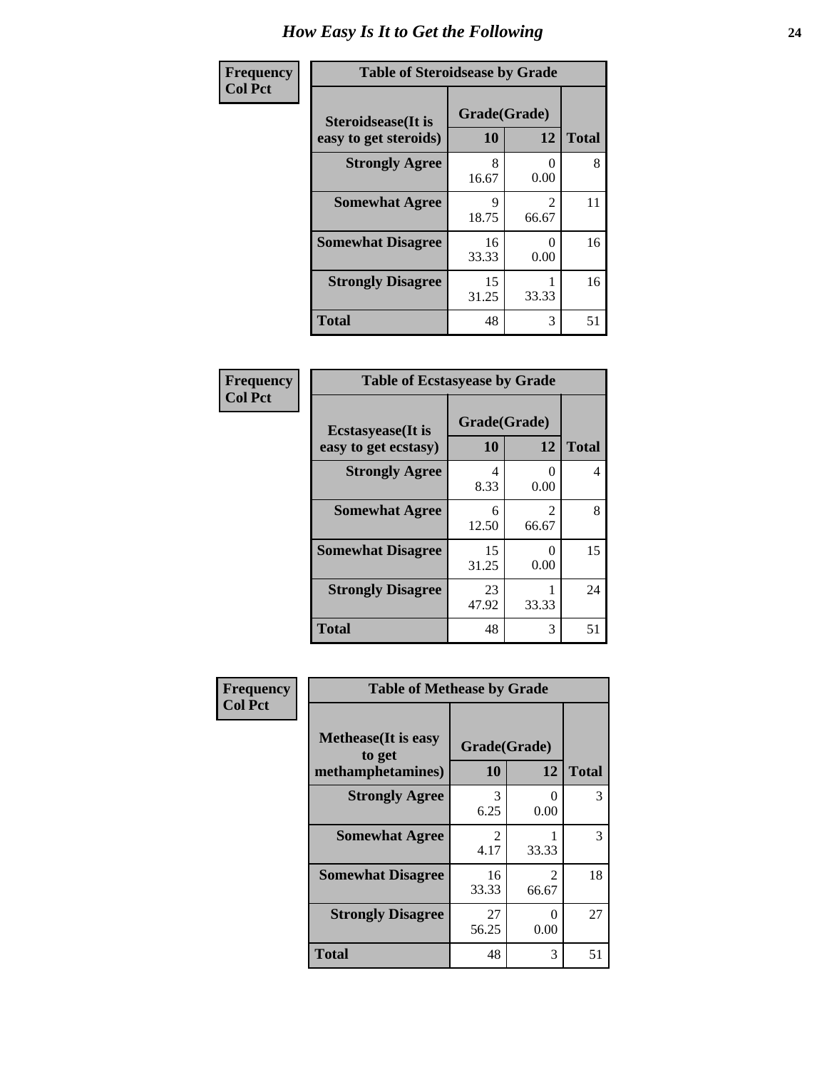# How Easy Is It to Get the Following

**Frequency**
**Col Pct**

**Table of Steroidsease by Grade**

| Steroidsease(It is easy to get steroids) | Grade(Grade) 10 | 12 | Total |
|---|---|---|---|
| **Strongly Agree** | 8<br>16.67 | 0<br>0.00 | 8 |
| **Somewhat Agree** | 9<br>18.75 | 2<br>66.67 | 11 |
| **Somewhat Disagree** | 16<br>33.33 | 0<br>0.00 | 16 |
| **Strongly Disagree** | 15<br>31.25 | 1<br>33.33 | 16 |
| **Total** | 48 | 3 | 51 |

**Frequency**
**Col Pct**

**Table of Ecstasyease by Grade**

| Ecstasyease(It is easy to get ecstasy) | Grade(Grade) 10 | 12 | Total |
|---|---|---|---|
| **Strongly Agree** | 4<br>8.33 | 0<br>0.00 | 4 |
| **Somewhat Agree** | 6<br>12.50 | 2<br>66.67 | 8 |
| **Somewhat Disagree** | 15<br>31.25 | 0<br>0.00 | 15 |
| **Strongly Disagree** | 23<br>47.92 | 1<br>33.33 | 24 |
| **Total** | 48 | 3 | 51 |

**Frequency**
**Col Pct**

**Table of Methease by Grade**

| Methease(It is easy to get methamphetamines) | Grade(Grade) 10 | 12 | Total |
|---|---|---|---|
| **Strongly Agree** | 3<br>6.25 | 0<br>0.00 | 3 |
| **Somewhat Agree** | 2<br>4.17 | 1<br>33.33 | 3 |
| **Somewhat Disagree** | 16<br>33.33 | 2<br>66.67 | 18 |
| **Strongly Disagree** | 27<br>56.25 | 0<br>0.00 | 27 |
| **Total** | 48 | 3 | 51 |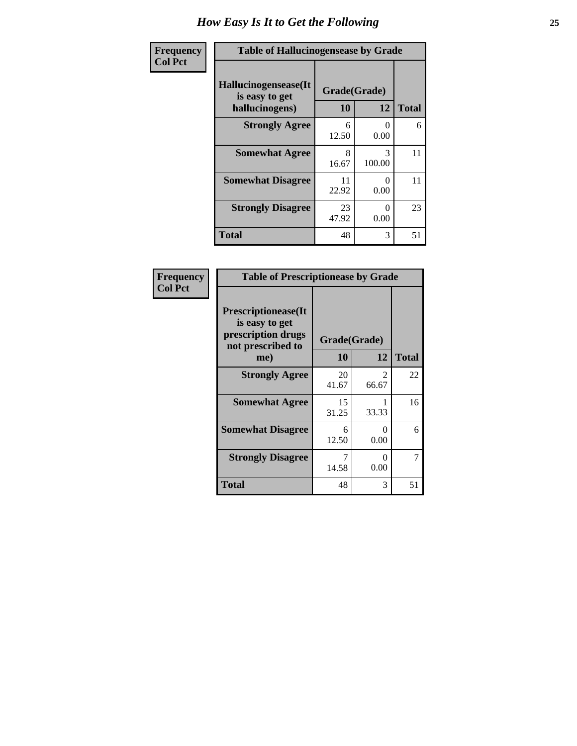# How Easy Is It to Get the Following

**Frequency**
**Col Pct**

| Table of Hallucinogensease by Grade | | | |
|---|---|---|---|
| **Hallucinogensease(It is easy to get hallucinogens)** | **Grade(Grade)** | | **Total** |
| | **10** | **12** | |
| **Strongly Agree** | 6<br>12.50 | 0<br>0.00 | 6 |
| **Somewhat Agree** | 8<br>16.67 | 3<br>100.00 | 11 |
| **Somewhat Disagree** | 11<br>22.92 | 0<br>0.00 | 11 |
| **Strongly Disagree** | 23<br>47.92 | 0<br>0.00 | 23 |
| **Total** | 48 | 3 | 51 |

**Frequency**
**Col Pct**

| Table of Prescriptionease by Grade | | | |
|---|---|---|---|
| **Prescriptionease(It is easy to get prescription drugs not prescribed to me)** | **Grade(Grade)** | | **Total** |
| | **10** | **12** | |
| **Strongly Agree** | 20<br>41.67 | 2<br>66.67 | 22 |
| **Somewhat Agree** | 15<br>31.25 | 1<br>33.33 | 16 |
| **Somewhat Disagree** | 6<br>12.50 | 0<br>0.00 | 6 |
| **Strongly Disagree** | 7<br>14.58 | 0<br>0.00 | 7 |
| **Total** | 48 | 3 | 51 |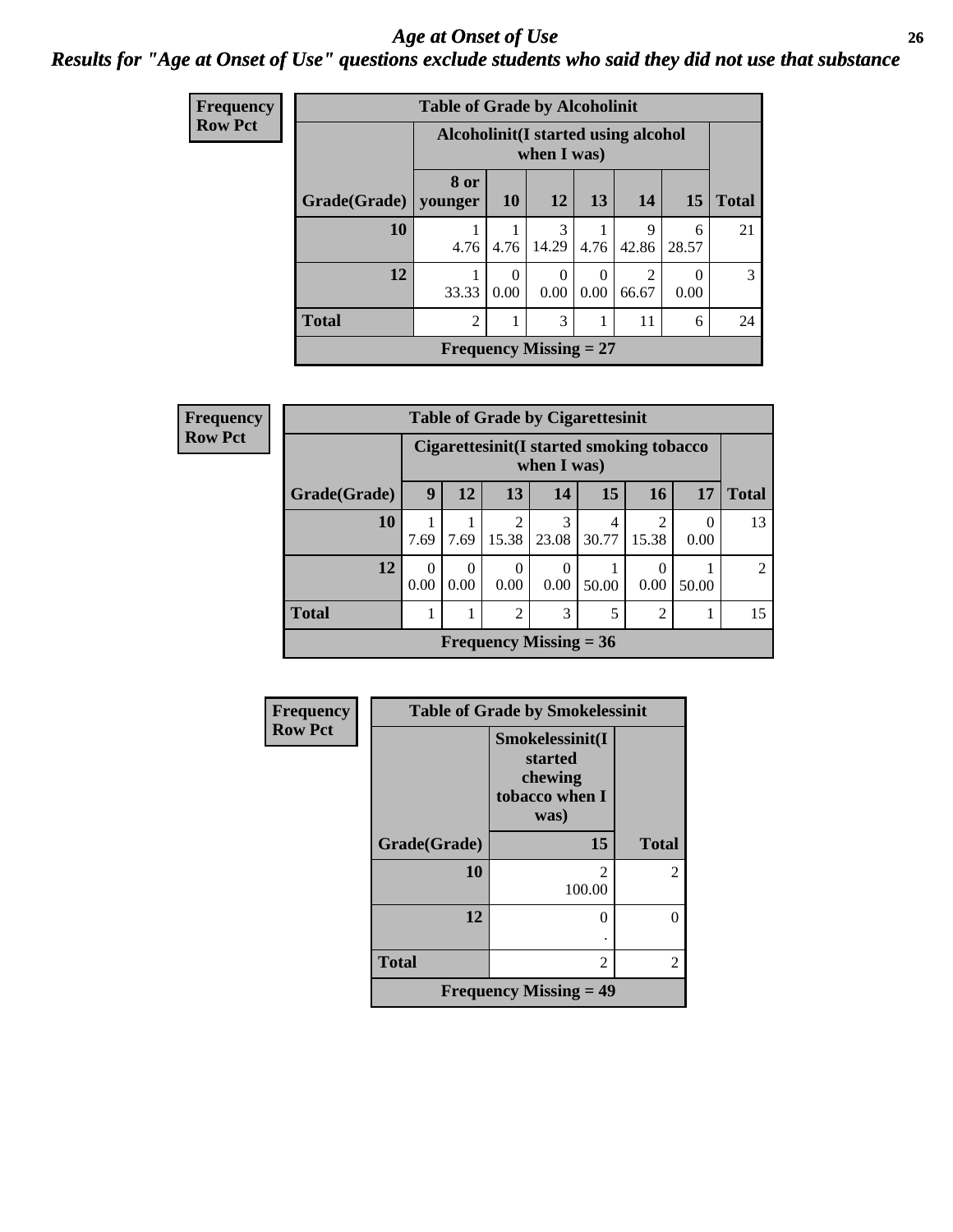# *Age at Onset of Use*

## *Results for "Age at Onset of Use" questions exclude students who said they did not use that substance*

**Frequency**
**Row Pct**

**Table of Grade by Alcoholinit**

| | Alcoholinit(I started using alcohol when I was) | | | | | | |
|---|---|---|---|---|---|---|---|
| **Grade(Grade)** | **8 or younger** | **10** | **12** | **13** | **14** | **15** | **Total** |
| **10** | 1<br>4.76 | 1<br>4.76 | 3<br>14.29 | 1<br>4.76 | 9<br>42.86 | 6<br>28.57 | 21 |
| **12** | 1<br>33.33 | 0<br>0.00 | 0<br>0.00 | 0<br>0.00 | 2<br>66.67 | 0<br>0.00 | 3 |
| **Total** | 2 | 1 | 3 | 1 | 11 | 6 | 24 |
| **Frequency Missing = 27** | | | | | | | |

**Frequency**
**Row Pct**

**Table of Grade by Cigarettesinit**

| | Cigarettesinit(I started smoking tobacco when I was) | | | | | | | |
|---|---|---|---|---|---|---|---|---|
| **Grade(Grade)** | **9** | **12** | **13** | **14** | **15** | **16** | **17** | **Total** |
| **10** | 1<br>7.69 | 1<br>7.69 | 2<br>15.38 | 3<br>23.08 | 4<br>30.77 | 2<br>15.38 | 0<br>0.00 | 13 |
| **12** | 0<br>0.00 | 0<br>0.00 | 0<br>0.00 | 0<br>0.00 | 1<br>50.00 | 0<br>0.00 | 1<br>50.00 | 2 |
| **Total** | 1 | 1 | 2 | 3 | 5 | 2 | 1 | 15 |
| **Frequency Missing = 36** | | | | | | | | |

**Frequency**
**Row Pct**

**Table of Grade by Smokelessinit**

| | Smokelessinit(I started chewing tobacco when I was) | |
|---|---|---|
| **Grade(Grade)** | **15** | **Total** |
| **10** | 2<br>100.00 | 2 |
| **12** | 0<br>. | 0 |
| **Total** | 2 | 2 |
| **Frequency Missing = 49** | | |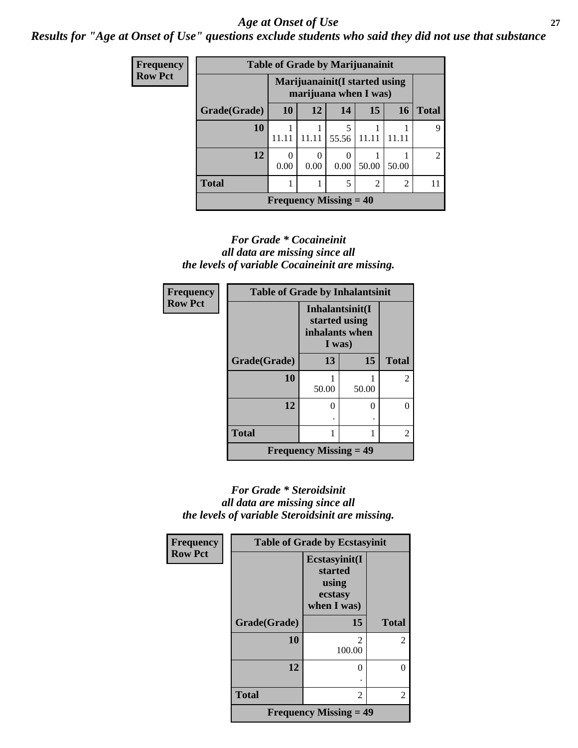# *Age at Onset of Use*

***Results for "Age at Onset of Use" questions exclude students who said they did not use that substance***

| Frequency Row Pct | Table of Grade by Marijuanainit | | | | | |
|---|---|---|---|---|---|---|
| | Marijuanainit(I started using marijuana when I was) | | | | | |
| Grade(Grade) | 10 | 12 | 14 | 15 | 16 | Total |
| 10 | 1<br>11.11 | 1<br>11.11 | 5<br>55.56 | 1<br>11.11 | 1<br>11.11 | 9 |
| 12 | 0<br>0.00 | 0<br>0.00 | 0<br>0.00 | 1<br>50.00 | 1<br>50.00 | 2 |
| Total | 1 | 1 | 5 | 2 | 2 | 11 |
| Frequency Missing = 40 | | | | | | |

*For Grade * Cocaineinit all data are missing since all the levels of variable Cocaineinit are missing.*

| Frequency Row Pct | Table of Grade by Inhalantsinit | | |
|---|---|---|---|
| | Inhalantsinit(I started using inhalants when I was) | | |
| Grade(Grade) | 13 | 15 | Total |
| 10 | 1<br>50.00 | 1<br>50.00 | 2 |
| 12 | 0<br>. | 0<br>. | 0 |
| Total | 1 | 1 | 2 |
| Frequency Missing = 49 | | | |

*For Grade * Steroidsinit all data are missing since all the levels of variable Steroidsinit are missing.*

| Frequency Row Pct | Table of Grade by Ecstasyinit | |
|---|---|---|
| | Ecstasyinit(I started using ecstasy when I was) | |
| Grade(Grade) | 15 | Total |
| 10 | 2<br>100.00 | 2 |
| 12 | 0<br>. | 0 |
| Total | 2 | 2 |
| Frequency Missing = 49 | | |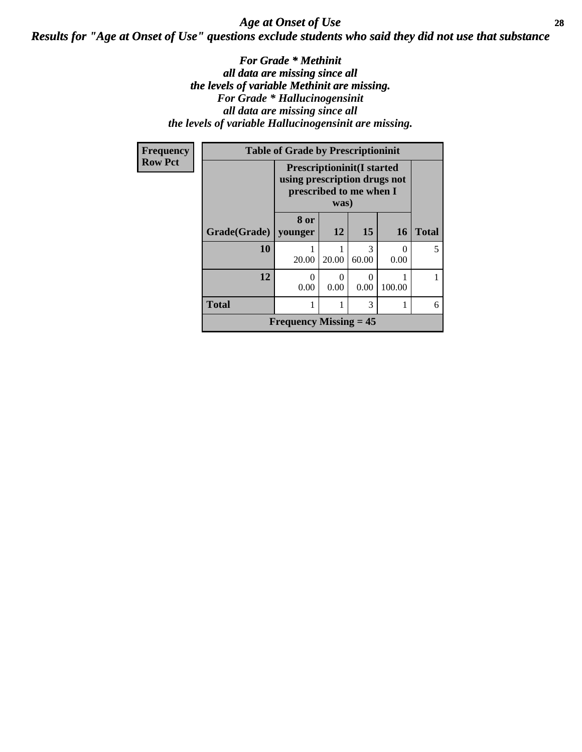# *Age at Onset of Use*

## *Results for "Age at Onset of Use" questions exclude students who said they did not use that substance*

***For Grade * Methinit all data are missing since all the levels of variable Methinit are missing.***
***For Grade * Hallucinogensinit all data are missing since all the levels of variable Hallucinogensinit are missing.***

**Frequency**
**Row Pct**

| Table of Grade by Prescriptioninit | | | | | |
|---|---|---|---|---|---|
| | Prescriptioninit(I started using prescription drugs not prescribed to me when I was) | | | | |
| Grade(Grade) | 8 or younger | 12 | 15 | 16 | Total |
| 10 | 1<br>20.00 | 1<br>20.00 | 3<br>60.00 | 0<br>0.00 | 5 |
| 12 | 0<br>0.00 | 0<br>0.00 | 0<br>0.00 | 1<br>100.00 | 1 |
| Total | 1 | 1 | 3 | 1 | 6 |
| Frequency Missing = 45 | | | | | |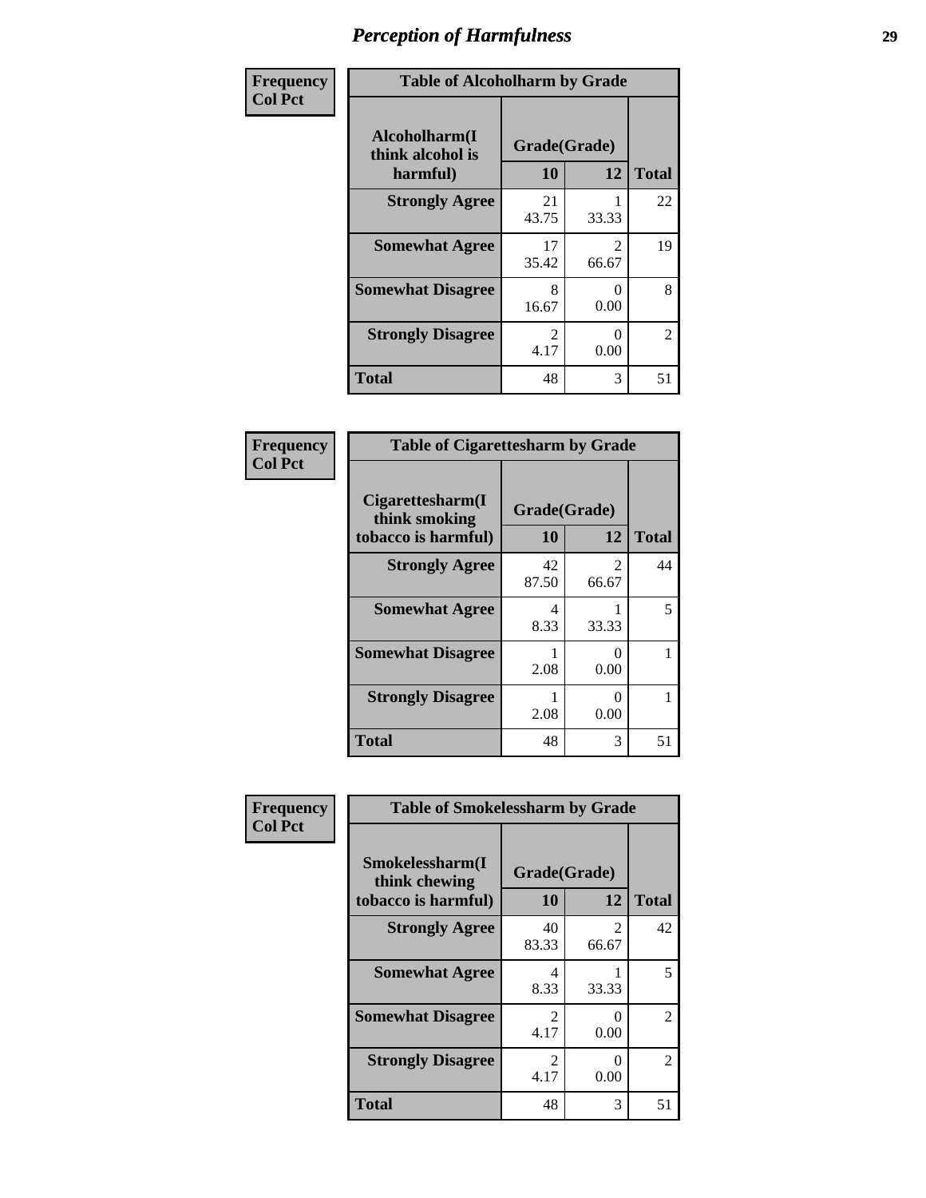# Perception of Harmfulness

Frequency
Col Pct

| Table of Alcoholharm by Grade | | | |
|---|---|---|---|
| Alcoholharm(I think alcohol is harmful) | Grade(Grade) | | Total |
| | 10 | 12 | |
| Strongly Agree | 21<br>43.75 | 1<br>33.33 | 22 |
| Somewhat Agree | 17<br>35.42 | 2<br>66.67 | 19 |
| Somewhat Disagree | 8<br>16.67 | 0<br>0.00 | 8 |
| Strongly Disagree | 2<br>4.17 | 0<br>0.00 | 2 |
| Total | 48 | 3 | 51 |

Frequency
Col Pct

| Table of Cigarettesharm by Grade | | | |
|---|---|---|---|
| Cigarettesharm(I think smoking tobacco is harmful) | Grade(Grade) | | Total |
| | 10 | 12 | |
| Strongly Agree | 42<br>87.50 | 2<br>66.67 | 44 |
| Somewhat Agree | 4<br>8.33 | 1<br>33.33 | 5 |
| Somewhat Disagree | 1<br>2.08 | 0<br>0.00 | 1 |
| Strongly Disagree | 1<br>2.08 | 0<br>0.00 | 1 |
| Total | 48 | 3 | 51 |

Frequency
Col Pct

| Table of Smokelessharm by Grade | | | |
|---|---|---|---|
| Smokelessharm(I think chewing tobacco is harmful) | Grade(Grade) | | Total |
| | 10 | 12 | |
| Strongly Agree | 40<br>83.33 | 2<br>66.67 | 42 |
| Somewhat Agree | 4<br>8.33 | 1<br>33.33 | 5 |
| Somewhat Disagree | 2<br>4.17 | 0<br>0.00 | 2 |
| Strongly Disagree | 2<br>4.17 | 0<br>0.00 | 2 |
| Total | 48 | 3 | 51 |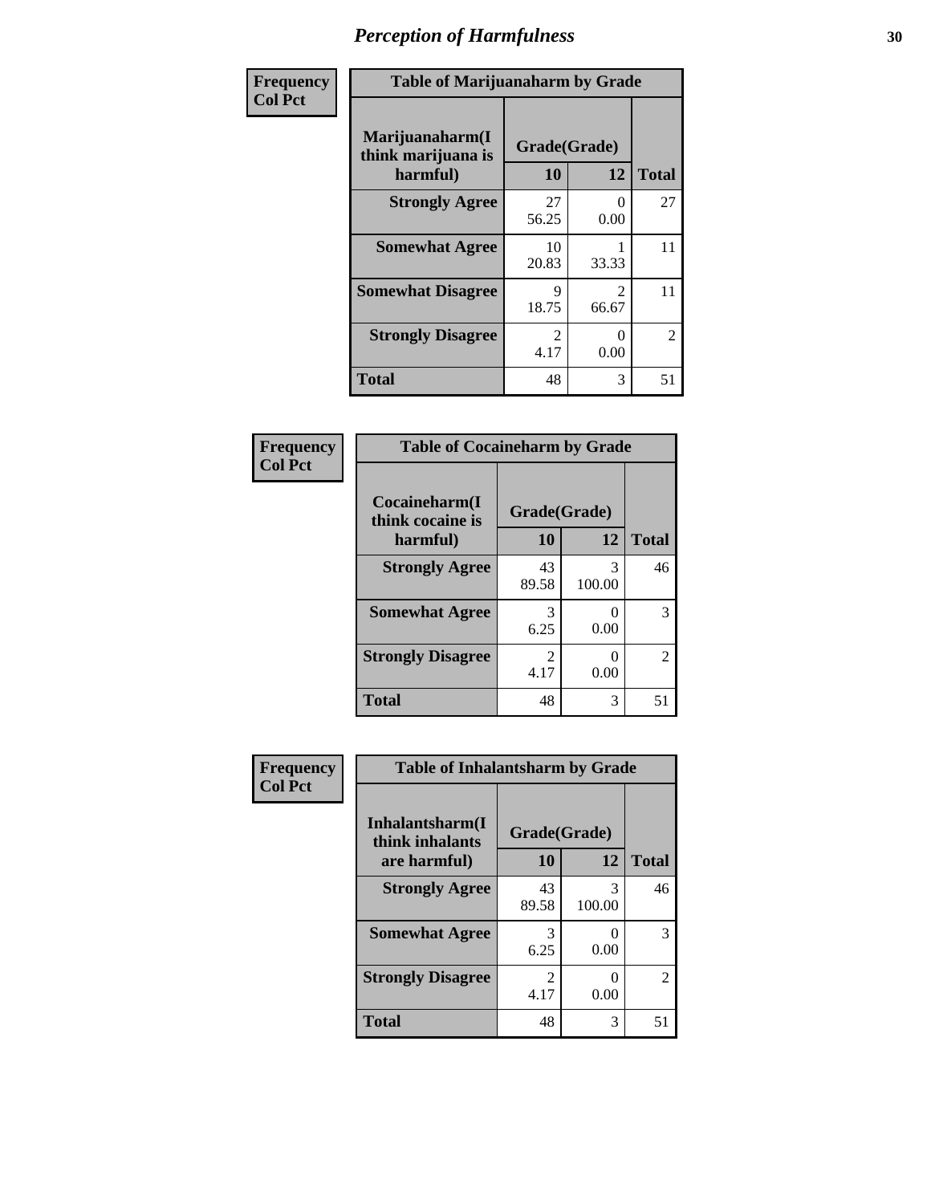# *Perception of Harmfulness*

| Frequency<br>Col Pct | Table of Marijuanaharm by Grade | | |
|---|---|---|---|
| Marijuanaharm(I think marijuana is harmful) | Grade(Grade) | | |
| | 10 | 12 | Total |
| Strongly Agree | 27<br>56.25 | 0<br>0.00 | 27 |
| Somewhat Agree | 10<br>20.83 | 1<br>33.33 | 11 |
| Somewhat Disagree | 9<br>18.75 | 2<br>66.67 | 11 |
| Strongly Disagree | 2<br>4.17 | 0<br>0.00 | 2 |
| Total | 48 | 3 | 51 |

| Frequency<br>Col Pct | Table of Cocaineharm by Grade | | |
|---|---|---|---|
| Cocaineharm(I think cocaine is harmful) | Grade(Grade) | | |
| | 10 | 12 | Total |
| Strongly Agree | 43<br>89.58 | 3<br>100.00 | 46 |
| Somewhat Agree | 3<br>6.25 | 0<br>0.00 | 3 |
| Strongly Disagree | 2<br>4.17 | 0<br>0.00 | 2 |
| Total | 48 | 3 | 51 |

| Frequency<br>Col Pct | Table of Inhalantsharm by Grade | | |
|---|---|---|---|
| Inhalantsharm(I think inhalants are harmful) | Grade(Grade) | | |
| | 10 | 12 | Total |
| Strongly Agree | 43<br>89.58 | 3<br>100.00 | 46 |
| Somewhat Agree | 3<br>6.25 | 0<br>0.00 | 3 |
| Strongly Disagree | 2<br>4.17 | 0<br>0.00 | 2 |
| Total | 48 | 3 | 51 |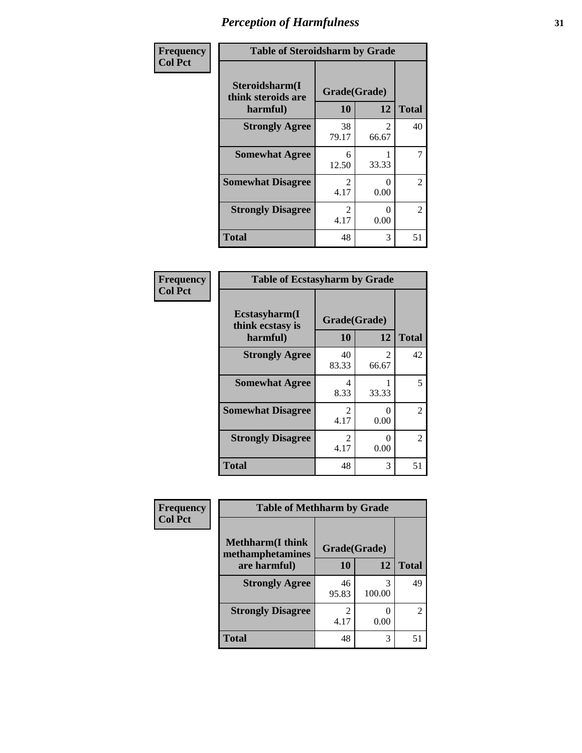# *Perception of Harmfulness*

| Frequency<br>Col Pct | Table of Steroidsharm by Grade | | |
|---|---|---|---|
| **Steroidsharm(I think steroids are harmful)** | **Grade(Grade)** | | |
| | **10** | **12** | **Total** |
| **Strongly Agree** | 38<br>79.17 | 2<br>66.67 | 40 |
| **Somewhat Agree** | 6<br>12.50 | 1<br>33.33 | 7 |
| **Somewhat Disagree** | 2<br>4.17 | 0<br>0.00 | 2 |
| **Strongly Disagree** | 2<br>4.17 | 0<br>0.00 | 2 |
| **Total** | 48 | 3 | 51 |

| Frequency<br>Col Pct | Table of Ecstasyharm by Grade | | |
|---|---|---|---|
| **Ecstasyharm(I think ecstasy is harmful)** | **Grade(Grade)** | | |
| | **10** | **12** | **Total** |
| **Strongly Agree** | 40<br>83.33 | 2<br>66.67 | 42 |
| **Somewhat Agree** | 4<br>8.33 | 1<br>33.33 | 5 |
| **Somewhat Disagree** | 2<br>4.17 | 0<br>0.00 | 2 |
| **Strongly Disagree** | 2<br>4.17 | 0<br>0.00 | 2 |
| **Total** | 48 | 3 | 51 |

| Frequency<br>Col Pct | Table of Methharm by Grade | | |
|---|---|---|---|
| **Methharm(I think methamphetamines are harmful)** | **Grade(Grade)** | | |
| | **10** | **12** | **Total** |
| **Strongly Agree** | 46<br>95.83 | 3<br>100.00 | 49 |
| **Strongly Disagree** | 2<br>4.17 | 0<br>0.00 | 2 |
| **Total** | 48 | 3 | 51 |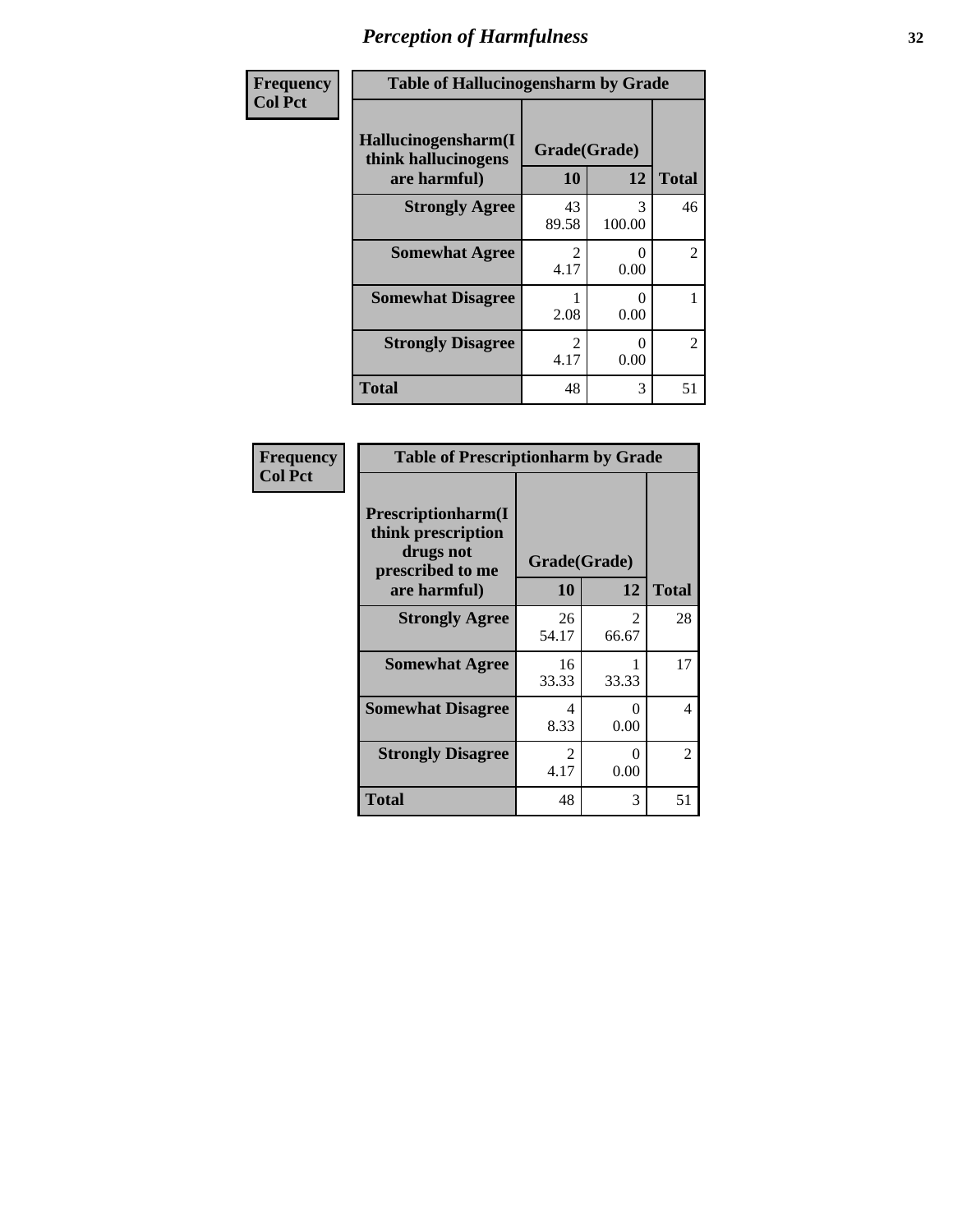# Perception of Harmfulness

| Frequency<br>Col Pct | Table of Hallucinogensharm by Grade | | |
|---|---|---|---|
| Hallucinogensharm(I think hallucinogens are harmful) | Grade(Grade) | | |
| | 10 | 12 | Total |
| Strongly Agree | 43<br>89.58 | 3<br>100.00 | 46 |
| Somewhat Agree | 2<br>4.17 | 0<br>0.00 | 2 |
| Somewhat Disagree | 1<br>2.08 | 0<br>0.00 | 1 |
| Strongly Disagree | 2<br>4.17 | 0<br>0.00 | 2 |
| Total | 48 | 3 | 51 |

| Frequency<br>Col Pct | Table of Prescriptionharm by Grade | | |
|---|---|---|---|
| Prescriptionharm(I think prescription drugs not prescribed to me are harmful) | Grade(Grade) | | |
| | 10 | 12 | Total |
| Strongly Agree | 26<br>54.17 | 2<br>66.67 | 28 |
| Somewhat Agree | 16<br>33.33 | 1<br>33.33 | 17 |
| Somewhat Disagree | 4<br>8.33 | 0<br>0.00 | 4 |
| Strongly Disagree | 2<br>4.17 | 0<br>0.00 | 2 |
| Total | 48 | 3 | 51 |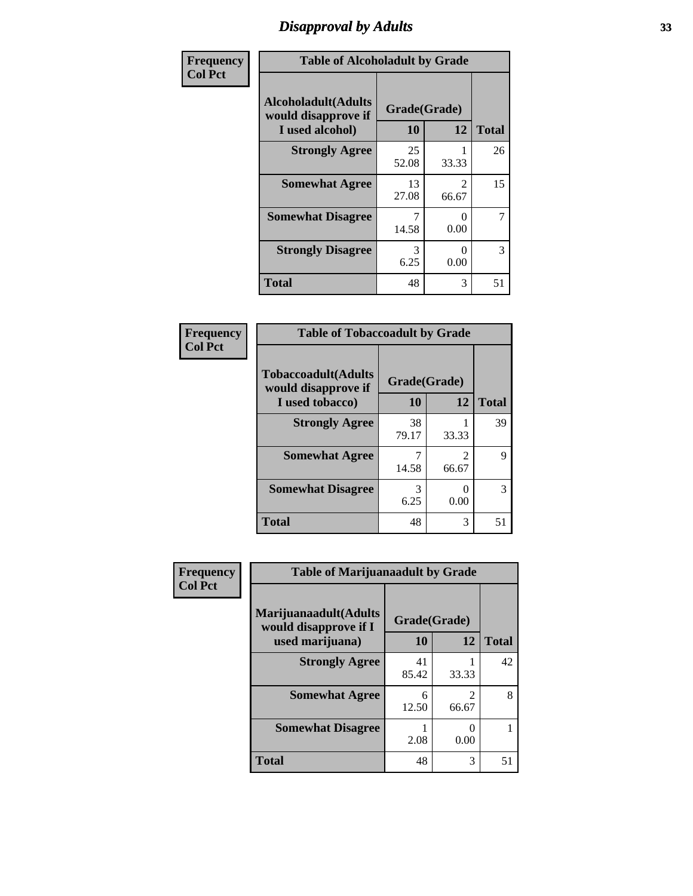# Disapproval by Adults

**Frequency**
**Col Pct**

| Table of Alcoholadult by Grade | | | |
|---|---|---|---|
| **Alcoholadult(Adults would disapprove if I used alcohol)** | **Grade(Grade)** | | **Total** |
| | **10** | **12** | |
| **Strongly Agree** | 25<br>52.08 | 1<br>33.33 | 26 |
| **Somewhat Agree** | 13<br>27.08 | 2<br>66.67 | 15 |
| **Somewhat Disagree** | 7<br>14.58 | 0<br>0.00 | 7 |
| **Strongly Disagree** | 3<br>6.25 | 0<br>0.00 | 3 |
| **Total** | 48 | 3 | 51 |

**Frequency**
**Col Pct**

| Table of Tobaccoadult by Grade | | | |
|---|---|---|---|
| **Tobaccoadult(Adults would disapprove if I used tobacco)** | **Grade(Grade)** | | **Total** |
| | **10** | **12** | |
| **Strongly Agree** | 38<br>79.17 | 1<br>33.33 | 39 |
| **Somewhat Agree** | 7<br>14.58 | 2<br>66.67 | 9 |
| **Somewhat Disagree** | 3<br>6.25 | 0<br>0.00 | 3 |
| **Total** | 48 | 3 | 51 |

**Frequency**
**Col Pct**

| Table of Marijuanaadult by Grade | | | |
|---|---|---|---|
| **Marijuanaadult(Adults would disapprove if I used marijuana)** | **Grade(Grade)** | | **Total** |
| | **10** | **12** | |
| **Strongly Agree** | 41<br>85.42 | 1<br>33.33 | 42 |
| **Somewhat Agree** | 6<br>12.50 | 2<br>66.67 | 8 |
| **Somewhat Disagree** | 1<br>2.08 | 0<br>0.00 | 1 |
| **Total** | 48 | 3 | 51 |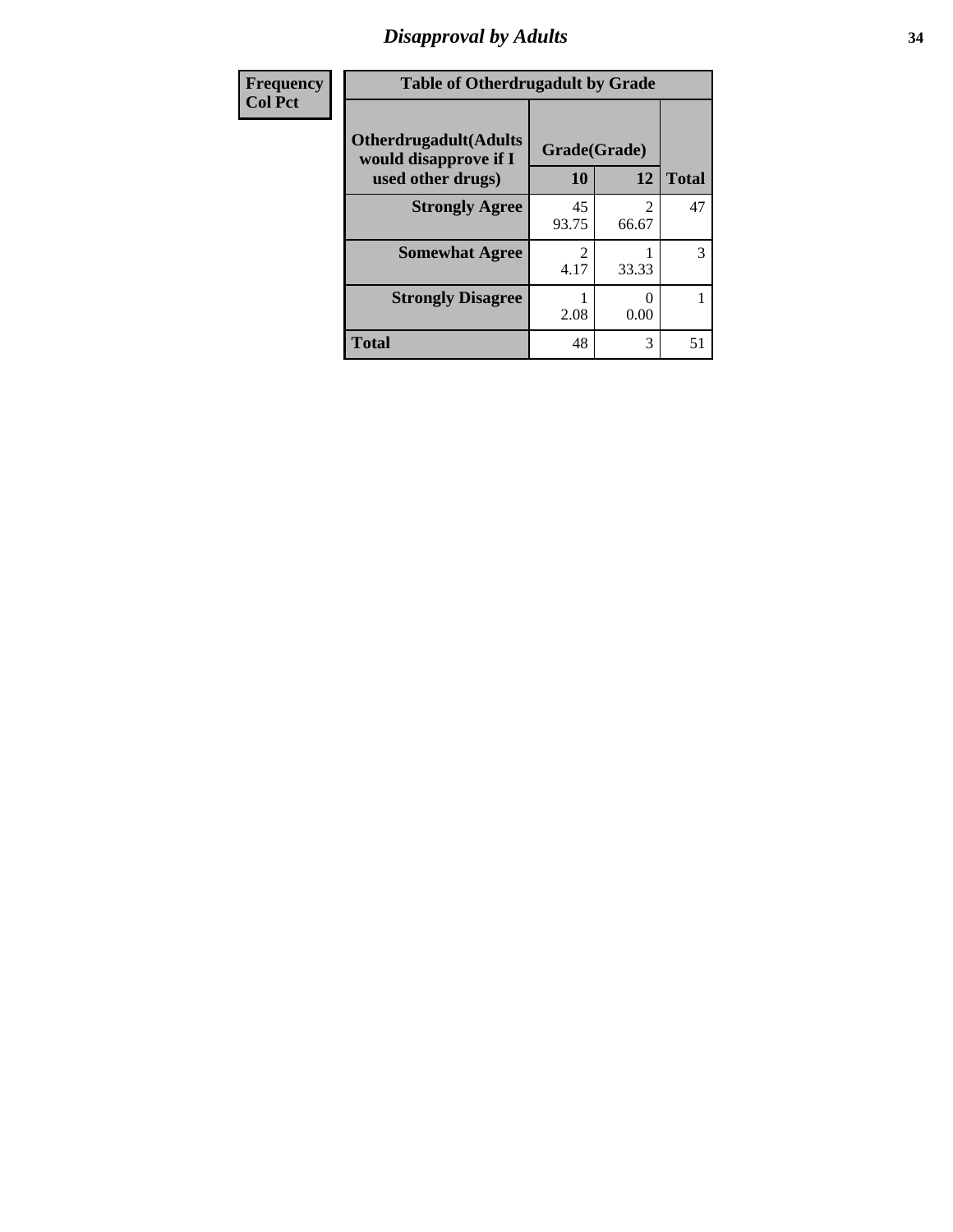# Disapproval by Adults

| Frequency<br>Col Pct | Table of Otherdrugadult by Grade | | | |
|---|---|---|---|---|
| | Otherdrugadult(Adults would disapprove if I used other drugs) | Grade(Grade) | | |
| | | 10 | 12 | Total |
| | **Strongly Agree** | 45<br>93.75 | 2<br>66.67 | 47 |
| | **Somewhat Agree** | 2<br>4.17 | 1<br>33.33 | 3 |
| | **Strongly Disagree** | 1<br>2.08 | 0<br>0.00 | 1 |
| | **Total** | 48 | 3 | 51 |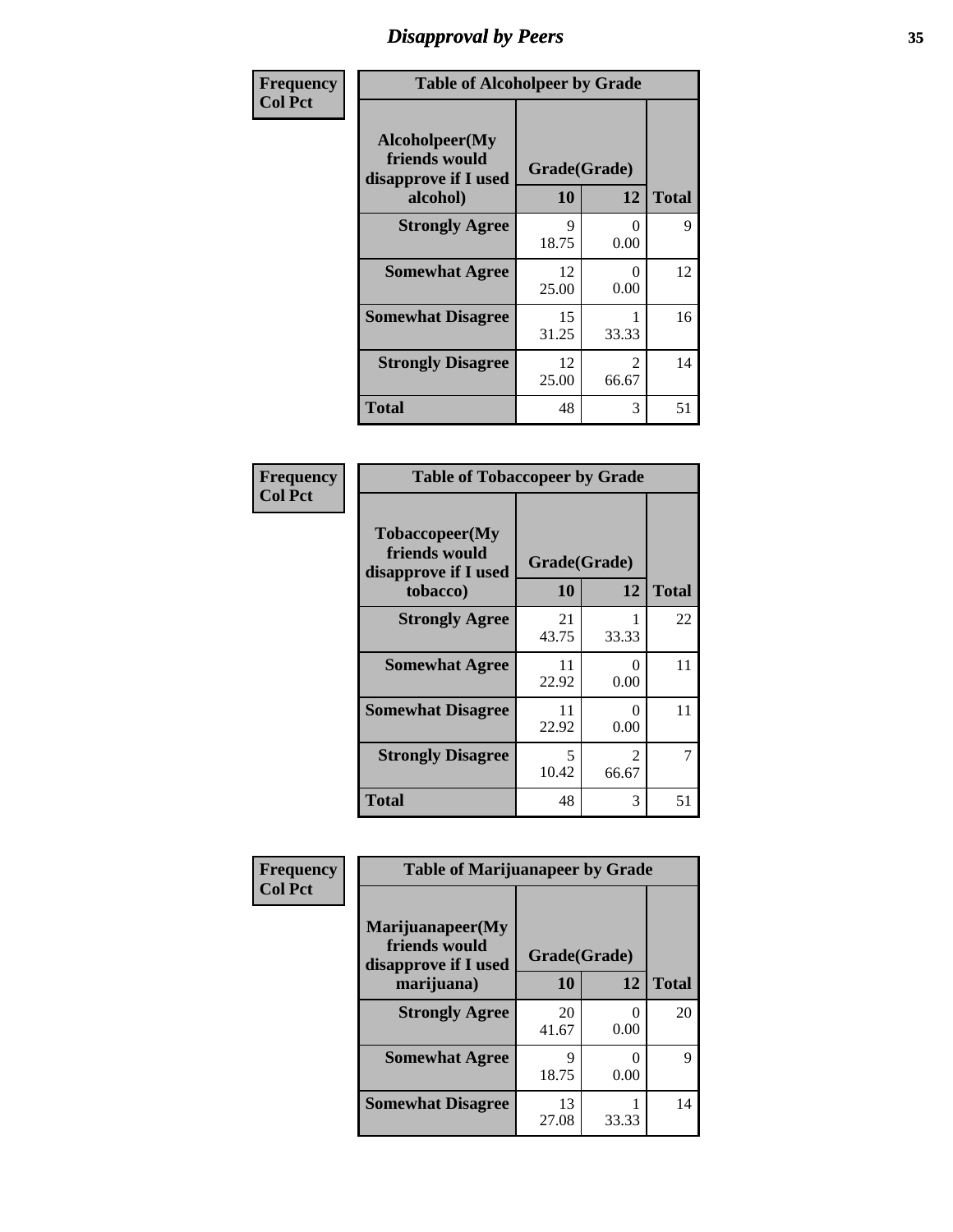# Disapproval by Peers

| Frequency Col Pct | Table of Alcoholpeer by Grade | | |
|---|---|---|---|
| Alcoholpeer(My friends would disapprove if I used alcohol) | Grade(Grade) | | |
| | 10 | 12 | Total |
| Strongly Agree | 9<br>18.75 | 0<br>0.00 | 9 |
| Somewhat Agree | 12<br>25.00 | 0<br>0.00 | 12 |
| Somewhat Disagree | 15<br>31.25 | 1<br>33.33 | 16 |
| Strongly Disagree | 12<br>25.00 | 2<br>66.67 | 14 |
| Total | 48 | 3 | 51 |

| Frequency Col Pct | Table of Tobaccopeer by Grade | | |
|---|---|---|---|
| Tobaccopeer(My friends would disapprove if I used tobacco) | Grade(Grade) | | |
| | 10 | 12 | Total |
| Strongly Agree | 21<br>43.75 | 1<br>33.33 | 22 |
| Somewhat Agree | 11<br>22.92 | 0<br>0.00 | 11 |
| Somewhat Disagree | 11<br>22.92 | 0<br>0.00 | 11 |
| Strongly Disagree | 5<br>10.42 | 2<br>66.67 | 7 |
| Total | 48 | 3 | 51 |

| Frequency Col Pct | Table of Marijuanapeer by Grade | | |
|---|---|---|---|
| Marijuanapeer(My friends would disapprove if I used marijuana) | Grade(Grade) | | |
| | 10 | 12 | Total |
| Strongly Agree | 20<br>41.67 | 0<br>0.00 | 20 |
| Somewhat Agree | 9<br>18.75 | 0<br>0.00 | 9 |
| Somewhat Disagree | 13<br>27.08 | 1<br>33.33 | 14 |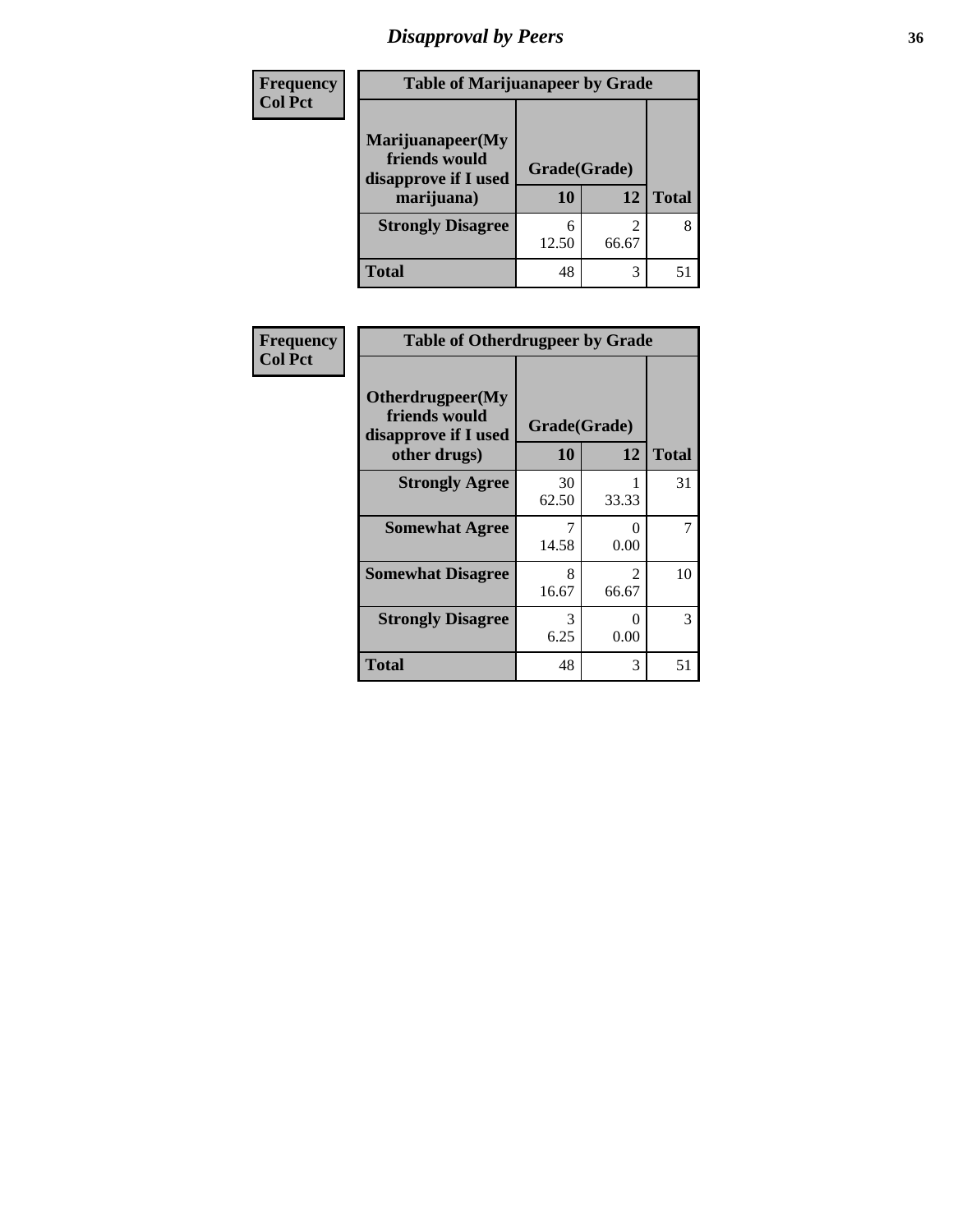# Disapproval by Peers

| Frequency Col Pct | Table of Marijuanapeer by Grade | | |
|---|---|---|---|
| Marijuanapeer(My friends would disapprove if I used marijuana) | Grade(Grade) | | |
| | 10 | 12 | Total |
| **Strongly Disagree** | 6<br>12.50 | 2<br>66.67 | 8 |
| **Total** | 48 | 3 | 51 |

| Frequency Col Pct | Table of Otherdrugpeer by Grade | | |
|---|---|---|---|
| Otherdrugpeer(My friends would disapprove if I used other drugs) | Grade(Grade) | | |
| | 10 | 12 | Total |
| **Strongly Agree** | 30<br>62.50 | 1<br>33.33 | 31 |
| **Somewhat Agree** | 7<br>14.58 | 0<br>0.00 | 7 |
| **Somewhat Disagree** | 8<br>16.67 | 2<br>66.67 | 10 |
| **Strongly Disagree** | 3<br>6.25 | 0<br>0.00 | 3 |
| **Total** | 48 | 3 | 51 |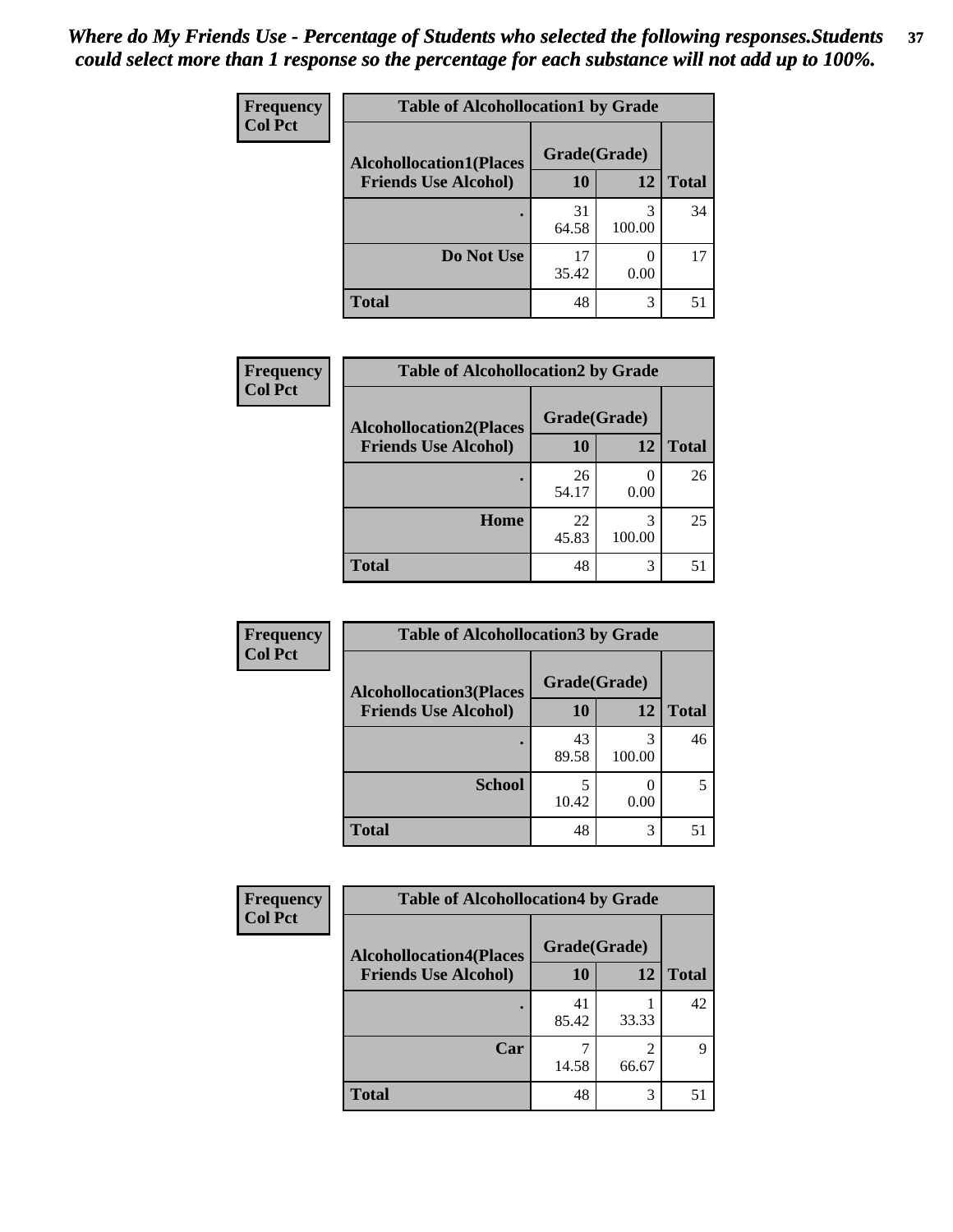*Where do My Friends Use - Percentage of Students who selected the following responses.Students could select more than 1 response so the percentage for each substance will not add up to 100%.*

**Frequency**
**Col Pct**

| Table of Alcohollocation1 by Grade | | | |
|---|---|---|---|
| **Alcohollocation1(Places Friends Use Alcohol)** | **Grade(Grade)** | | **Total** |
| | **10** | **12** | |
| **.** | 31<br>64.58 | 3<br>100.00 | 34 |
| **Do Not Use** | 17<br>35.42 | 0<br>0.00 | 17 |
| **Total** | 48 | 3 | 51 |

**Frequency**
**Col Pct**

| Table of Alcohollocation2 by Grade | | | |
|---|---|---|---|
| **Alcohollocation2(Places Friends Use Alcohol)** | **Grade(Grade)** | | **Total** |
| | **10** | **12** | |
| **.** | 26<br>54.17 | 0<br>0.00 | 26 |
| **Home** | 22<br>45.83 | 3<br>100.00 | 25 |
| **Total** | 48 | 3 | 51 |

**Frequency**
**Col Pct**

| Table of Alcohollocation3 by Grade | | | |
|---|---|---|---|
| **Alcohollocation3(Places Friends Use Alcohol)** | **Grade(Grade)** | | **Total** |
| | **10** | **12** | |
| **.** | 43<br>89.58 | 3<br>100.00 | 46 |
| **School** | 5<br>10.42 | 0<br>0.00 | 5 |
| **Total** | 48 | 3 | 51 |

**Frequency**
**Col Pct**

| Table of Alcohollocation4 by Grade | | | |
|---|---|---|---|
| **Alcohollocation4(Places Friends Use Alcohol)** | **Grade(Grade)** | | **Total** |
| | **10** | **12** | |
| **.** | 41<br>85.42 | 1<br>33.33 | 42 |
| **Car** | 7<br>14.58 | 2<br>66.67 | 9 |
| **Total** | 48 | 3 | 51 |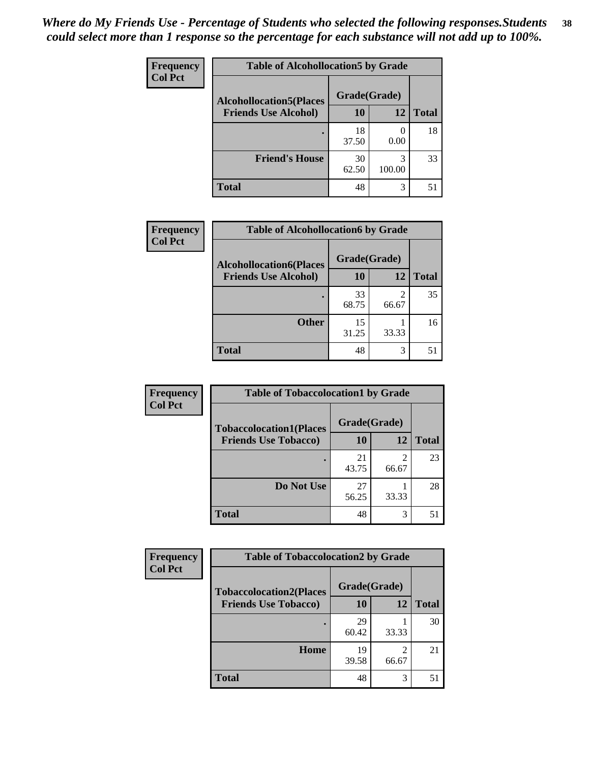*Where do My Friends Use - Percentage of Students who selected the following responses.Students could select more than 1 response so the percentage for each substance will not add up to 100%.*

Frequency
Col Pct

| Table of Alcohollocation5 by Grade | | | |
|---|---|---|---|
| Alcohollocation5(Places Friends Use Alcohol) | Grade(Grade) | | |
| | 10 | 12 | Total |
| . | 18<br>37.50 | 0<br>0.00 | 18 |
| Friend's House | 30<br>62.50 | 3<br>100.00 | 33 |
| Total | 48 | 3 | 51 |

Frequency
Col Pct

| Table of Alcohollocation6 by Grade | | | |
|---|---|---|---|
| Alcohollocation6(Places Friends Use Alcohol) | Grade(Grade) | | |
| | 10 | 12 | Total |
| . | 33<br>68.75 | 2<br>66.67 | 35 |
| Other | 15<br>31.25 | 1<br>33.33 | 16 |
| Total | 48 | 3 | 51 |

Frequency
Col Pct

| Table of Tobaccolocation1 by Grade | | | |
|---|---|---|---|
| Tobaccolocation1(Places Friends Use Tobacco) | Grade(Grade) | | |
| | 10 | 12 | Total |
| . | 21<br>43.75 | 2<br>66.67 | 23 |
| Do Not Use | 27<br>56.25 | 1<br>33.33 | 28 |
| Total | 48 | 3 | 51 |

Frequency
Col Pct

| Table of Tobaccolocation2 by Grade | | | |
|---|---|---|---|
| Tobaccolocation2(Places Friends Use Tobacco) | Grade(Grade) | | |
| | 10 | 12 | Total |
| . | 29<br>60.42 | 1<br>33.33 | 30 |
| Home | 19<br>39.58 | 2<br>66.67 | 21 |
| Total | 48 | 3 | 51 |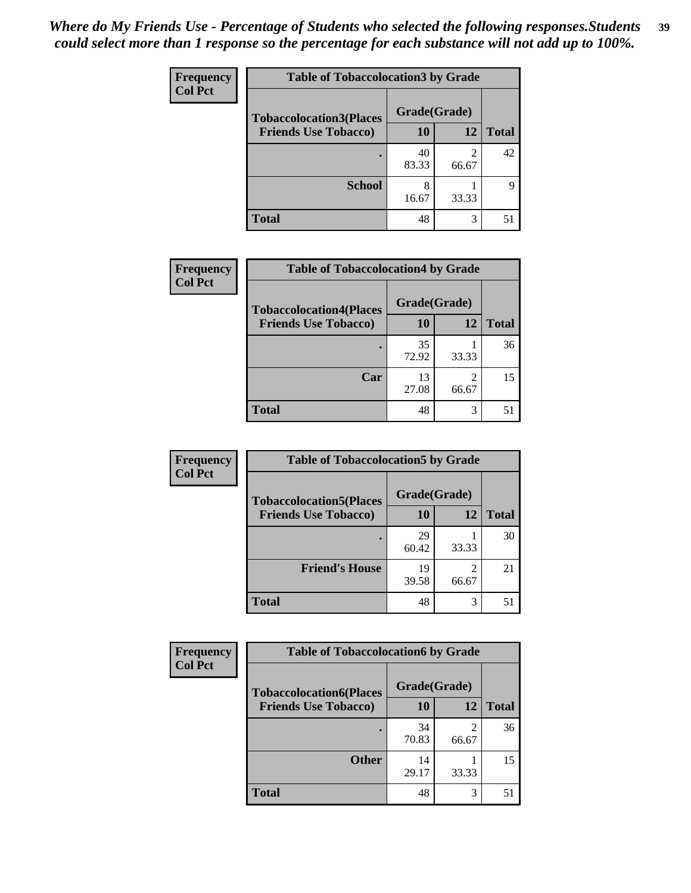*Where do My Friends Use - Percentage of Students who selected the following responses.Students could select more than 1 response so the percentage for each substance will not add up to 100%.*

**Frequency**
**Col Pct**

**Table of Tobaccolocation3 by Grade**

| Tobaccolocation3(Places Friends Use Tobacco) | Grade(Grade) 10 | 12 | Total |
|---|---|---|---|
| . | 40<br>83.33 | 2<br>66.67 | 42 |
| School | 8<br>16.67 | 1<br>33.33 | 9 |
| Total | 48 | 3 | 51 |

**Frequency**
**Col Pct**

**Table of Tobaccolocation4 by Grade**

| Tobaccolocation4(Places Friends Use Tobacco) | Grade(Grade) 10 | 12 | Total |
|---|---|---|---|
| . | 35<br>72.92 | 1<br>33.33 | 36 |
| Car | 13<br>27.08 | 2<br>66.67 | 15 |
| Total | 48 | 3 | 51 |

**Frequency**
**Col Pct**

**Table of Tobaccolocation5 by Grade**

| Tobaccolocation5(Places Friends Use Tobacco) | Grade(Grade) 10 | 12 | Total |
|---|---|---|---|
| . | 29<br>60.42 | 1<br>33.33 | 30 |
| Friend's House | 19<br>39.58 | 2<br>66.67 | 21 |
| Total | 48 | 3 | 51 |

**Frequency**
**Col Pct**

**Table of Tobaccolocation6 by Grade**

| Tobaccolocation6(Places Friends Use Tobacco) | Grade(Grade) 10 | 12 | Total |
|---|---|---|---|
| . | 34<br>70.83 | 2<br>66.67 | 36 |
| Other | 14<br>29.17 | 1<br>33.33 | 15 |
| Total | 48 | 3 | 51 |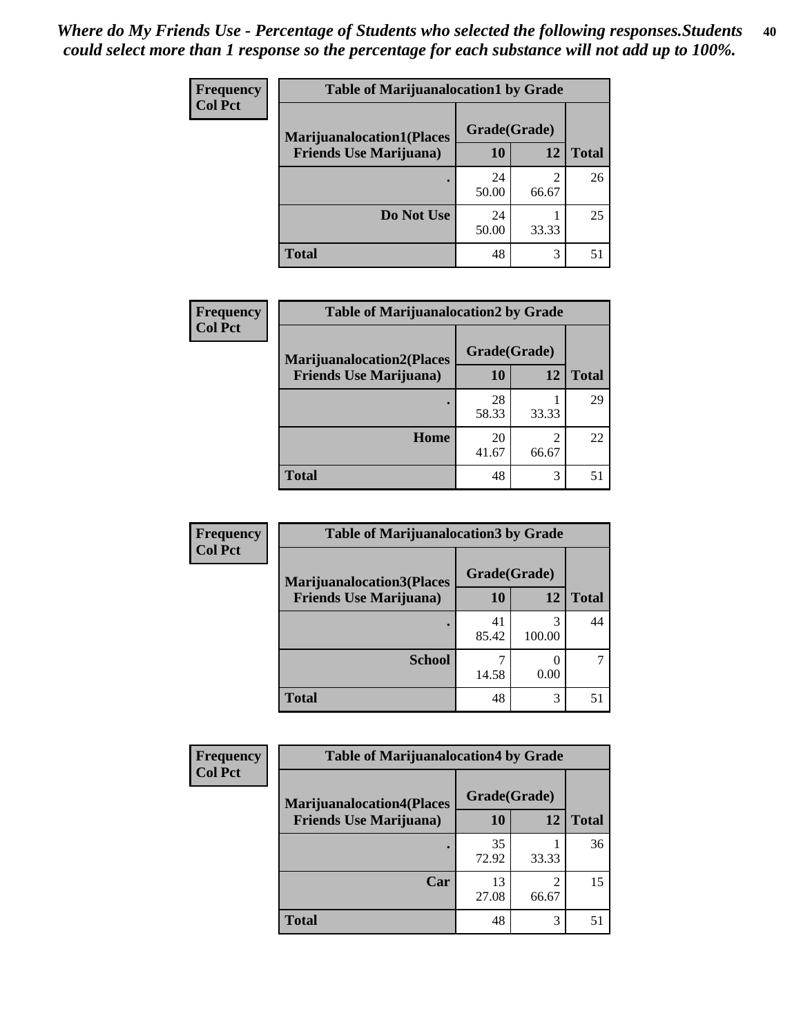*Where do My Friends Use - Percentage of Students who selected the following responses.Students could select more than 1 response so the percentage for each substance will not add up to 100%.*

**Frequency**
**Col Pct**

| Table of Marijuanalocation1 by Grade | | | |
|---|---|---|---|
| **Marijuanalocation1(Places Friends Use Marijuana)** | **Grade(Grade)** | | **Total** |
| | **10** | **12** | |
| **.** | 24<br>50.00 | 2<br>66.67 | 26 |
| **Do Not Use** | 24<br>50.00 | 1<br>33.33 | 25 |
| **Total** | 48 | 3 | 51 |

**Frequency**
**Col Pct**

| Table of Marijuanalocation2 by Grade | | | |
|---|---|---|---|
| **Marijuanalocation2(Places Friends Use Marijuana)** | **Grade(Grade)** | | **Total** |
| | **10** | **12** | |
| **.** | 28<br>58.33 | 1<br>33.33 | 29 |
| **Home** | 20<br>41.67 | 2<br>66.67 | 22 |
| **Total** | 48 | 3 | 51 |

**Frequency**
**Col Pct**

| Table of Marijuanalocation3 by Grade | | | |
|---|---|---|---|
| **Marijuanalocation3(Places Friends Use Marijuana)** | **Grade(Grade)** | | **Total** |
| | **10** | **12** | |
| **.** | 41<br>85.42 | 3<br>100.00 | 44 |
| **School** | 7<br>14.58 | 0<br>0.00 | 7 |
| **Total** | 48 | 3 | 51 |

**Frequency**
**Col Pct**

| Table of Marijuanalocation4 by Grade | | | |
|---|---|---|---|
| **Marijuanalocation4(Places Friends Use Marijuana)** | **Grade(Grade)** | | **Total** |
| | **10** | **12** | |
| **.** | 35<br>72.92 | 1<br>33.33 | 36 |
| **Car** | 13<br>27.08 | 2<br>66.67 | 15 |
| **Total** | 48 | 3 | 51 |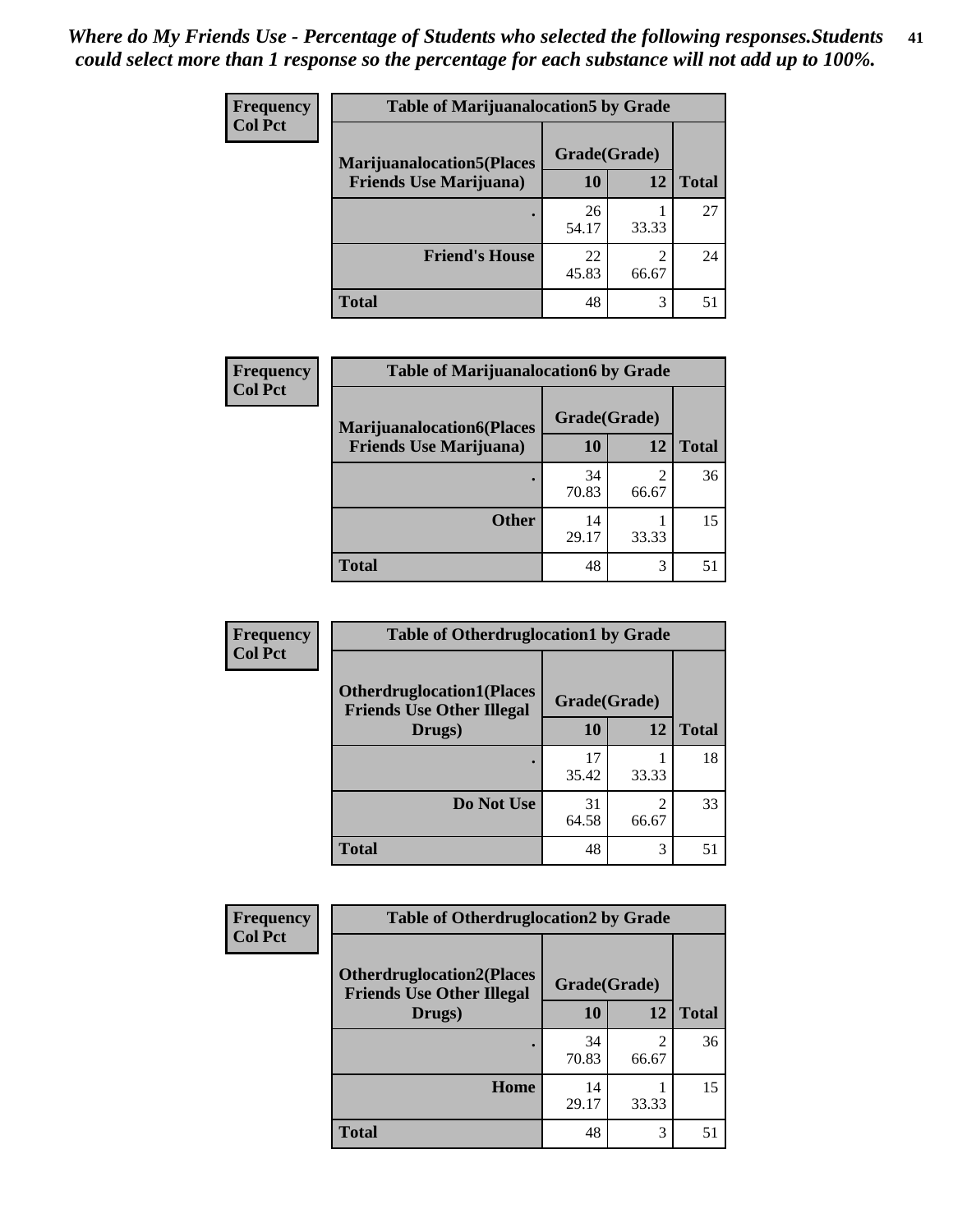*Where do My Friends Use - Percentage of Students who selected the following responses.Students could select more than 1 response so the percentage for each substance will not add up to 100%.*

**Frequency**
**Col Pct**

| Table of Marijuanalocation5 by Grade | | | |
|---|---|---|---|
| Marijuanalocation5(Places Friends Use Marijuana) | Grade(Grade) | | Total |
| | 10 | 12 | |
| . | 26<br>54.17 | 1<br>33.33 | 27 |
| Friend's House | 22<br>45.83 | 2<br>66.67 | 24 |
| Total | 48 | 3 | 51 |

**Frequency**
**Col Pct**

| Table of Marijuanalocation6 by Grade | | | |
|---|---|---|---|
| Marijuanalocation6(Places Friends Use Marijuana) | Grade(Grade) | | Total |
| | 10 | 12 | |
| . | 34<br>70.83 | 2<br>66.67 | 36 |
| Other | 14<br>29.17 | 1<br>33.33 | 15 |
| Total | 48 | 3 | 51 |

**Frequency**
**Col Pct**

| Table of Otherdruglocation1 by Grade | | | |
|---|---|---|---|
| Otherdruglocation1(Places Friends Use Other Illegal Drugs) | Grade(Grade) | | Total |
| | 10 | 12 | |
| . | 17<br>35.42 | 1<br>33.33 | 18 |
| Do Not Use | 31<br>64.58 | 2<br>66.67 | 33 |
| Total | 48 | 3 | 51 |

**Frequency**
**Col Pct**

| Table of Otherdruglocation2 by Grade | | | |
|---|---|---|---|
| Otherdruglocation2(Places Friends Use Other Illegal Drugs) | Grade(Grade) | | Total |
| | 10 | 12 | |
| . | 34<br>70.83 | 2<br>66.67 | 36 |
| Home | 14<br>29.17 | 1<br>33.33 | 15 |
| Total | 48 | 3 | 51 |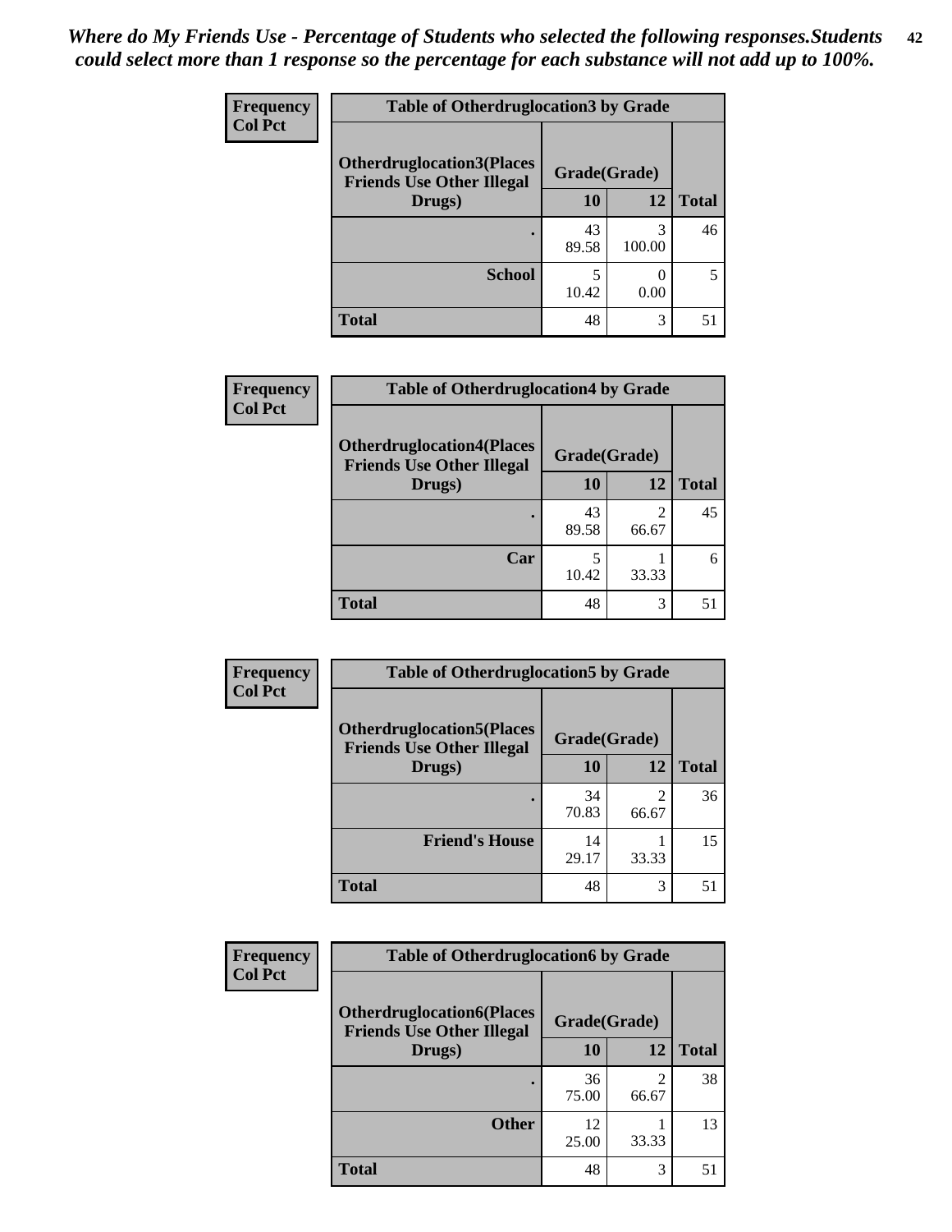*Where do My Friends Use - Percentage of Students who selected the following responses.Students could select more than 1 response so the percentage for each substance will not add up to 100%.*

**Frequency / Col Pct**

| Table of Otherdruglocation3 by Grade | | | |
|---|---|---|---|
| **Otherdruglocation3(Places Friends Use Other Illegal Drugs)** | **Grade(Grade)** | | |
| | **10** | **12** | **Total** |
| **.** | 43<br>89.58 | 3<br>100.00 | 46 |
| **School** | 5<br>10.42 | 0<br>0.00 | 5 |
| **Total** | 48 | 3 | 51 |

**Frequency / Col Pct**

| Table of Otherdruglocation4 by Grade | | | |
|---|---|---|---|
| **Otherdruglocation4(Places Friends Use Other Illegal Drugs)** | **Grade(Grade)** | | |
| | **10** | **12** | **Total** |
| **.** | 43<br>89.58 | 2<br>66.67 | 45 |
| **Car** | 5<br>10.42 | 1<br>33.33 | 6 |
| **Total** | 48 | 3 | 51 |

**Frequency / Col Pct**

| Table of Otherdruglocation5 by Grade | | | |
|---|---|---|---|
| **Otherdruglocation5(Places Friends Use Other Illegal Drugs)** | **Grade(Grade)** | | |
| | **10** | **12** | **Total** |
| **.** | 34<br>70.83 | 2<br>66.67 | 36 |
| **Friend's House** | 14<br>29.17 | 1<br>33.33 | 15 |
| **Total** | 48 | 3 | 51 |

**Frequency / Col Pct**

| Table of Otherdruglocation6 by Grade | | | |
|---|---|---|---|
| **Otherdruglocation6(Places Friends Use Other Illegal Drugs)** | **Grade(Grade)** | | |
| | **10** | **12** | **Total** |
| **.** | 36<br>75.00 | 2<br>66.67 | 38 |
| **Other** | 12<br>25.00 | 1<br>33.33 | 13 |
| **Total** | 48 | 3 | 51 |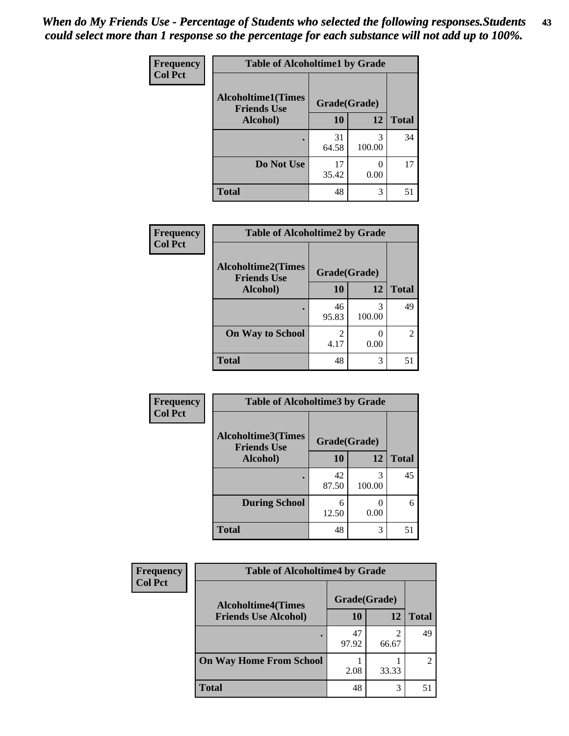*When do My Friends Use - Percentage of Students who selected the following responses.Students could select more than 1 response so the percentage for each substance will not add up to 100%.*

**Table of Alcoholtime1 by Grade**

| Frequency / Col Pct — Alcoholtime1(Times Friends Use Alcohol) | Grade(Grade) 10 | 12 | Total |
|---|---|---|---|
| . | 31<br>64.58 | 3<br>100.00 | 34 |
| Do Not Use | 17<br>35.42 | 0<br>0.00 | 17 |
| Total | 48 | 3 | 51 |

**Table of Alcoholtime2 by Grade**

| Frequency / Col Pct — Alcoholtime2(Times Friends Use Alcohol) | Grade(Grade) 10 | 12 | Total |
|---|---|---|---|
| . | 46<br>95.83 | 3<br>100.00 | 49 |
| On Way to School | 2<br>4.17 | 0<br>0.00 | 2 |
| Total | 48 | 3 | 51 |

**Table of Alcoholtime3 by Grade**

| Frequency / Col Pct — Alcoholtime3(Times Friends Use Alcohol) | Grade(Grade) 10 | 12 | Total |
|---|---|---|---|
| . | 42<br>87.50 | 3<br>100.00 | 45 |
| During School | 6<br>12.50 | 0<br>0.00 | 6 |
| Total | 48 | 3 | 51 |

**Table of Alcoholtime4 by Grade**

| Frequency / Col Pct — Alcoholtime4(Times Friends Use Alcohol) | Grade(Grade) 10 | 12 | Total |
|---|---|---|---|
| . | 47<br>97.92 | 2<br>66.67 | 49 |
| On Way Home From School | 1<br>2.08 | 1<br>33.33 | 2 |
| Total | 48 | 3 | 51 |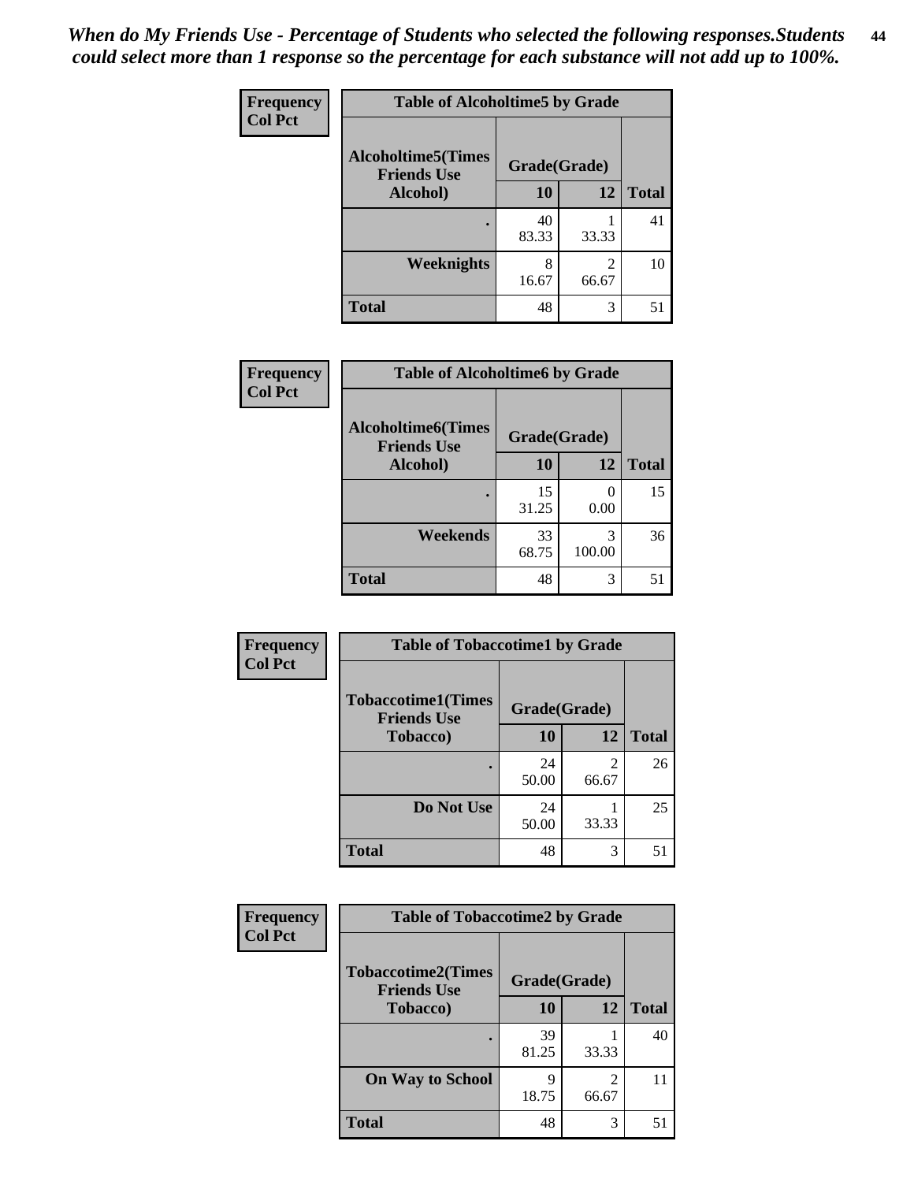*When do My Friends Use - Percentage of Students who selected the following responses.Students could select more than 1 response so the percentage for each substance will not add up to 100%.*

**Frequency**
**Col Pct**

| Table of Alcoholtime5 by Grade | | | |
|---|---|---|---|
| **Alcoholtime5(Times Friends Use Alcohol)** | **Grade(Grade)** | | **Total** |
| | **10** | **12** | |
| **.** | 40<br>83.33 | 1<br>33.33 | 41 |
| **Weeknights** | 8<br>16.67 | 2<br>66.67 | 10 |
| **Total** | 48 | 3 | 51 |

**Frequency**
**Col Pct**

| Table of Alcoholtime6 by Grade | | | |
|---|---|---|---|
| **Alcoholtime6(Times Friends Use Alcohol)** | **Grade(Grade)** | | **Total** |
| | **10** | **12** | |
| **.** | 15<br>31.25 | 0<br>0.00 | 15 |
| **Weekends** | 33<br>68.75 | 3<br>100.00 | 36 |
| **Total** | 48 | 3 | 51 |

**Frequency**
**Col Pct**

| Table of Tobaccotime1 by Grade | | | |
|---|---|---|---|
| **Tobaccotime1(Times Friends Use Tobacco)** | **Grade(Grade)** | | **Total** |
| | **10** | **12** | |
| **.** | 24<br>50.00 | 2<br>66.67 | 26 |
| **Do Not Use** | 24<br>50.00 | 1<br>33.33 | 25 |
| **Total** | 48 | 3 | 51 |

**Frequency**
**Col Pct**

| Table of Tobaccotime2 by Grade | | | |
|---|---|---|---|
| **Tobaccotime2(Times Friends Use Tobacco)** | **Grade(Grade)** | | **Total** |
| | **10** | **12** | |
| **.** | 39<br>81.25 | 1<br>33.33 | 40 |
| **On Way to School** | 9<br>18.75 | 2<br>66.67 | 11 |
| **Total** | 48 | 3 | 51 |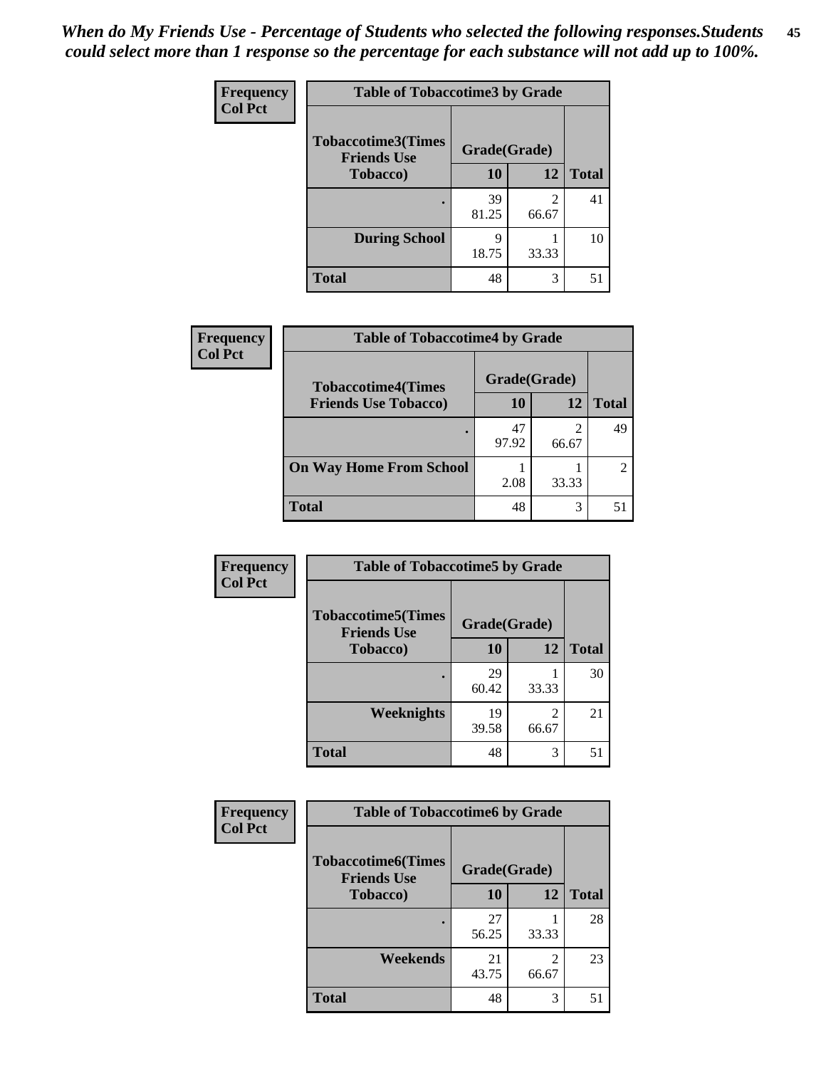*When do My Friends Use - Percentage of Students who selected the following responses.Students could select more than 1 response so the percentage for each substance will not add up to 100%.*

**Frequency**
**Col Pct**

| Table of Tobaccotime3 by Grade | | | |
|---|---|---|---|
| **Tobaccotime3(Times Friends Use Tobacco)** | **Grade(Grade)** | | **Total** |
| | **10** | **12** | |
| **.** | 39<br>81.25 | 2<br>66.67 | 41 |
| **During School** | 9<br>18.75 | 1<br>33.33 | 10 |
| **Total** | 48 | 3 | 51 |

**Frequency**
**Col Pct**

| Table of Tobaccotime4 by Grade | | | |
|---|---|---|---|
| **Tobaccotime4(Times Friends Use Tobacco)** | **Grade(Grade)** | | **Total** |
| | **10** | **12** | |
| **.** | 47<br>97.92 | 2<br>66.67 | 49 |
| **On Way Home From School** | 1<br>2.08 | 1<br>33.33 | 2 |
| **Total** | 48 | 3 | 51 |

**Frequency**
**Col Pct**

| Table of Tobaccotime5 by Grade | | | |
|---|---|---|---|
| **Tobaccotime5(Times Friends Use Tobacco)** | **Grade(Grade)** | | **Total** |
| | **10** | **12** | |
| **.** | 29<br>60.42 | 1<br>33.33 | 30 |
| **Weeknights** | 19<br>39.58 | 2<br>66.67 | 21 |
| **Total** | 48 | 3 | 51 |

**Frequency**
**Col Pct**

| Table of Tobaccotime6 by Grade | | | |
|---|---|---|---|
| **Tobaccotime6(Times Friends Use Tobacco)** | **Grade(Grade)** | | **Total** |
| | **10** | **12** | |
| **.** | 27<br>56.25 | 1<br>33.33 | 28 |
| **Weekends** | 21<br>43.75 | 2<br>66.67 | 23 |
| **Total** | 48 | 3 | 51 |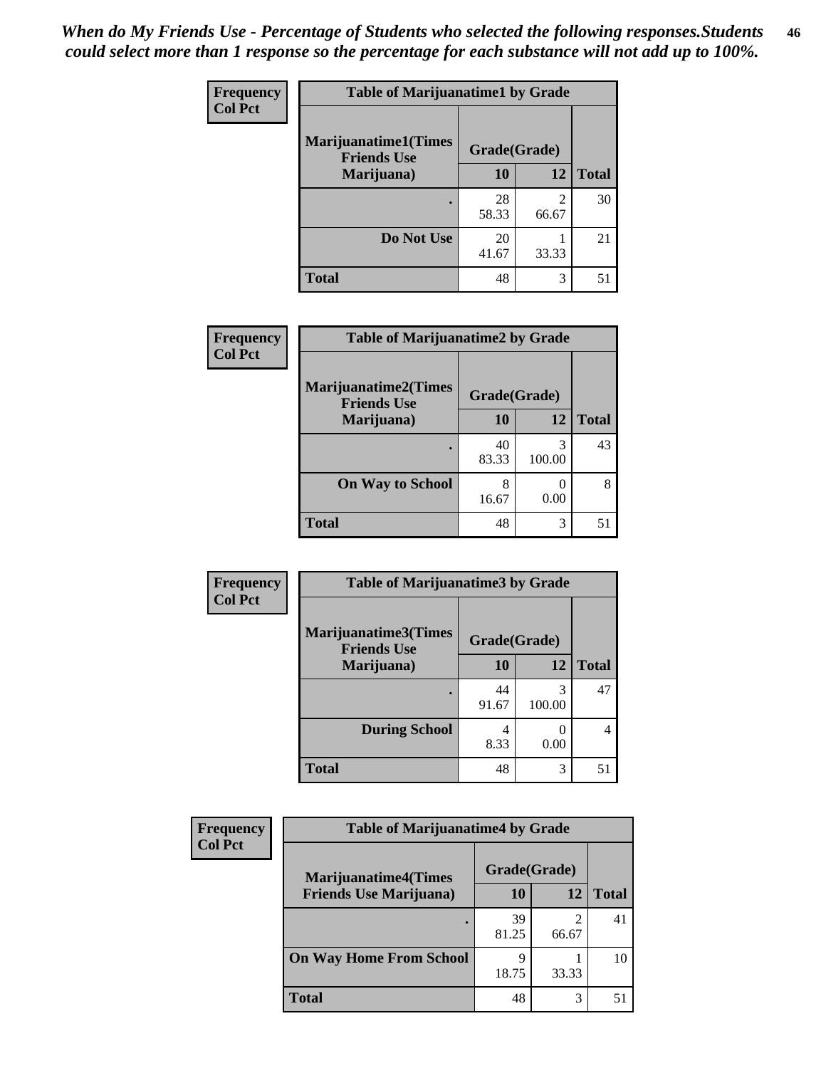*When do My Friends Use - Percentage of Students who selected the following responses.Students could select more than 1 response so the percentage for each substance will not add up to 100%.*

**Frequency**
**Col Pct**

| Table of Marijuanatime1 by Grade | | | |
|---|---|---|---|
| **Marijuanatime1(Times Friends Use Marijuana)** | **Grade(Grade)** | | |
| | **10** | **12** | **Total** |
| **.** | 28<br>58.33 | 2<br>66.67 | 30 |
| **Do Not Use** | 20<br>41.67 | 1<br>33.33 | 21 |
| **Total** | 48 | 3 | 51 |

**Frequency**
**Col Pct**

| Table of Marijuanatime2 by Grade | | | |
|---|---|---|---|
| **Marijuanatime2(Times Friends Use Marijuana)** | **Grade(Grade)** | | |
| | **10** | **12** | **Total** |
| **.** | 40<br>83.33 | 3<br>100.00 | 43 |
| **On Way to School** | 8<br>16.67 | 0<br>0.00 | 8 |
| **Total** | 48 | 3 | 51 |

**Frequency**
**Col Pct**

| Table of Marijuanatime3 by Grade | | | |
|---|---|---|---|
| **Marijuanatime3(Times Friends Use Marijuana)** | **Grade(Grade)** | | |
| | **10** | **12** | **Total** |
| **.** | 44<br>91.67 | 3<br>100.00 | 47 |
| **During School** | 4<br>8.33 | 0<br>0.00 | 4 |
| **Total** | 48 | 3 | 51 |

**Frequency**
**Col Pct**

| Table of Marijuanatime4 by Grade | | | |
|---|---|---|---|
| **Marijuanatime4(Times Friends Use Marijuana)** | **Grade(Grade)** | | |
| | **10** | **12** | **Total** |
| **.** | 39<br>81.25 | 2<br>66.67 | 41 |
| **On Way Home From School** | 9<br>18.75 | 1<br>33.33 | 10 |
| **Total** | 48 | 3 | 51 |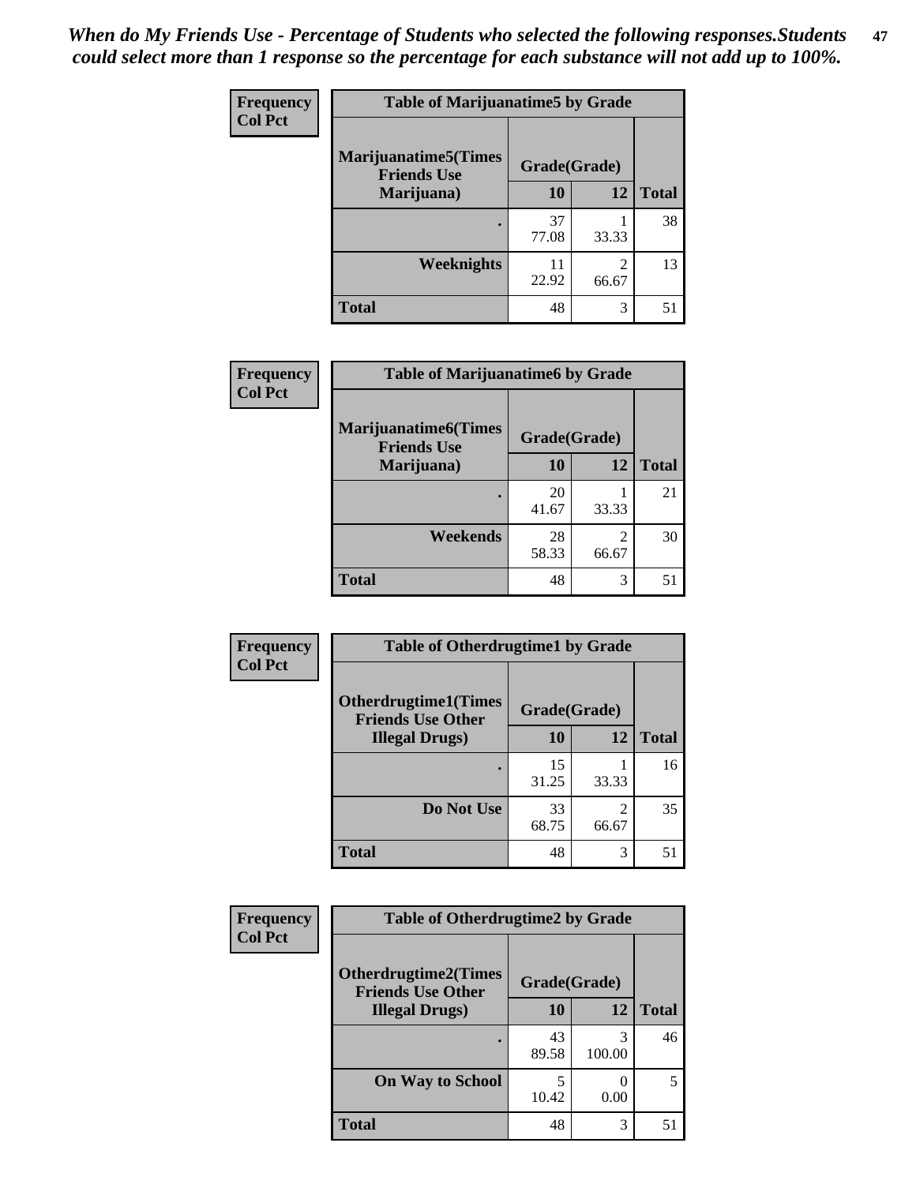*When do My Friends Use - Percentage of Students who selected the following responses.Students could select more than 1 response so the percentage for each substance will not add up to 100%.*

**Frequency**
**Col Pct**

| Table of Marijuanatime5 by Grade | | | |
|---|---|---|---|
| **Marijuanatime5(Times Friends Use Marijuana)** | **Grade(Grade)** | | |
| | **10** | **12** | **Total** |
| **.** | 37<br>77.08 | 1<br>33.33 | 38 |
| **Weeknights** | 11<br>22.92 | 2<br>66.67 | 13 |
| **Total** | 48 | 3 | 51 |

**Frequency**
**Col Pct**

| Table of Marijuanatime6 by Grade | | | |
|---|---|---|---|
| **Marijuanatime6(Times Friends Use Marijuana)** | **Grade(Grade)** | | |
| | **10** | **12** | **Total** |
| **.** | 20<br>41.67 | 1<br>33.33 | 21 |
| **Weekends** | 28<br>58.33 | 2<br>66.67 | 30 |
| **Total** | 48 | 3 | 51 |

**Frequency**
**Col Pct**

| Table of Otherdrugtime1 by Grade | | | |
|---|---|---|---|
| **Otherdrugtime1(Times Friends Use Other Illegal Drugs)** | **Grade(Grade)** | | |
| | **10** | **12** | **Total** |
| **.** | 15<br>31.25 | 1<br>33.33 | 16 |
| **Do Not Use** | 33<br>68.75 | 2<br>66.67 | 35 |
| **Total** | 48 | 3 | 51 |

**Frequency**
**Col Pct**

| Table of Otherdrugtime2 by Grade | | | |
|---|---|---|---|
| **Otherdrugtime2(Times Friends Use Other Illegal Drugs)** | **Grade(Grade)** | | |
| | **10** | **12** | **Total** |
| **.** | 43<br>89.58 | 3<br>100.00 | 46 |
| **On Way to School** | 5<br>10.42 | 0<br>0.00 | 5 |
| **Total** | 48 | 3 | 51 |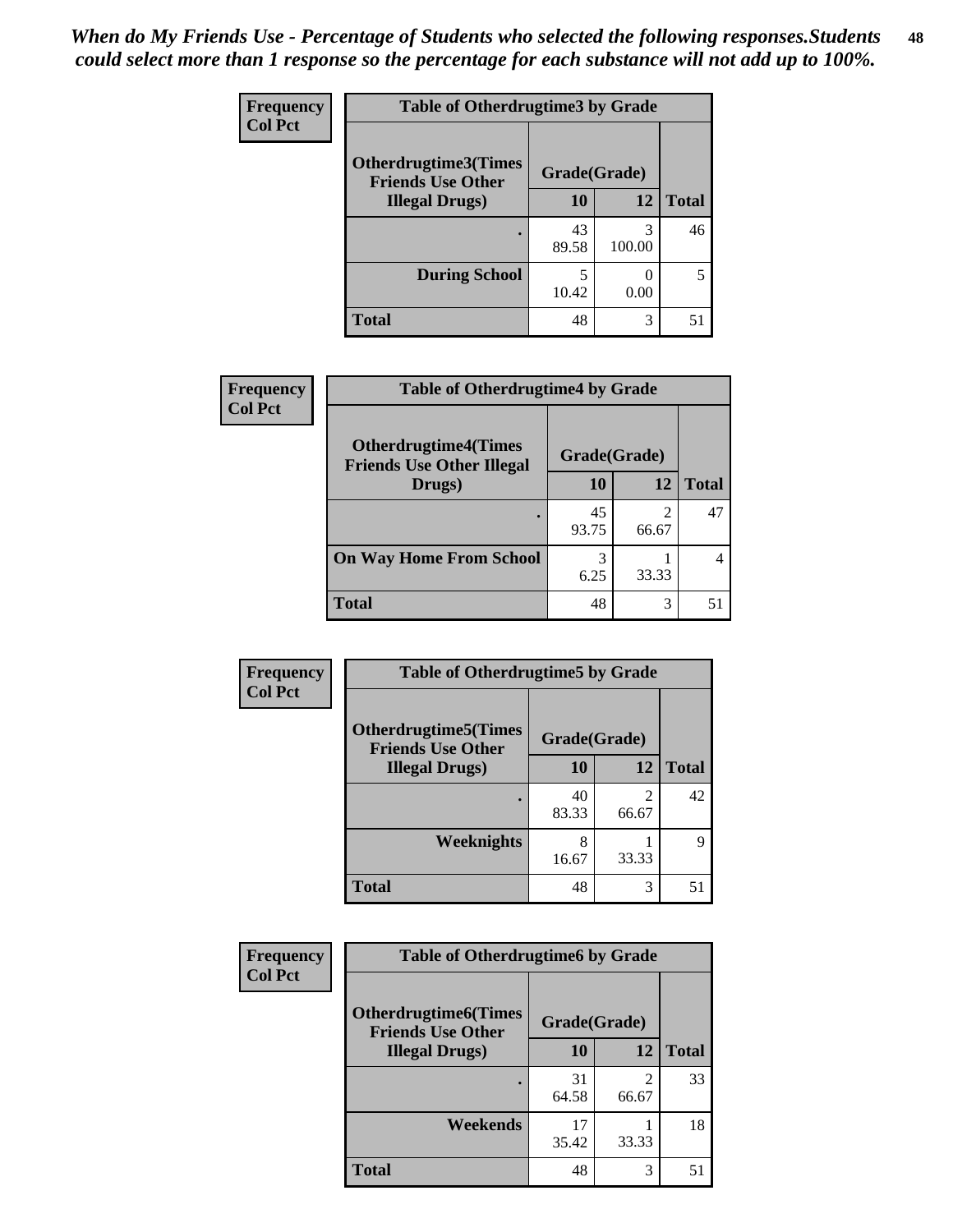*When do My Friends Use - Percentage of Students who selected the following responses.Students could select more than 1 response so the percentage for each substance will not add up to 100%.*

**Frequency**
**Col Pct**

**Table of Otherdrugtime3 by Grade**

| Otherdrugtime3(Times Friends Use Other Illegal Drugs) | Grade(Grade) | | Total |
|---|---|---|---|
| | 10 | 12 | |
| . | 43<br>89.58 | 3<br>100.00 | 46 |
| During School | 5<br>10.42 | 0<br>0.00 | 5 |
| Total | 48 | 3 | 51 |

**Frequency**
**Col Pct**

**Table of Otherdrugtime4 by Grade**

| Otherdrugtime4(Times Friends Use Other Illegal Drugs) | Grade(Grade) | | Total |
|---|---|---|---|
| | 10 | 12 | |
| . | 45<br>93.75 | 2<br>66.67 | 47 |
| On Way Home From School | 3<br>6.25 | 1<br>33.33 | 4 |
| Total | 48 | 3 | 51 |

**Frequency**
**Col Pct**

**Table of Otherdrugtime5 by Grade**

| Otherdrugtime5(Times Friends Use Other Illegal Drugs) | Grade(Grade) | | Total |
|---|---|---|---|
| | 10 | 12 | |
| . | 40<br>83.33 | 2<br>66.67 | 42 |
| Weeknights | 8<br>16.67 | 1<br>33.33 | 9 |
| Total | 48 | 3 | 51 |

**Frequency**
**Col Pct**

**Table of Otherdrugtime6 by Grade**

| Otherdrugtime6(Times Friends Use Other Illegal Drugs) | Grade(Grade) | | Total |
|---|---|---|---|
| | 10 | 12 | |
| . | 31<br>64.58 | 2<br>66.67 | 33 |
| Weekends | 17<br>35.42 | 1<br>33.33 | 18 |
| Total | 48 | 3 | 51 |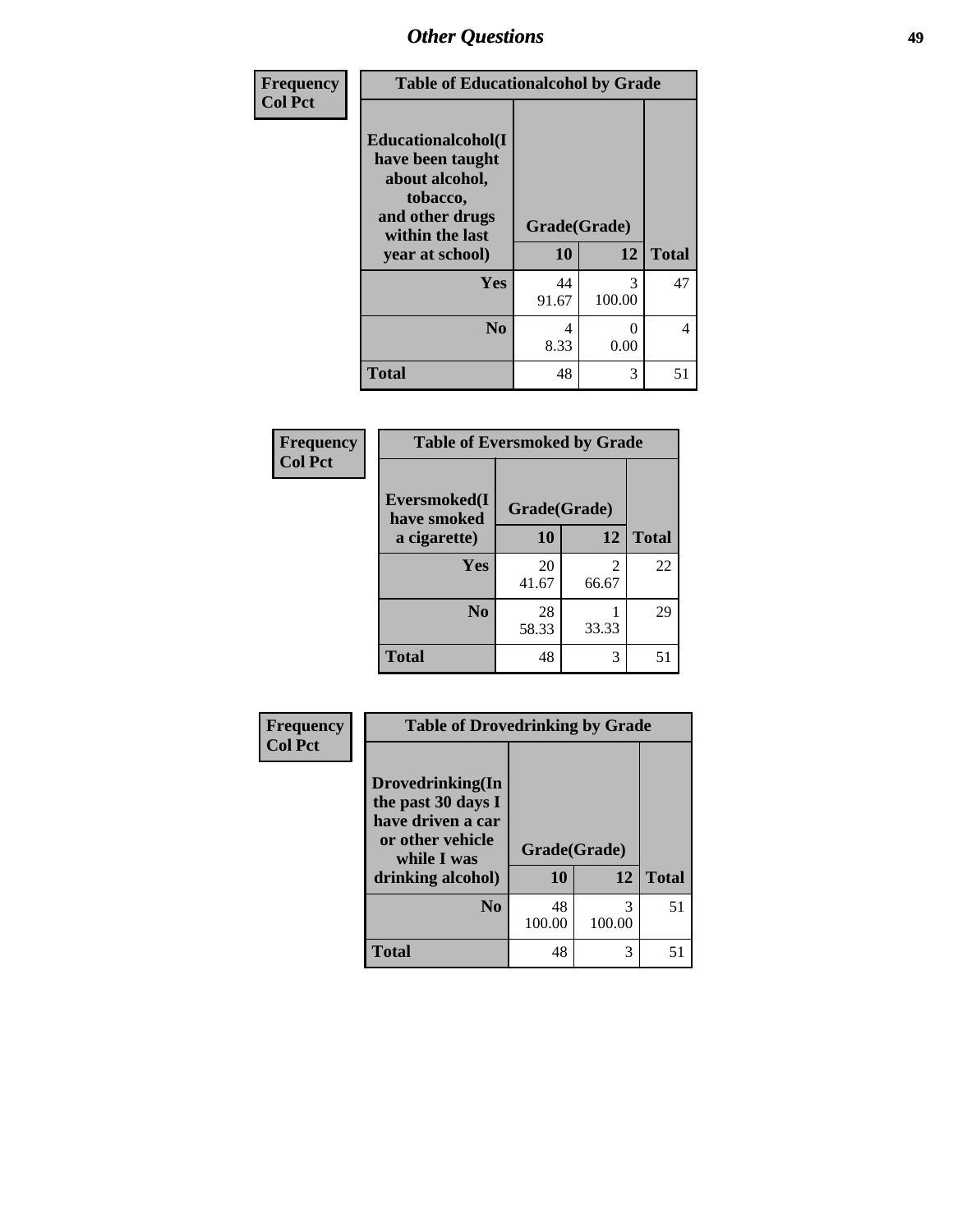| Frequency<br>Col Pct | | | |
|---|---|---|---|

| Table of Educationalalcohol by Grade | | | |
|---|---|---|---|
| Educationalalcohol(I have been taught about alcohol, tobacco, and other drugs within the last year at school) | Grade(Grade) | | |
| | 10 | 12 | Total |
| Yes | 44<br>91.67 | 3<br>100.00 | 47 |
| No | 4<br>8.33 | 0<br>0.00 | 4 |
| Total | 48 | 3 | 51 |

| Frequency<br>Col Pct | | | |
|---|---|---|---|

| Table of Eversmoked by Grade | | | |
|---|---|---|---|
| Eversmoked(I have smoked a cigarette) | Grade(Grade) | | |
| | 10 | 12 | Total |
| Yes | 20<br>41.67 | 2<br>66.67 | 22 |
| No | 28<br>58.33 | 1<br>33.33 | 29 |
| Total | 48 | 3 | 51 |

| Frequency<br>Col Pct | | | |
|---|---|---|---|

| Table of Drovedrinking by Grade | | | |
|---|---|---|---|
| Drovedrinking(In the past 30 days I have driven a car or other vehicle while I was drinking alcohol) | Grade(Grade) | | |
| | 10 | 12 | Total |
| No | 48<br>100.00 | 3<br>100.00 | 51 |
| Total | 48 | 3 | 51 |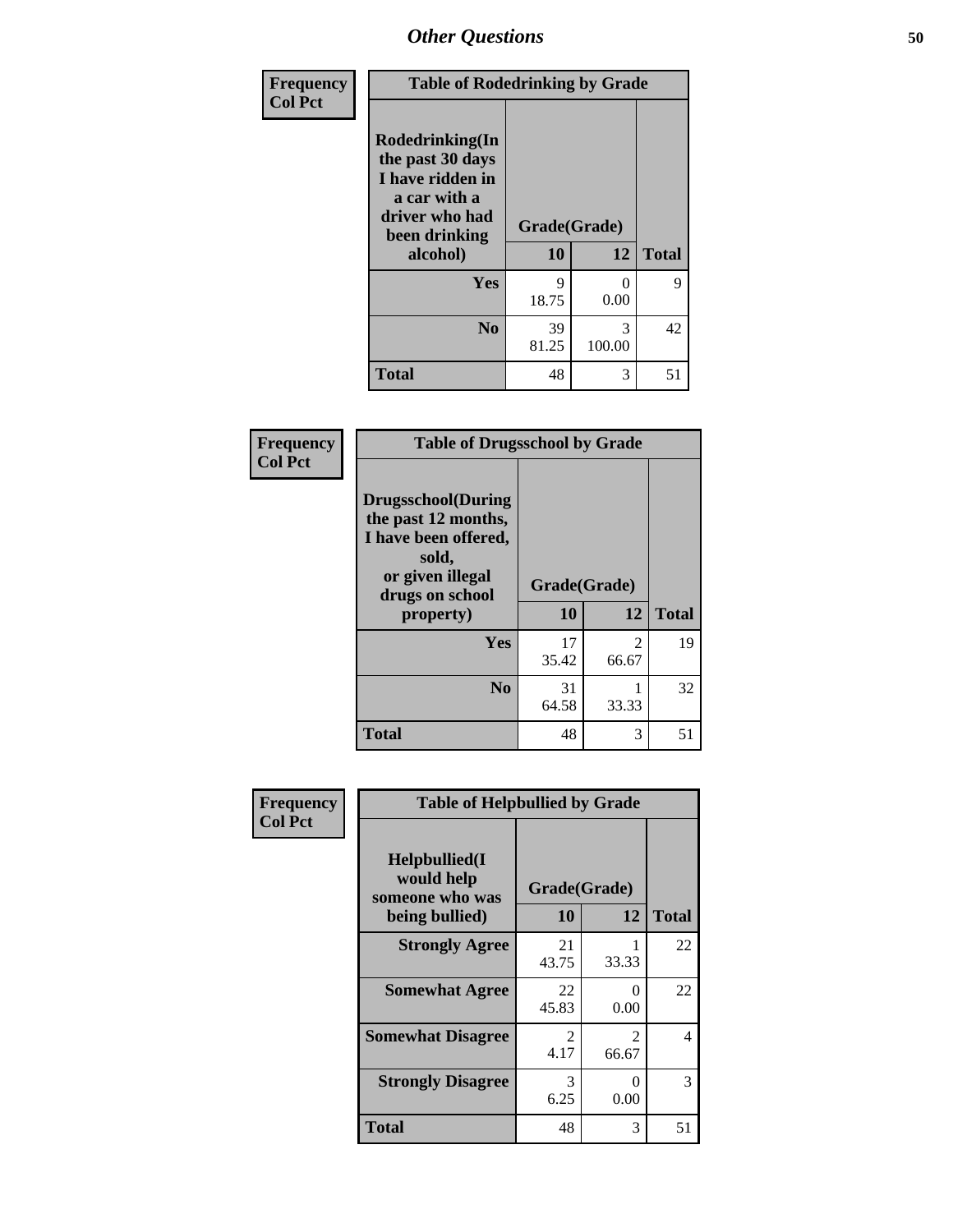## Other Questions

**Frequency**
**Col Pct**

| Table of Rodedrinking by Grade | | | |
|---|---|---|---|
| **Rodedrinking(In the past 30 days I have ridden in a car with a driver who had been drinking alcohol)** | **Grade(Grade)** | | |
| | **10** | **12** | **Total** |
| **Yes** | 9<br>18.75 | 0<br>0.00 | 9 |
| **No** | 39<br>81.25 | 3<br>100.00 | 42 |
| **Total** | 48 | 3 | 51 |

**Frequency**
**Col Pct**

| Table of Drugsschool by Grade | | | |
|---|---|---|---|
| **Drugsschool(During the past 12 months, I have been offered, sold, or given illegal drugs on school property)** | **Grade(Grade)** | | |
| | **10** | **12** | **Total** |
| **Yes** | 17<br>35.42 | 2<br>66.67 | 19 |
| **No** | 31<br>64.58 | 1<br>33.33 | 32 |
| **Total** | 48 | 3 | 51 |

**Frequency**
**Col Pct**

| Table of Helpbullied by Grade | | | |
|---|---|---|---|
| **Helpbullied(I would help someone who was being bullied)** | **Grade(Grade)** | | |
| | **10** | **12** | **Total** |
| **Strongly Agree** | 21<br>43.75 | 1<br>33.33 | 22 |
| **Somewhat Agree** | 22<br>45.83 | 0<br>0.00 | 22 |
| **Somewhat Disagree** | 2<br>4.17 | 2<br>66.67 | 4 |
| **Strongly Disagree** | 3<br>6.25 | 0<br>0.00 | 3 |
| **Total** | 48 | 3 | 51 |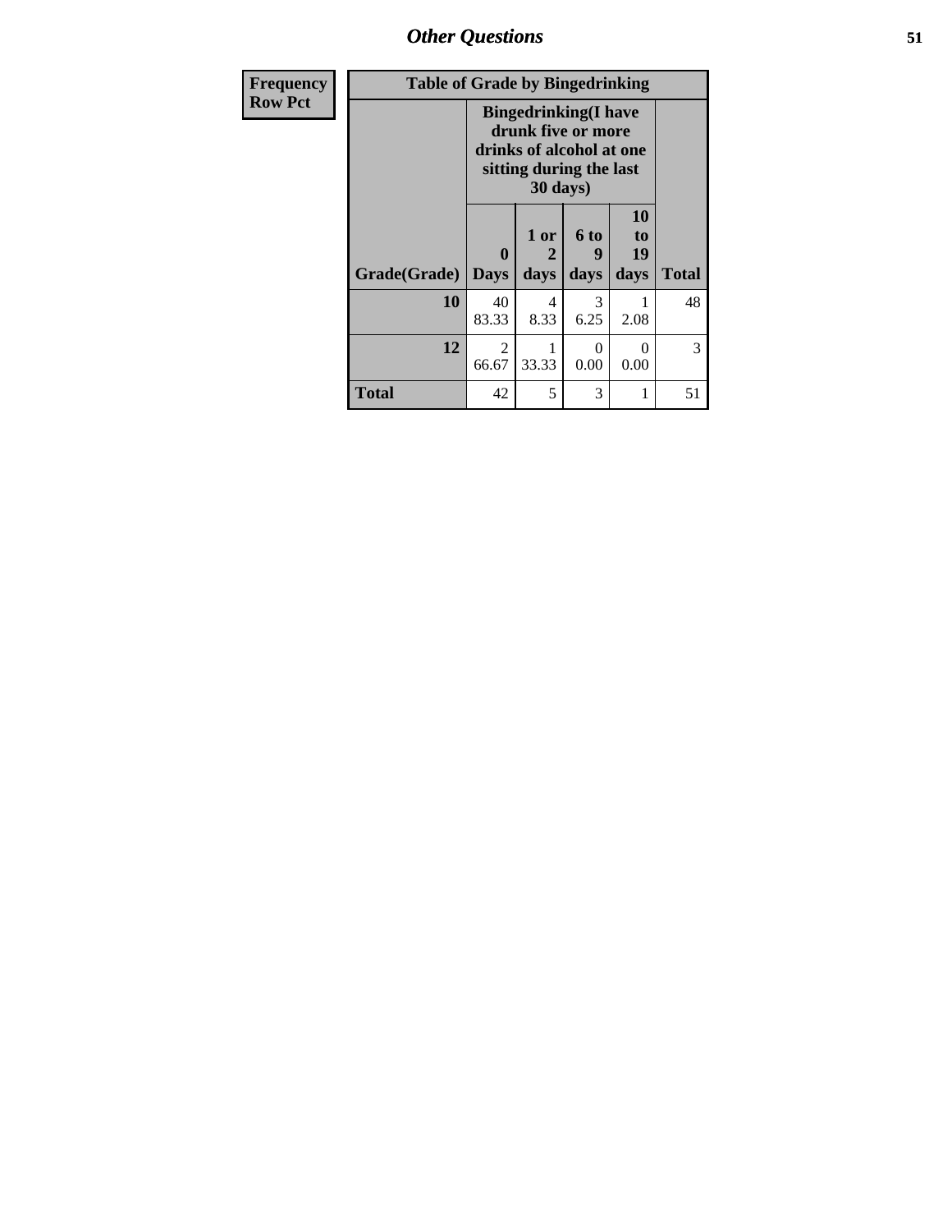## Other Questions

| Frequency<br>Row Pct |
|---|

| Table of Grade by Bingedrinking | | | | | |
|---|---|---|---|---|---|
| | Bingedrinking(I have drunk five or more drinks of alcohol at one sitting during the last 30 days) | | | | |
| Grade(Grade) | 0 Days | 1 or 2 days | 6 to 9 days | 10 to 19 days | Total |
| **10** | 40<br>83.33 | 4<br>8.33 | 3<br>6.25 | 1<br>2.08 | 48 |
| **12** | 2<br>66.67 | 1<br>33.33 | 0<br>0.00 | 0<br>0.00 | 3 |
| **Total** | 42 | 5 | 3 | 1 | 51 |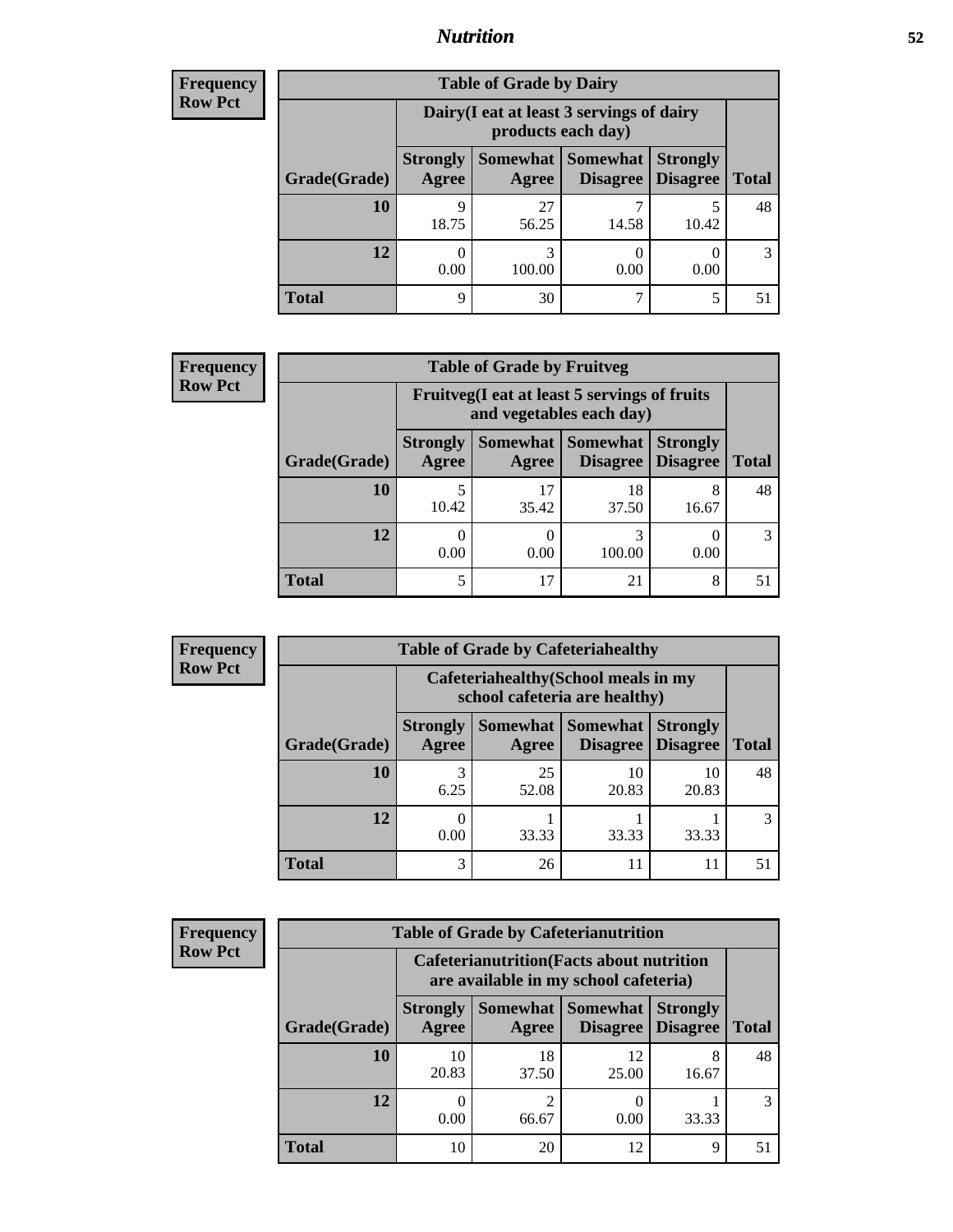## Nutrition

**Frequency**
**Row Pct**

| Table of Grade by Dairy | | | | | |
|---|---|---|---|---|---|
| | Dairy(I eat at least 3 servings of dairy products each day) | | | | |
| Grade(Grade) | Strongly Agree | Somewhat Agree | Somewhat Disagree | Strongly Disagree | Total |
| 10 | 9<br>18.75 | 27<br>56.25 | 7<br>14.58 | 5<br>10.42 | 48 |
| 12 | 0<br>0.00 | 3<br>100.00 | 0<br>0.00 | 0<br>0.00 | 3 |
| Total | 9 | 30 | 7 | 5 | 51 |

**Frequency**
**Row Pct**

| Table of Grade by Fruitveg | | | | | |
|---|---|---|---|---|---|
| | Fruitveg(I eat at least 5 servings of fruits and vegetables each day) | | | | |
| Grade(Grade) | Strongly Agree | Somewhat Agree | Somewhat Disagree | Strongly Disagree | Total |
| 10 | 5<br>10.42 | 17<br>35.42 | 18<br>37.50 | 8<br>16.67 | 48 |
| 12 | 0<br>0.00 | 0<br>0.00 | 3<br>100.00 | 0<br>0.00 | 3 |
| Total | 5 | 17 | 21 | 8 | 51 |

**Frequency**
**Row Pct**

| Table of Grade by Cafeteriahealthy | | | | | |
|---|---|---|---|---|---|
| | Cafeteriahealthy(School meals in my school cafeteria are healthy) | | | | |
| Grade(Grade) | Strongly Agree | Somewhat Agree | Somewhat Disagree | Strongly Disagree | Total |
| 10 | 3<br>6.25 | 25<br>52.08 | 10<br>20.83 | 10<br>20.83 | 48 |
| 12 | 0<br>0.00 | 1<br>33.33 | 1<br>33.33 | 1<br>33.33 | 3 |
| Total | 3 | 26 | 11 | 11 | 51 |

**Frequency**
**Row Pct**

| Table of Grade by Cafeterianutrition | | | | | |
|---|---|---|---|---|---|
| | Cafeterianutrition(Facts about nutrition are available in my school cafeteria) | | | | |
| Grade(Grade) | Strongly Agree | Somewhat Agree | Somewhat Disagree | Strongly Disagree | Total |
| 10 | 10<br>20.83 | 18<br>37.50 | 12<br>25.00 | 8<br>16.67 | 48 |
| 12 | 0<br>0.00 | 2<br>66.67 | 0<br>0.00 | 1<br>33.33 | 3 |
| Total | 10 | 20 | 12 | 9 | 51 |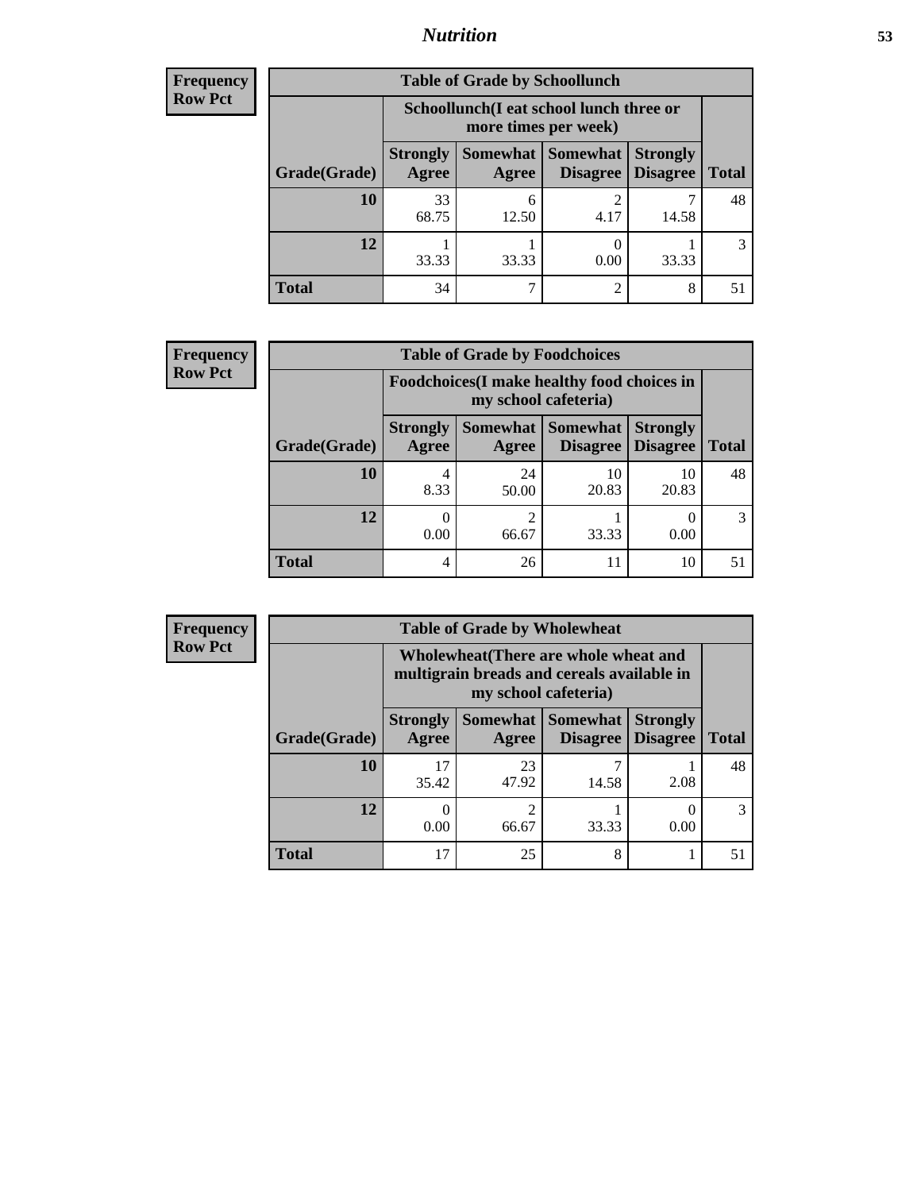# Nutrition

**Frequency**
**Row Pct**

| Table of Grade by Schoollunch | | | | | |
|---|---|---|---|---|---|
| | Schoollunch(I eat school lunch three or more times per week) | | | | |
| Grade(Grade) | Strongly Agree | Somewhat Agree | Somewhat Disagree | Strongly Disagree | Total |
| **10** | 33<br>68.75 | 6<br>12.50 | 2<br>4.17 | 7<br>14.58 | 48 |
| **12** | 1<br>33.33 | 1<br>33.33 | 0<br>0.00 | 1<br>33.33 | 3 |
| **Total** | 34 | 7 | 2 | 8 | 51 |

**Frequency**
**Row Pct**

| Table of Grade by Foodchoices | | | | | |
|---|---|---|---|---|---|
| | Foodchoices(I make healthy food choices in my school cafeteria) | | | | |
| Grade(Grade) | Strongly Agree | Somewhat Agree | Somewhat Disagree | Strongly Disagree | Total |
| **10** | 4<br>8.33 | 24<br>50.00 | 10<br>20.83 | 10<br>20.83 | 48 |
| **12** | 0<br>0.00 | 2<br>66.67 | 1<br>33.33 | 0<br>0.00 | 3 |
| **Total** | 4 | 26 | 11 | 10 | 51 |

**Frequency**
**Row Pct**

| Table of Grade by Wholewheat | | | | | |
|---|---|---|---|---|---|
| | Wholewheat(There are whole wheat and multigrain breads and cereals available in my school cafeteria) | | | | |
| Grade(Grade) | Strongly Agree | Somewhat Agree | Somewhat Disagree | Strongly Disagree | Total |
| **10** | 17<br>35.42 | 23<br>47.92 | 7<br>14.58 | 1<br>2.08 | 48 |
| **12** | 0<br>0.00 | 2<br>66.67 | 1<br>33.33 | 0<br>0.00 | 3 |
| **Total** | 17 | 25 | 8 | 1 | 51 |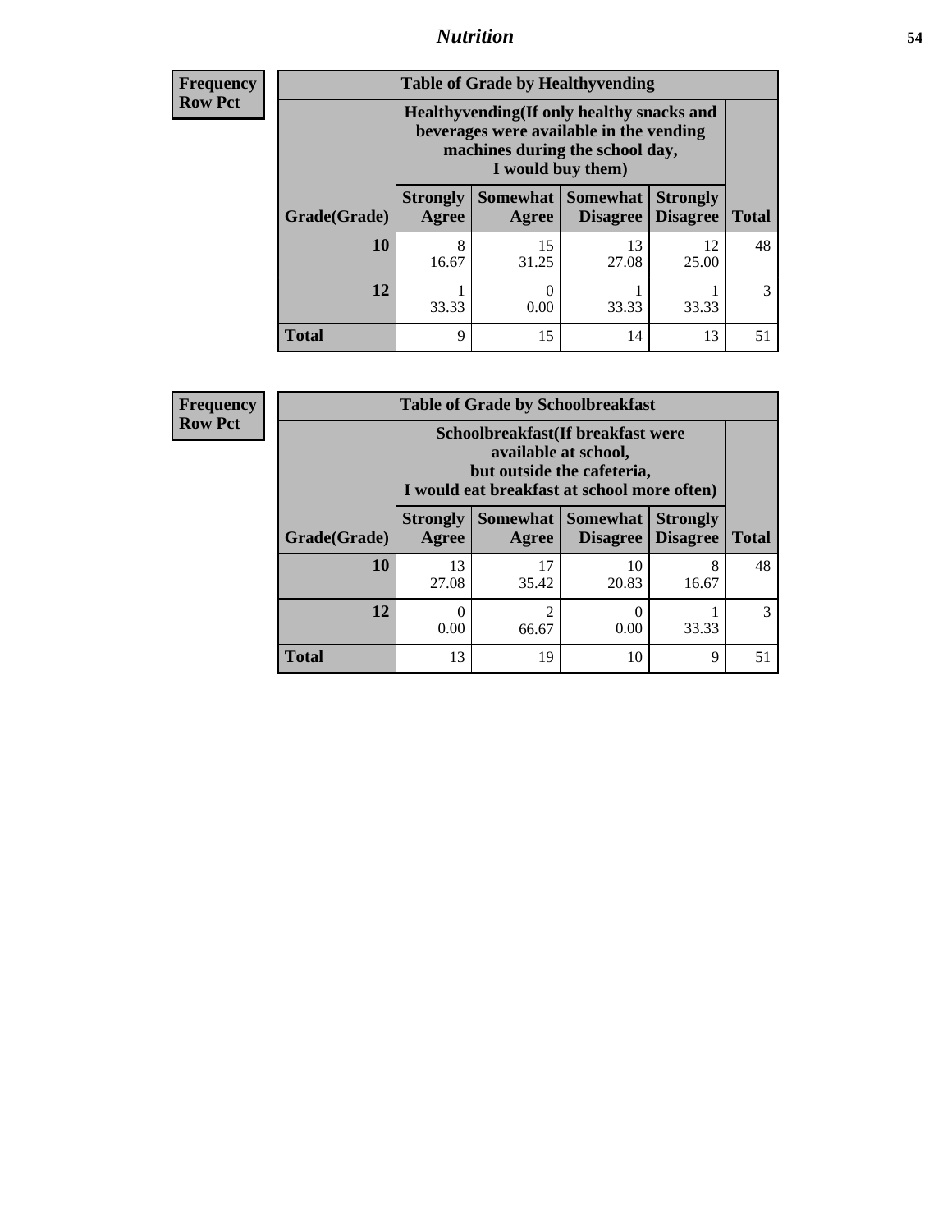## Nutrition

**Frequency**
**Row Pct**

| Table of Grade by Healthyvending | | | | | |
|---|---|---|---|---|---|
| | Healthyvending(If only healthy snacks and beverages were available in the vending machines during the school day, I would buy them) | | | | |
| Grade(Grade) | Strongly Agree | Somewhat Agree | Somewhat Disagree | Strongly Disagree | Total |
| **10** | 8<br>16.67 | 15<br>31.25 | 13<br>27.08 | 12<br>25.00 | 48 |
| **12** | 1<br>33.33 | 0<br>0.00 | 1<br>33.33 | 1<br>33.33 | 3 |
| **Total** | 9 | 15 | 14 | 13 | 51 |

**Frequency**
**Row Pct**

| Table of Grade by Schoolbreakfast | | | | | |
|---|---|---|---|---|---|
| | Schoolbreakfast(If breakfast were available at school, but outside the cafeteria, I would eat breakfast at school more often) | | | | |
| Grade(Grade) | Strongly Agree | Somewhat Agree | Somewhat Disagree | Strongly Disagree | Total |
| **10** | 13<br>27.08 | 17<br>35.42 | 10<br>20.83 | 8<br>16.67 | 48 |
| **12** | 0<br>0.00 | 2<br>66.67 | 0<br>0.00 | 1<br>33.33 | 3 |
| **Total** | 13 | 19 | 10 | 9 | 51 |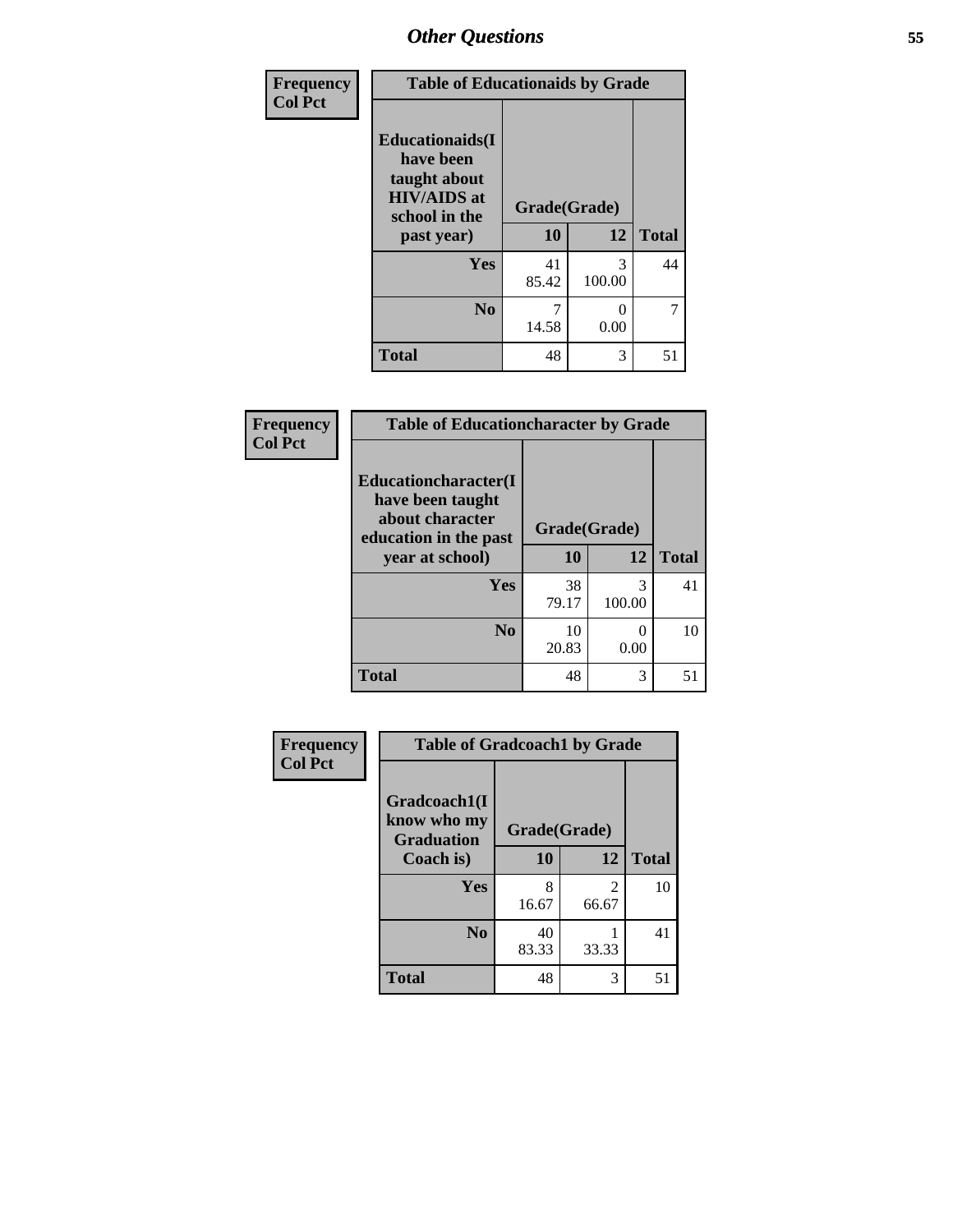## Other Questions

Frequency
Col Pct

| Table of Educationaids by Grade | | | |
|---|---|---|---|
| Educationaids(I have been taught about HIV/AIDS at school in the past year) | Grade(Grade) | | |
| | 10 | 12 | Total |
| Yes | 41<br>85.42 | 3<br>100.00 | 44 |
| No | 7<br>14.58 | 0<br>0.00 | 7 |
| Total | 48 | 3 | 51 |

Frequency
Col Pct

| Table of Educationcharacter by Grade | | | |
|---|---|---|---|
| Educationcharacter(I have been taught about character education in the past year at school) | Grade(Grade) | | |
| | 10 | 12 | Total |
| Yes | 38<br>79.17 | 3<br>100.00 | 41 |
| No | 10<br>20.83 | 0<br>0.00 | 10 |
| Total | 48 | 3 | 51 |

Frequency
Col Pct

| Table of Gradcoach1 by Grade | | | |
|---|---|---|---|
| Gradcoach1(I know who my Graduation Coach is) | Grade(Grade) | | |
| | 10 | 12 | Total |
| Yes | 8<br>16.67 | 2<br>66.67 | 10 |
| No | 40<br>83.33 | 1<br>33.33 | 41 |
| Total | 48 | 3 | 51 |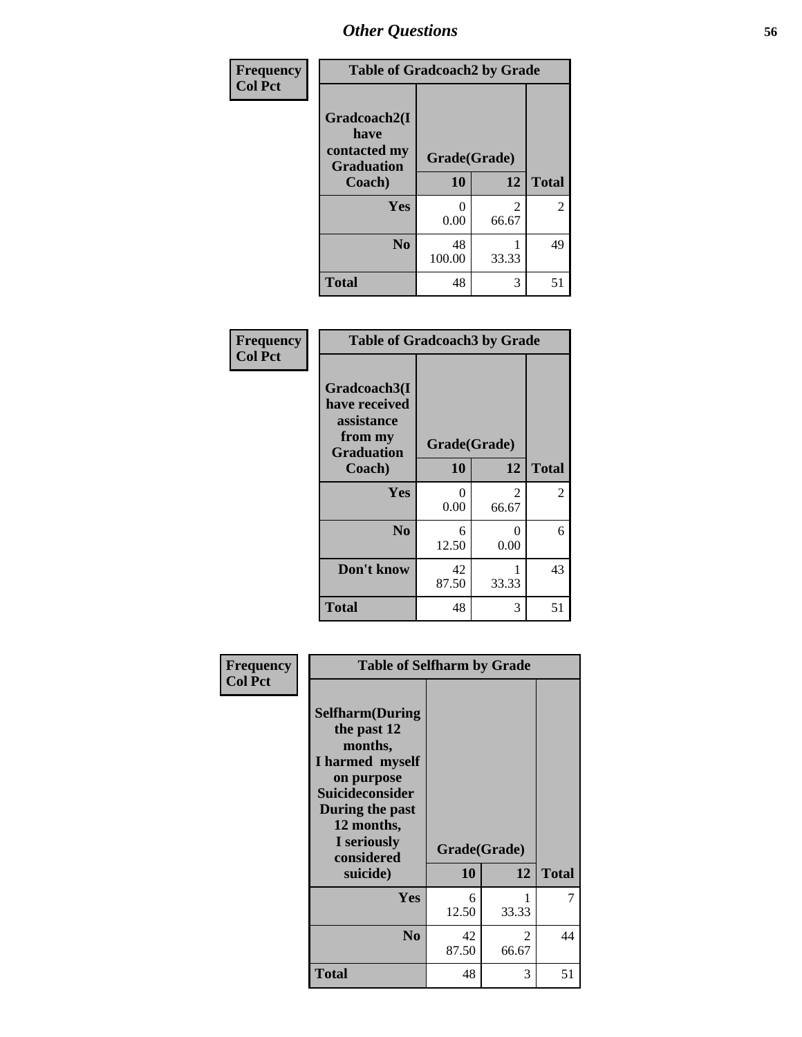# Other Questions

| Frequency Col Pct | Table of Gradcoach2 by Grade | | |
|---|---|---|---|
| Gradcoach2(I have contacted my Graduation Coach) | Grade(Grade) | | |
| | 10 | 12 | Total |
| Yes | 0<br>0.00 | 2<br>66.67 | 2 |
| No | 48<br>100.00 | 1<br>33.33 | 49 |
| Total | 48 | 3 | 51 |

| Frequency Col Pct | Table of Gradcoach3 by Grade | | |
|---|---|---|---|
| Gradcoach3(I have received assistance from my Graduation Coach) | Grade(Grade) | | |
| | 10 | 12 | Total |
| Yes | 0<br>0.00 | 2<br>66.67 | 2 |
| No | 6<br>12.50 | 0<br>0.00 | 6 |
| Don't know | 42<br>87.50 | 1<br>33.33 | 43 |
| Total | 48 | 3 | 51 |

| Frequency Col Pct | Table of Selfharm by Grade | | |
|---|---|---|---|
| Selfharm(During the past 12 months, I harmed myself on purpose Suicideconsider During the past 12 months, I seriously considered suicide) | Grade(Grade) | | |
| | 10 | 12 | Total |
| Yes | 6<br>12.50 | 1<br>33.33 | 7 |
| No | 42<br>87.50 | 2<br>66.67 | 44 |
| Total | 48 | 3 | 51 |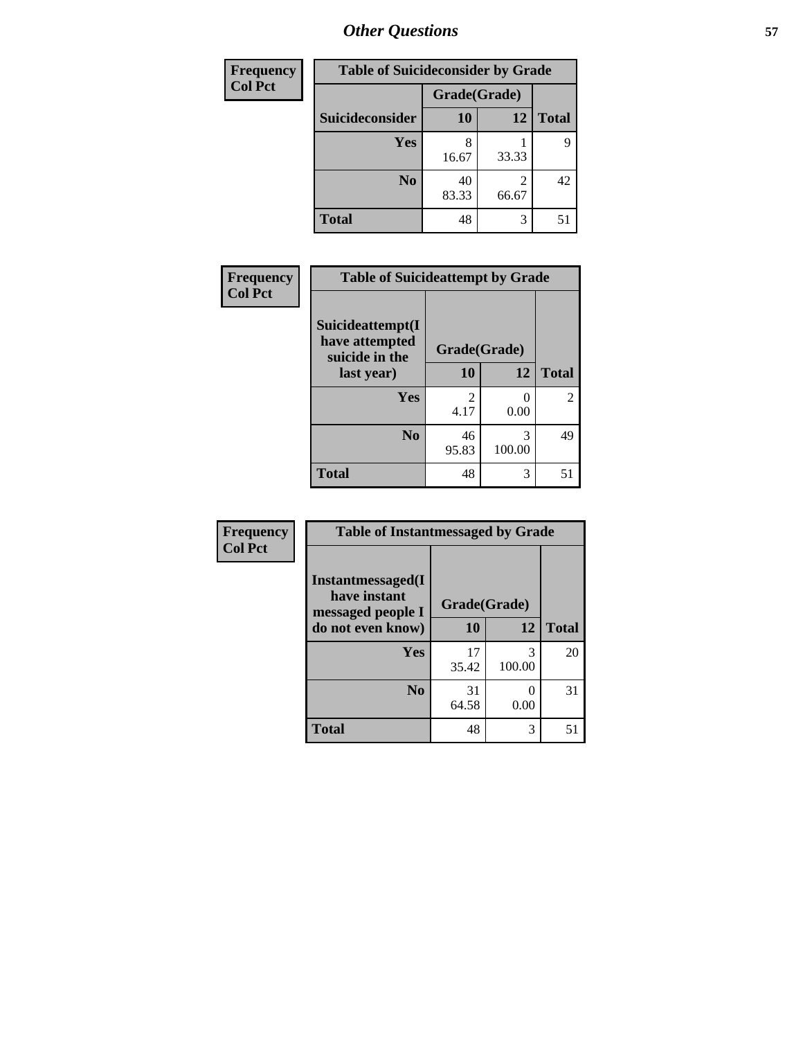## Other Questions

| Frequency<br>Col Pct |
|---|

**Table of Suicideconsider by Grade**

| Suicideconsider | Grade(Grade) 10 | 12 | Total |
|---|---|---|---|
| Yes | 8<br>16.67 | 1<br>33.33 | 9 |
| No | 40<br>83.33 | 2<br>66.67 | 42 |
| Total | 48 | 3 | 51 |

| Frequency<br>Col Pct |
|---|

**Table of Suicideattempt by Grade**

| Suicideattempt(I have attempted suicide in the last year) | Grade(Grade) 10 | 12 | Total |
|---|---|---|---|
| Yes | 2<br>4.17 | 0<br>0.00 | 2 |
| No | 46<br>95.83 | 3<br>100.00 | 49 |
| Total | 48 | 3 | 51 |

| Frequency<br>Col Pct |
|---|

**Table of Instantmessaged by Grade**

| Instantmessaged(I have instant messaged people I do not even know) | Grade(Grade) 10 | 12 | Total |
|---|---|---|---|
| Yes | 17<br>35.42 | 3<br>100.00 | 20 |
| No | 31<br>64.58 | 0<br>0.00 | 31 |
| Total | 48 | 3 | 51 |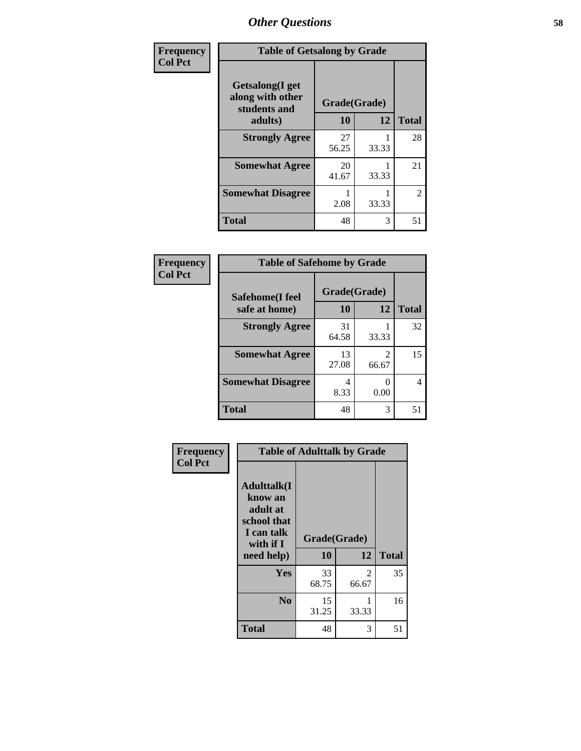## Other Questions

**Frequency**
**Col Pct**

| Getsalong(I get along with other students and adults) | Grade(Grade) | | Total |
|---|---|---|---|
| | 10 | 12 | |
| **Strongly Agree** | 27<br>56.25 | 1<br>33.33 | 28 |
| **Somewhat Agree** | 20<br>41.67 | 1<br>33.33 | 21 |
| **Somewhat Disagree** | 1<br>2.08 | 1<br>33.33 | 2 |
| **Total** | 48 | 3 | 51 |

Table of Getsalong by Grade

**Frequency**
**Col Pct**

| Safehome(I feel safe at home) | Grade(Grade) | | Total |
|---|---|---|---|
| | 10 | 12 | |
| **Strongly Agree** | 31<br>64.58 | 1<br>33.33 | 32 |
| **Somewhat Agree** | 13<br>27.08 | 2<br>66.67 | 15 |
| **Somewhat Disagree** | 4<br>8.33 | 0<br>0.00 | 4 |
| **Total** | 48 | 3 | 51 |

Table of Safehome by Grade

**Frequency**
**Col Pct**

| Adulttalk(I know an adult at school that I can talk with if I need help) | Grade(Grade) | | Total |
|---|---|---|---|
| | 10 | 12 | |
| **Yes** | 33<br>68.75 | 2<br>66.67 | 35 |
| **No** | 15<br>31.25 | 1<br>33.33 | 16 |
| **Total** | 48 | 3 | 51 |

Table of Adulttalk by Grade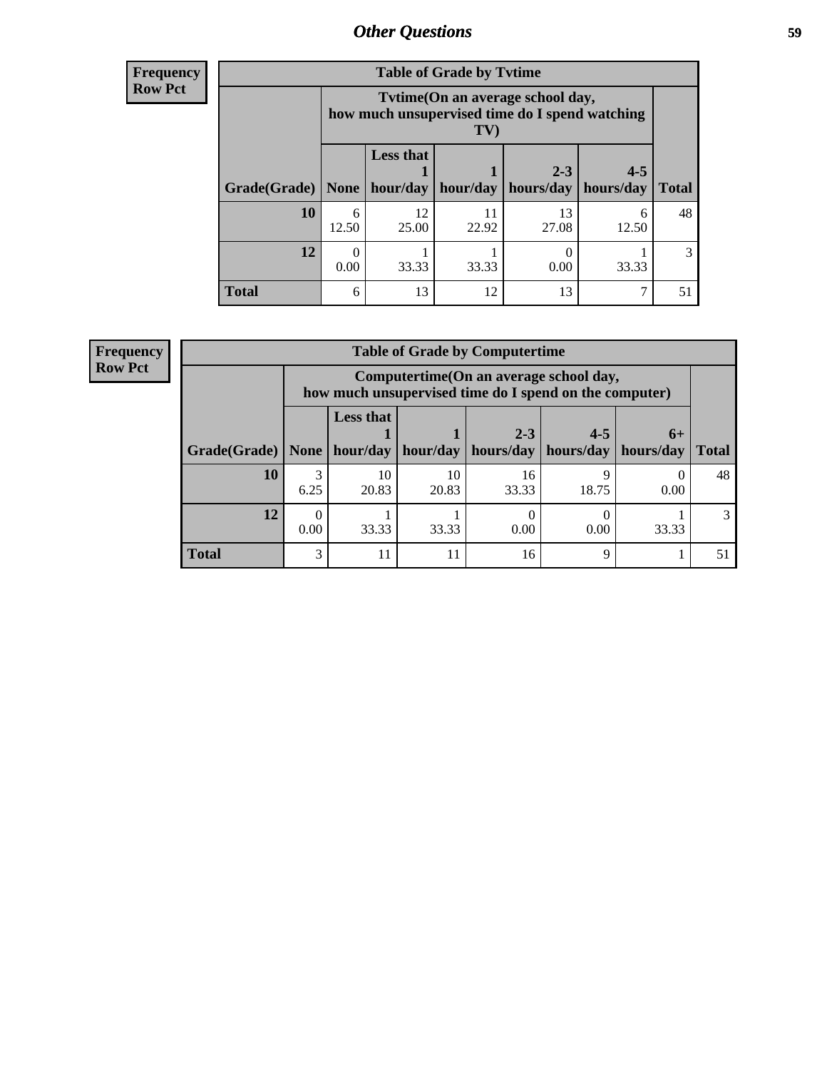## Other Questions

| Frequency<br>Row Pct |
|---|

**Table of Grade by Tvtime**

| Grade(Grade) | Tvtime(On an average school day, how much unsupervised time do I spend watching TV) None | Less that 1 hour/day | 1 hour/day | 2-3 hours/day | 4-5 hours/day | Total |
|---|---|---|---|---|---|---|
| **10** | 6<br>12.50 | 12<br>25.00 | 11<br>22.92 | 13<br>27.08 | 6<br>12.50 | 48 |
| **12** | 0<br>0.00 | 1<br>33.33 | 1<br>33.33 | 0<br>0.00 | 1<br>33.33 | 3 |
| **Total** | 6 | 13 | 12 | 13 | 7 | 51 |

| Frequency<br>Row Pct |
|---|

**Table of Grade by Computertime**

| Grade(Grade) | Computertime(On an average school day, how much unsupervised time do I spend on the computer) None | Less that 1 hour/day | 1 hour/day | 2-3 hours/day | 4-5 hours/day | 6+ hours/day | Total |
|---|---|---|---|---|---|---|---|
| **10** | 3<br>6.25 | 10<br>20.83 | 10<br>20.83 | 16<br>33.33 | 9<br>18.75 | 0<br>0.00 | 48 |
| **12** | 0<br>0.00 | 1<br>33.33 | 1<br>33.33 | 0<br>0.00 | 0<br>0.00 | 1<br>33.33 | 3 |
| **Total** | 3 | 11 | 11 | 16 | 9 | 1 | 51 |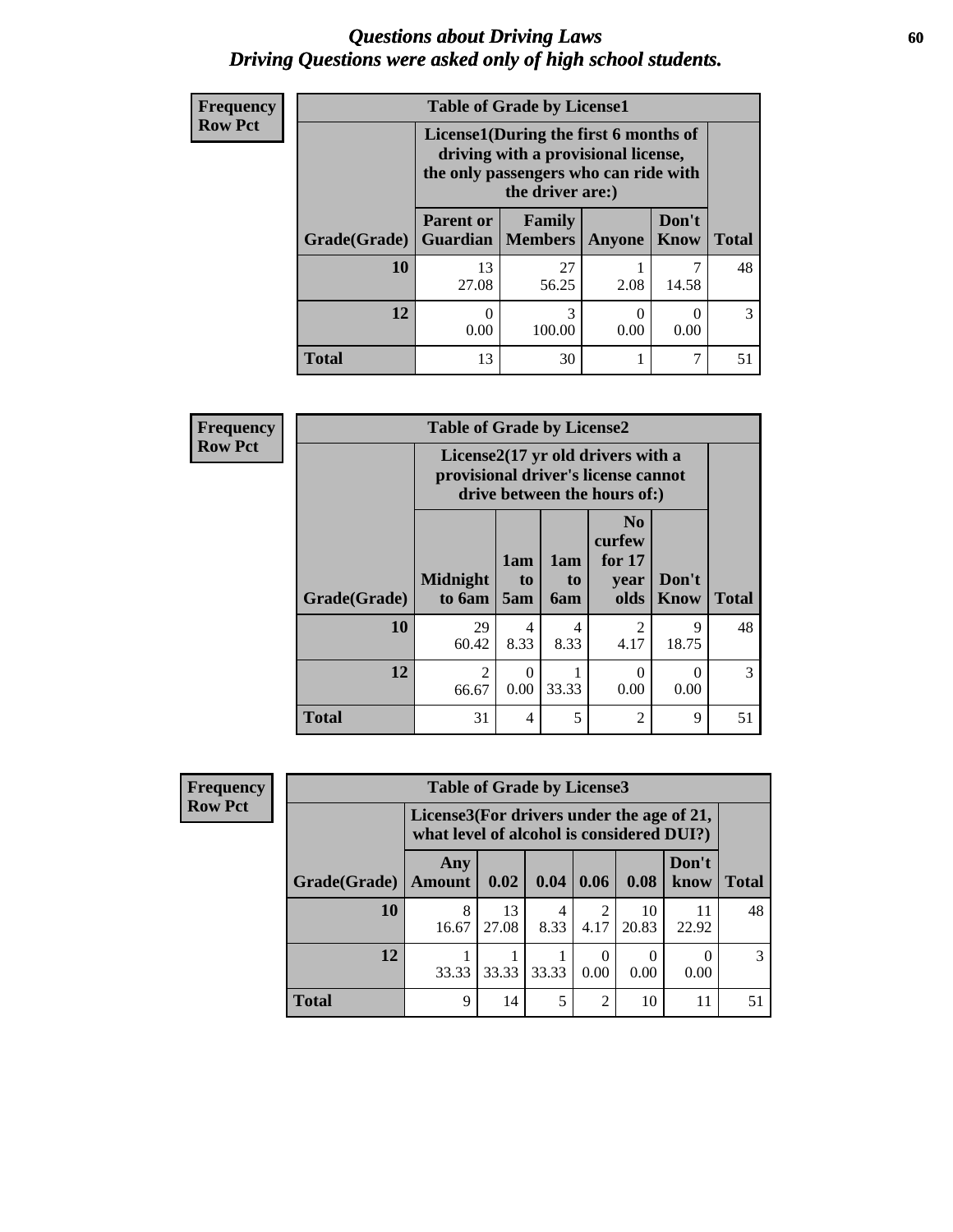# *Questions about Driving Laws*
## *Driving Questions were asked only of high school students.*

**Frequency**
**Row Pct**

**Table of Grade by License1**

| Grade(Grade) | License1(During the first 6 months of driving with a provisional license, the only passengers who can ride with the driver are:) | | | | Total |
|---|---|---|---|---|---|
| | Parent or Guardian | Family Members | Anyone | Don't Know | |
| **10** | 13<br>27.08 | 27<br>56.25 | 1<br>2.08 | 7<br>14.58 | 48 |
| **12** | 0<br>0.00 | 3<br>100.00 | 0<br>0.00 | 0<br>0.00 | 3 |
| **Total** | 13 | 30 | 1 | 7 | 51 |

**Frequency**
**Row Pct**

**Table of Grade by License2**

| Grade(Grade) | License2(17 yr old drivers with a provisional driver's license cannot drive between the hours of:) | | | | | Total |
|---|---|---|---|---|---|---|
| | Midnight to 6am | 1am to 5am | 1am to 6am | No curfew for 17 year olds | Don't Know | |
| **10** | 29<br>60.42 | 4<br>8.33 | 4<br>8.33 | 2<br>4.17 | 9<br>18.75 | 48 |
| **12** | 2<br>66.67 | 0<br>0.00 | 1<br>33.33 | 0<br>0.00 | 0<br>0.00 | 3 |
| **Total** | 31 | 4 | 5 | 2 | 9 | 51 |

**Frequency**
**Row Pct**

**Table of Grade by License3**

| Grade(Grade) | License3(For drivers under the age of 21, what level of alcohol is considered DUI?) | | | | | | Total |
|---|---|---|---|---|---|---|---|
| | Any Amount | 0.02 | 0.04 | 0.06 | 0.08 | Don't know | |
| **10** | 8<br>16.67 | 13<br>27.08 | 4<br>8.33 | 2<br>4.17 | 10<br>20.83 | 11<br>22.92 | 48 |
| **12** | 1<br>33.33 | 1<br>33.33 | 1<br>33.33 | 0<br>0.00 | 0<br>0.00 | 0<br>0.00 | 3 |
| **Total** | 9 | 14 | 5 | 2 | 10 | 11 | 51 |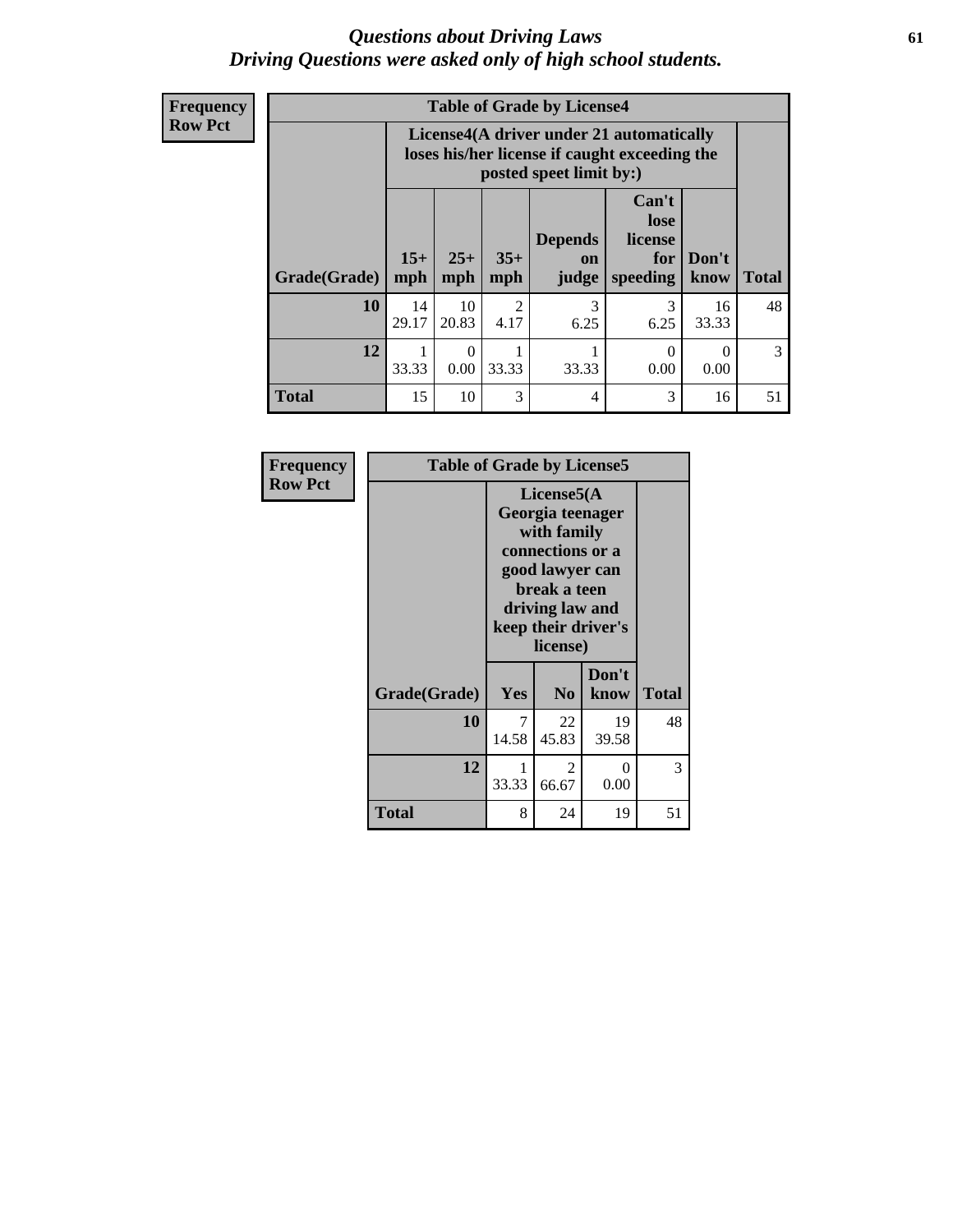## *Questions about Driving Laws*
## *Driving Questions were asked only of high school students.*

**Frequency**
**Row Pct**

**Table of Grade by License4**

| Grade(Grade) | License4(A driver under 21 automatically loses his/her license if caught exceeding the posted speet limit by:) | | | | | | Total |
|---|---|---|---|---|---|---|---|
| | 15+ mph | 25+ mph | 35+ mph | Depends on judge | Can't lose license for speeding | Don't know | |
| **10** | 14<br>29.17 | 10<br>20.83 | 2<br>4.17 | 3<br>6.25 | 3<br>6.25 | 16<br>33.33 | 48 |
| **12** | 1<br>33.33 | 0<br>0.00 | 1<br>33.33 | 1<br>33.33 | 0<br>0.00 | 0<br>0.00 | 3 |
| **Total** | 15 | 10 | 3 | 4 | 3 | 16 | 51 |

**Frequency**
**Row Pct**

**Table of Grade by License5**

| Grade(Grade) | License5(A Georgia teenager with family connections or a good lawyer can break a teen driving law and keep their driver's license) | | | Total |
|---|---|---|---|---|
| | Yes | No | Don't know | |
| **10** | 7<br>14.58 | 22<br>45.83 | 19<br>39.58 | 48 |
| **12** | 1<br>33.33 | 2<br>66.67 | 0<br>0.00 | 3 |
| **Total** | 8 | 24 | 19 | 51 |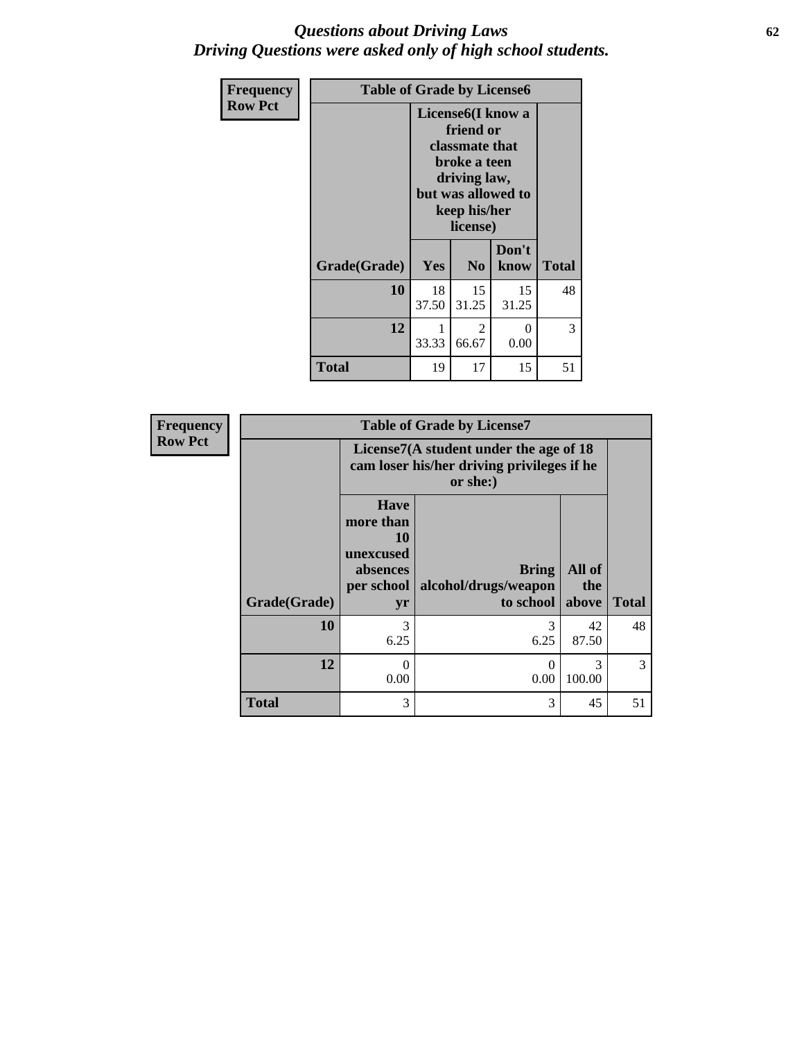# *Questions about Driving Laws*
# *Driving Questions were asked only of high school students.*

**Frequency**
**Row Pct**

| Table of Grade by License6 | | | | |
|---|---|---|---|---|
| | License6(I know a friend or classmate that broke a teen driving law, but was allowed to keep his/her license) | | | |
| Grade(Grade) | Yes | No | Don't know | Total |
| 10 | 18<br>37.50 | 15<br>31.25 | 15<br>31.25 | 48 |
| 12 | 1<br>33.33 | 2<br>66.67 | 0<br>0.00 | 3 |
| Total | 19 | 17 | 15 | 51 |

**Frequency**
**Row Pct**

| Table of Grade by License7 | | | | |
|---|---|---|---|---|
| | License7(A student under the age of 18 cam loser his/her driving privileges if he or she:) | | | |
| Grade(Grade) | Have more than 10 unexcused absences per school yr | Bring alcohol/drugs/weapon to school | All of the above | Total |
| 10 | 3<br>6.25 | 3<br>6.25 | 42<br>87.50 | 48 |
| 12 | 0<br>0.00 | 0<br>0.00 | 3<br>100.00 | 3 |
| Total | 3 | 3 | 45 | 51 |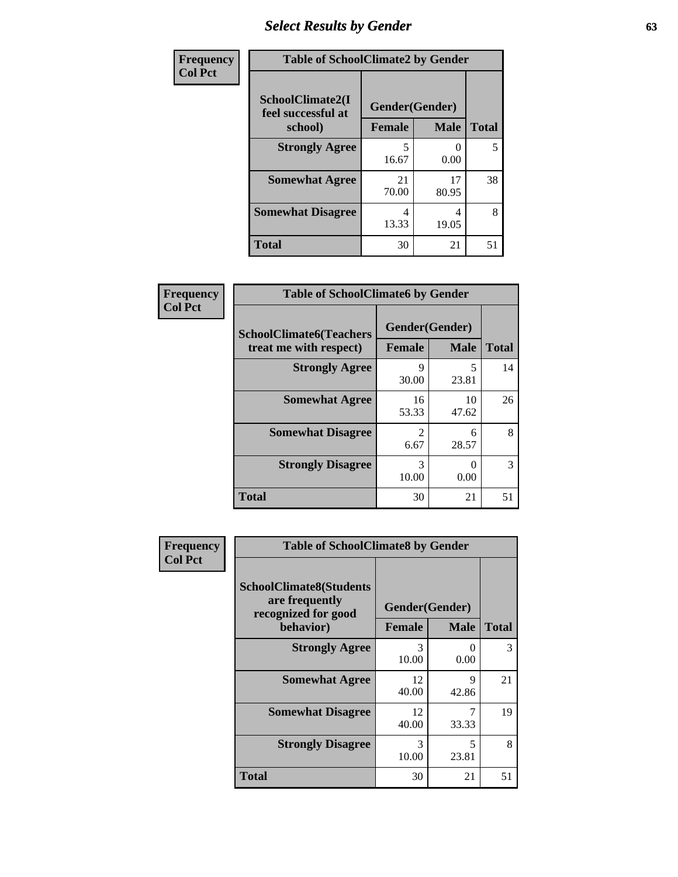# Select Results by Gender

| Frequency<br>Col Pct | Table of SchoolClimate2 by Gender | | |
|---|---|---|---|
| SchoolClimate2(I feel successful at school) | Gender(Gender) | | |
| | Female | Male | Total |
| Strongly Agree | 5<br>16.67 | 0<br>0.00 | 5 |
| Somewhat Agree | 21<br>70.00 | 17<br>80.95 | 38 |
| Somewhat Disagree | 4<br>13.33 | 4<br>19.05 | 8 |
| Total | 30 | 21 | 51 |

| Frequency<br>Col Pct | Table of SchoolClimate6 by Gender | | |
|---|---|---|---|
| SchoolClimate6(Teachers treat me with respect) | Gender(Gender) | | |
| | Female | Male | Total |
| Strongly Agree | 9<br>30.00 | 5<br>23.81 | 14 |
| Somewhat Agree | 16<br>53.33 | 10<br>47.62 | 26 |
| Somewhat Disagree | 2<br>6.67 | 6<br>28.57 | 8 |
| Strongly Disagree | 3<br>10.00 | 0<br>0.00 | 3 |
| Total | 30 | 21 | 51 |

| Frequency<br>Col Pct | Table of SchoolClimate8 by Gender | | |
|---|---|---|---|
| SchoolClimate8(Students are frequently recognized for good behavior) | Gender(Gender) | | |
| | Female | Male | Total |
| Strongly Agree | 3<br>10.00 | 0<br>0.00 | 3 |
| Somewhat Agree | 12<br>40.00 | 9<br>42.86 | 21 |
| Somewhat Disagree | 12<br>40.00 | 7<br>33.33 | 19 |
| Strongly Disagree | 3<br>10.00 | 5<br>23.81 | 8 |
| Total | 30 | 21 | 51 |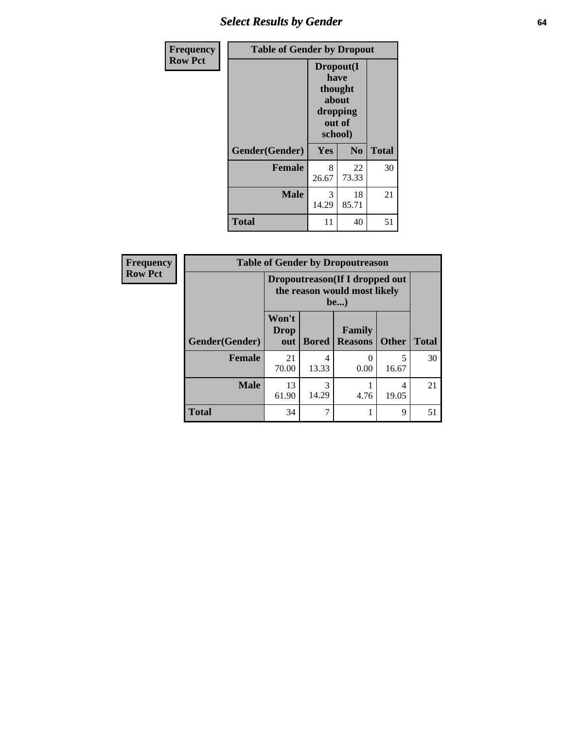# Select Results by Gender

| Frequency Row Pct | Table of Gender by Dropout | | |
|---|---|---|---|
| | Dropout(I have thought about dropping out of school) | | |
| Gender(Gender) | Yes | No | Total |
| **Female** | 8<br>26.67 | 22<br>73.33 | 30 |
| **Male** | 3<br>14.29 | 18<br>85.71 | 21 |
| **Total** | 11 | 40 | 51 |

| Frequency Row Pct | Table of Gender by Dropoutreason | | | | |
|---|---|---|---|---|---|
| | Dropoutreason(If I dropped out the reason would most likely be...) | | | | |
| Gender(Gender) | Won't Drop out | Bored | Family Reasons | Other | Total |
| **Female** | 21<br>70.00 | 4<br>13.33 | 0<br>0.00 | 5<br>16.67 | 30 |
| **Male** | 13<br>61.90 | 3<br>14.29 | 1<br>4.76 | 4<br>19.05 | 21 |
| **Total** | 34 | 7 | 1 | 9 | 51 |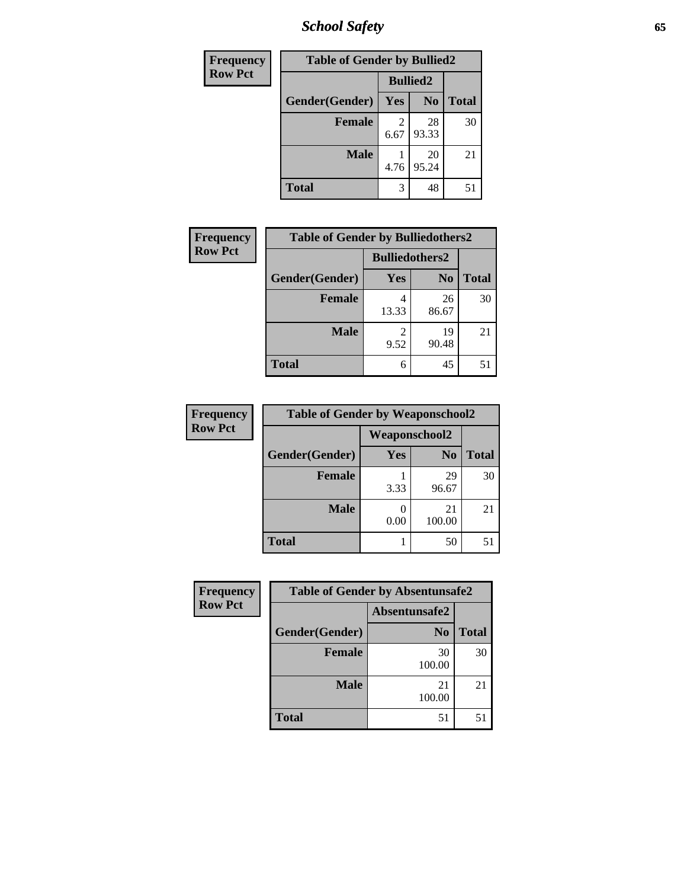## School Safety

**Frequency**
**Row Pct**

| Table of Gender by Bullied2 | | | |
|---|---|---|---|
| | Bullied2 | | |
| Gender(Gender) | Yes | No | Total |
| Female | 2<br>6.67 | 28<br>93.33 | 30 |
| Male | 1<br>4.76 | 20<br>95.24 | 21 |
| Total | 3 | 48 | 51 |

**Frequency**
**Row Pct**

| Table of Gender by Bulliedothers2 | | | |
|---|---|---|---|
| | Bulliedothers2 | | |
| Gender(Gender) | Yes | No | Total |
| Female | 4<br>13.33 | 26<br>86.67 | 30 |
| Male | 2<br>9.52 | 19<br>90.48 | 21 |
| Total | 6 | 45 | 51 |

**Frequency**
**Row Pct**

| Table of Gender by Weaponschool2 | | | |
|---|---|---|---|
| | Weaponschool2 | | |
| Gender(Gender) | Yes | No | Total |
| Female | 1<br>3.33 | 29<br>96.67 | 30 |
| Male | 0<br>0.00 | 21<br>100.00 | 21 |
| Total | 1 | 50 | 51 |

**Frequency**
**Row Pct**

| Table of Gender by Absentunsafe2 | | |
|---|---|---|
| | Absentunsafe2 | |
| Gender(Gender) | No | Total |
| Female | 30<br>100.00 | 30 |
| Male | 21<br>100.00 | 21 |
| Total | 51 | 51 |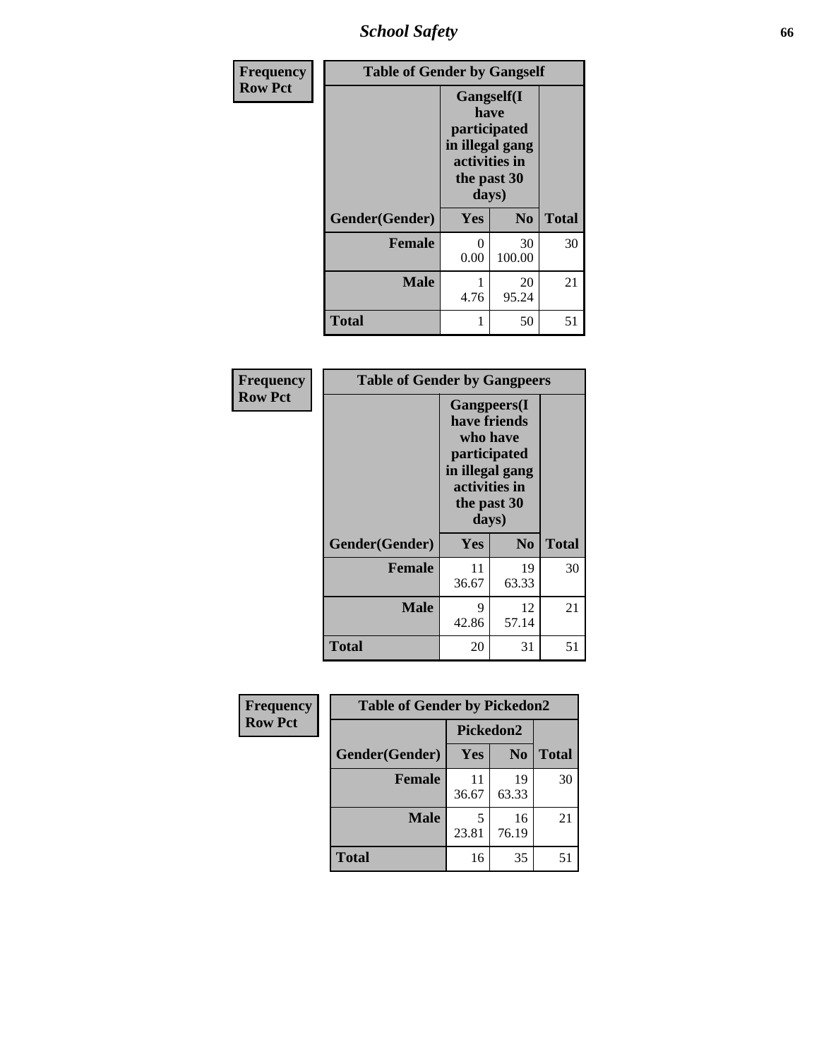| Frequency Row Pct | Table of Gender by Gangself | | |
|---|---|---|---|
| | Gangself(I have participated in illegal gang activities in the past 30 days) | | |
| Gender(Gender) | Yes | No | Total |
| Female | 0<br>0.00 | 30<br>100.00 | 30 |
| Male | 1<br>4.76 | 20<br>95.24 | 21 |
| Total | 1 | 50 | 51 |

| Frequency Row Pct | Table of Gender by Gangpeers | | |
|---|---|---|---|
| | Gangpeers(I have friends who have participated in illegal gang activities in the past 30 days) | | |
| Gender(Gender) | Yes | No | Total |
| Female | 11<br>36.67 | 19<br>63.33 | 30 |
| Male | 9<br>42.86 | 12<br>57.14 | 21 |
| Total | 20 | 31 | 51 |

| Frequency Row Pct | Table of Gender by Pickedon2 | | |
|---|---|---|---|
| | Pickedon2 | | |
| Gender(Gender) | Yes | No | Total |
| Female | 11<br>36.67 | 19<br>63.33 | 30 |
| Male | 5<br>23.81 | 16<br>76.19 | 21 |
| Total | 16 | 35 | 51 |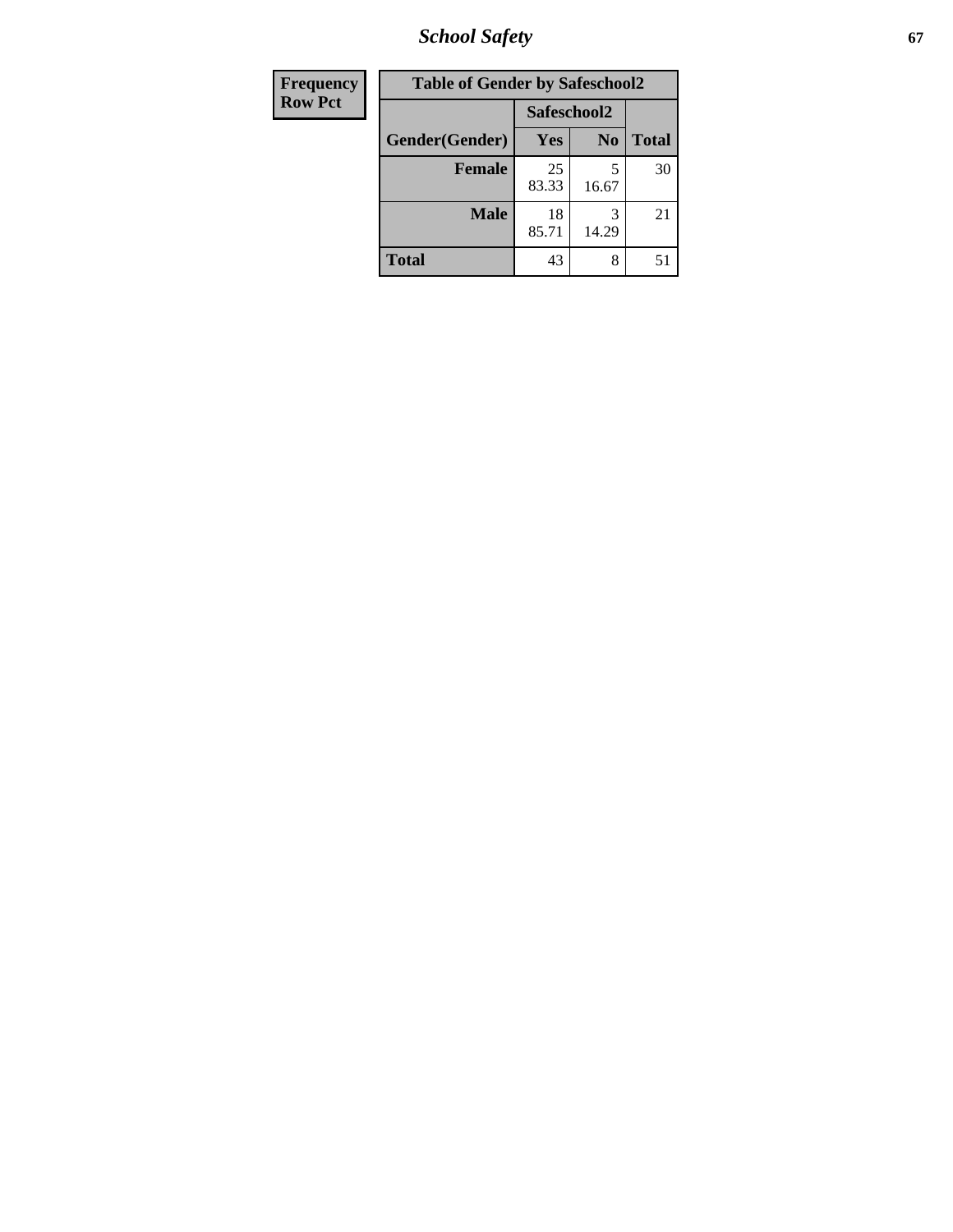## School Safety

| Frequency<br>Row Pct |
|---|

**Table of Gender by Safeschool2**

| Gender(Gender) | Safeschool2 Yes | Safeschool2 No | Total |
|---|---|---|---|
| **Female** | 25<br>83.33 | 5<br>16.67 | 30 |
| **Male** | 18<br>85.71 | 3<br>14.29 | 21 |
| **Total** | 43 | 8 | 51 |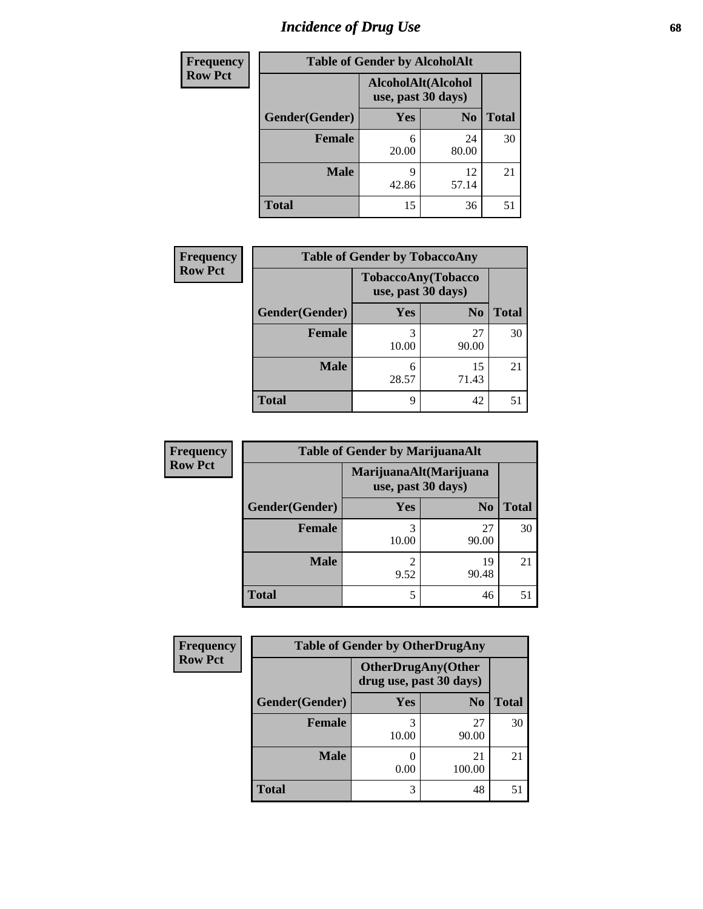# Incidence of Drug Use

| Frequency<br>Row Pct | Table of Gender by AlcoholAlt | | |
|---|---|---|---|
| | AlcoholAlt(Alcohol use, past 30 days) | | |
| Gender(Gender) | Yes | No | Total |
| Female | 6<br>20.00 | 24<br>80.00 | 30 |
| Male | 9<br>42.86 | 12<br>57.14 | 21 |
| Total | 15 | 36 | 51 |

| Frequency<br>Row Pct | Table of Gender by TobaccoAny | | |
|---|---|---|---|
| | TobaccoAny(Tobacco use, past 30 days) | | |
| Gender(Gender) | Yes | No | Total |
| Female | 3<br>10.00 | 27<br>90.00 | 30 |
| Male | 6<br>28.57 | 15<br>71.43 | 21 |
| Total | 9 | 42 | 51 |

| Frequency<br>Row Pct | Table of Gender by MarijuanaAlt | | |
|---|---|---|---|
| | MarijuanaAlt(Marijuana use, past 30 days) | | |
| Gender(Gender) | Yes | No | Total |
| Female | 3<br>10.00 | 27<br>90.00 | 30 |
| Male | 2<br>9.52 | 19<br>90.48 | 21 |
| Total | 5 | 46 | 51 |

| Frequency<br>Row Pct | Table of Gender by OtherDrugAny | | |
|---|---|---|---|
| | OtherDrugAny(Other drug use, past 30 days) | | |
| Gender(Gender) | Yes | No | Total |
| Female | 3<br>10.00 | 27<br>90.00 | 30 |
| Male | 0<br>0.00 | 21<br>100.00 | 21 |
| Total | 3 | 48 | 51 |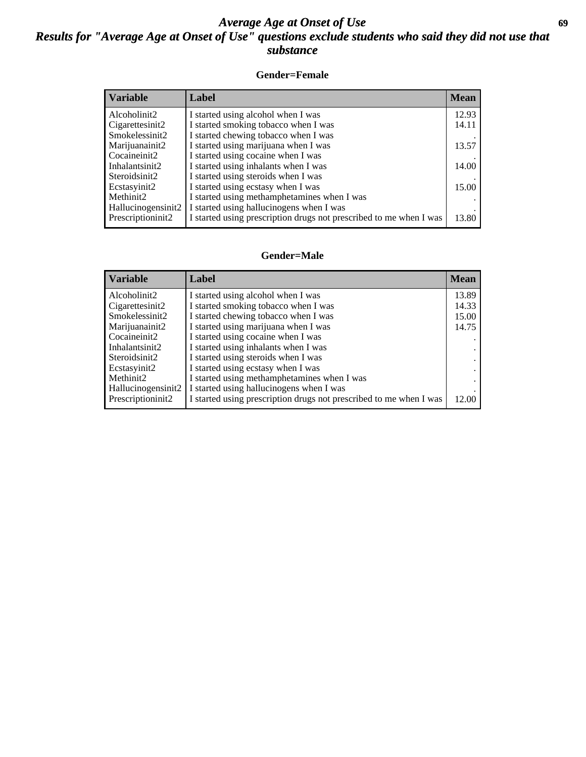# *Average Age at Onset of Use*

## *Results for "Average Age at Onset of Use" questions exclude students who said they did not use that substance*

### Gender=Female

| Variable | Label | Mean |
|---|---|---|
| Alcoholinit2 | I started using alcohol when I was | 12.93 |
| Cigarettesinit2 | I started smoking tobacco when I was | 14.11 |
| Smokelessinit2 | I started chewing tobacco when I was | . |
| Marijuanainit2 | I started using marijuana when I was | 13.57 |
| Cocaineinit2 | I started using cocaine when I was | . |
| Inhalantsinit2 | I started using inhalants when I was | 14.00 |
| Steroidsinit2 | I started using steroids when I was | . |
| Ecstasyinit2 | I started using ecstasy when I was | 15.00 |
| Methinit2 | I started using methamphetamines when I was | . |
| Hallucinogensinit2 | I started using hallucinogens when I was | . |
| Prescriptioninit2 | I started using prescription drugs not prescribed to me when I was | 13.80 |

### Gender=Male

| Variable | Label | Mean |
|---|---|---|
| Alcoholinit2 | I started using alcohol when I was | 13.89 |
| Cigarettesinit2 | I started smoking tobacco when I was | 14.33 |
| Smokelessinit2 | I started chewing tobacco when I was | 15.00 |
| Marijuanainit2 | I started using marijuana when I was | 14.75 |
| Cocaineinit2 | I started using cocaine when I was | . |
| Inhalantsinit2 | I started using inhalants when I was | . |
| Steroidsinit2 | I started using steroids when I was | . |
| Ecstasyinit2 | I started using ecstasy when I was | . |
| Methinit2 | I started using methamphetamines when I was | . |
| Hallucinogensinit2 | I started using hallucinogens when I was | . |
| Prescriptioninit2 | I started using prescription drugs not prescribed to me when I was | 12.00 |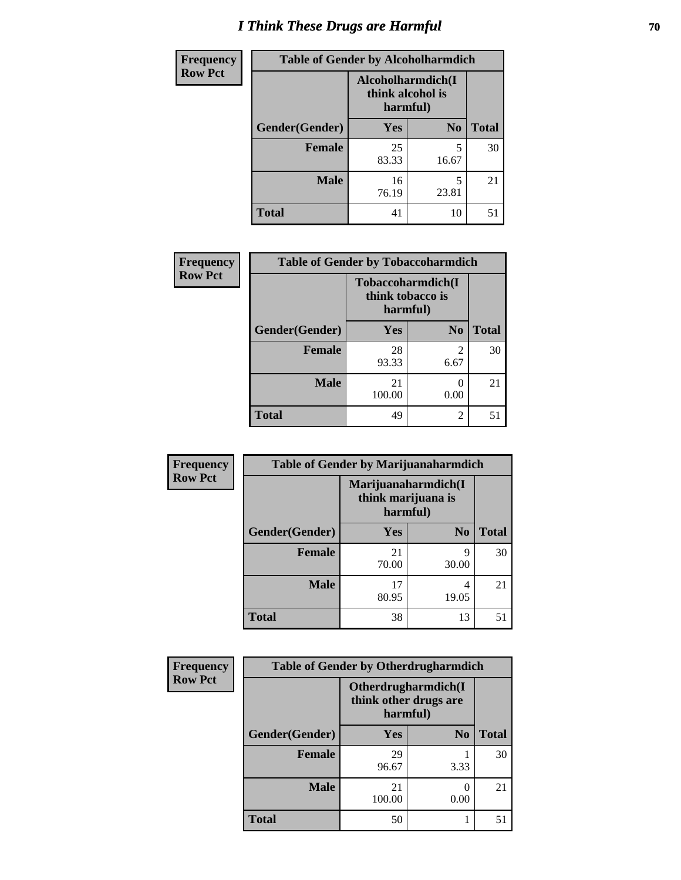# I Think These Drugs are Harmful

| Frequency Row Pct | Table of Gender by Alcoholharmdich | | |
|---|---|---|---|
| | Alcoholharmdich(I think alcohol is harmful) | | |
| Gender(Gender) | Yes | No | Total |
| Female | 25<br>83.33 | 5<br>16.67 | 30 |
| Male | 16<br>76.19 | 5<br>23.81 | 21 |
| Total | 41 | 10 | 51 |

| Frequency Row Pct | Table of Gender by Tobaccoharmdich | | |
|---|---|---|---|
| | Tobaccoharmdich(I think tobacco is harmful) | | |
| Gender(Gender) | Yes | No | Total |
| Female | 28<br>93.33 | 2<br>6.67 | 30 |
| Male | 21<br>100.00 | 0<br>0.00 | 21 |
| Total | 49 | 2 | 51 |

| Frequency Row Pct | Table of Gender by Marijuanaharmdich | | |
|---|---|---|---|
| | Marijuanaharmdich(I think marijuana is harmful) | | |
| Gender(Gender) | Yes | No | Total |
| Female | 21<br>70.00 | 9<br>30.00 | 30 |
| Male | 17<br>80.95 | 4<br>19.05 | 21 |
| Total | 38 | 13 | 51 |

| Frequency Row Pct | Table of Gender by Otherdrugharmdich | | |
|---|---|---|---|
| | Otherdrugharmdich(I think other drugs are harmful) | | |
| Gender(Gender) | Yes | No | Total |
| Female | 29<br>96.67 | 1<br>3.33 | 30 |
| Male | 21<br>100.00 | 0<br>0.00 | 21 |
| Total | 50 | 1 | 51 |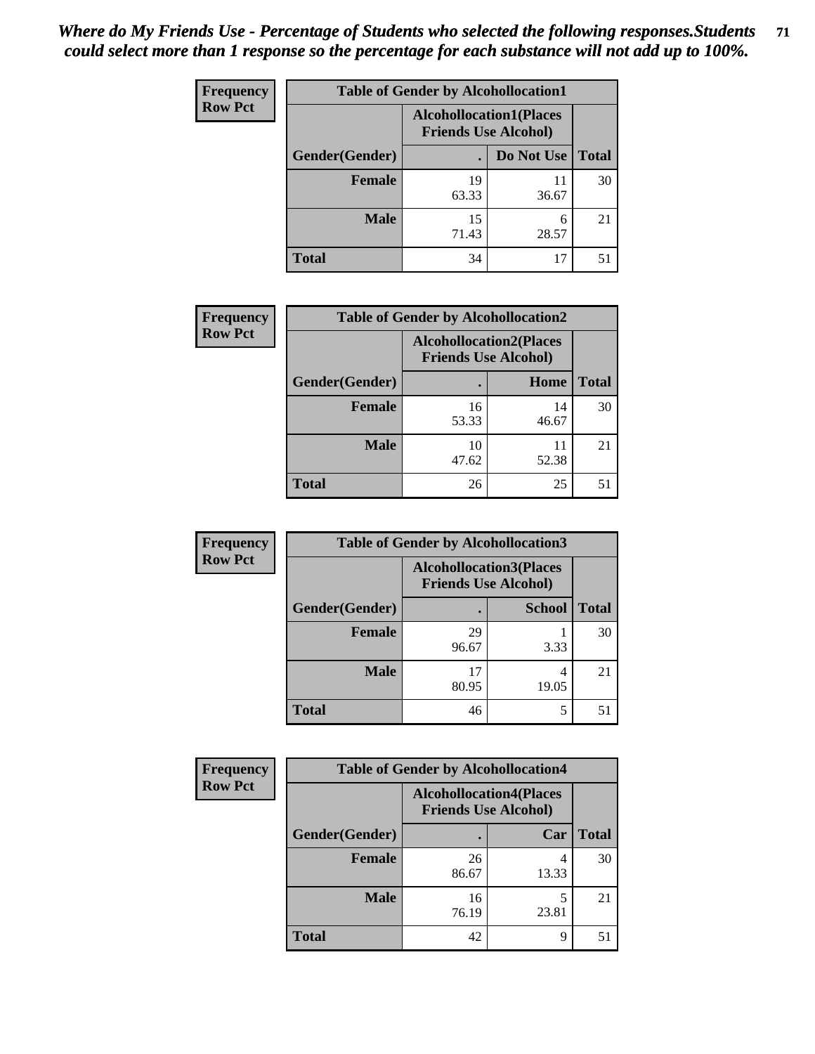*Where do My Friends Use - Percentage of Students who selected the following responses.Students could select more than 1 response so the percentage for each substance will not add up to 100%.*

**Frequency / Row Pct**

**Table of Gender by Alcohollocation1**

| Gender(Gender) | Alcohollocation1(Places Friends Use Alcohol): . | Alcohollocation1(Places Friends Use Alcohol): Do Not Use | Total |
|---|---|---|---|
| Female | 19<br>63.33 | 11<br>36.67 | 30 |
| Male | 15<br>71.43 | 6<br>28.57 | 21 |
| Total | 34 | 17 | 51 |

**Frequency / Row Pct**

**Table of Gender by Alcohollocation2**

| Gender(Gender) | Alcohollocation2(Places Friends Use Alcohol): . | Alcohollocation2(Places Friends Use Alcohol): Home | Total |
|---|---|---|---|
| Female | 16<br>53.33 | 14<br>46.67 | 30 |
| Male | 10<br>47.62 | 11<br>52.38 | 21 |
| Total | 26 | 25 | 51 |

**Frequency / Row Pct**

**Table of Gender by Alcohollocation3**

| Gender(Gender) | Alcohollocation3(Places Friends Use Alcohol): . | Alcohollocation3(Places Friends Use Alcohol): School | Total |
|---|---|---|---|
| Female | 29<br>96.67 | 1<br>3.33 | 30 |
| Male | 17<br>80.95 | 4<br>19.05 | 21 |
| Total | 46 | 5 | 51 |

**Frequency / Row Pct**

**Table of Gender by Alcohollocation4**

| Gender(Gender) | Alcohollocation4(Places Friends Use Alcohol): . | Alcohollocation4(Places Friends Use Alcohol): Car | Total |
|---|---|---|---|
| Female | 26<br>86.67 | 4<br>13.33 | 30 |
| Male | 16<br>76.19 | 5<br>23.81 | 21 |
| Total | 42 | 9 | 51 |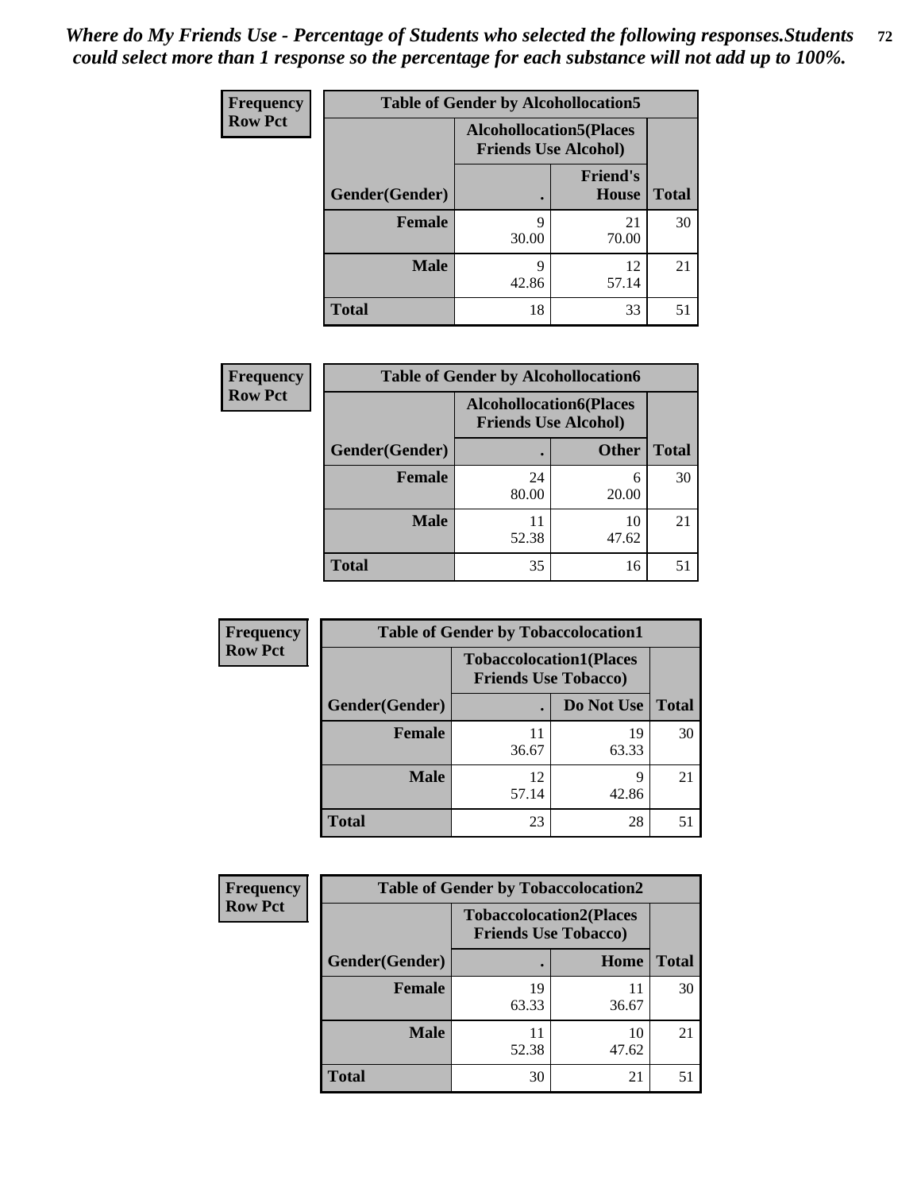*Where do My Friends Use - Percentage of Students who selected the following responses.Students could select more than 1 response so the percentage for each substance will not add up to 100%.*

**Frequency / Row Pct**

**Table of Gender by Alcohollocation5**

| Gender(Gender) | Alcohollocation5(Places Friends Use Alcohol) . | Friend's House | Total |
|---|---|---|---|
| Female | 9<br>30.00 | 21<br>70.00 | 30 |
| Male | 9<br>42.86 | 12<br>57.14 | 21 |
| Total | 18 | 33 | 51 |

**Frequency / Row Pct**

**Table of Gender by Alcohollocation6**

| Gender(Gender) | Alcohollocation6(Places Friends Use Alcohol) . | Other | Total |
|---|---|---|---|
| Female | 24<br>80.00 | 6<br>20.00 | 30 |
| Male | 11<br>52.38 | 10<br>47.62 | 21 |
| Total | 35 | 16 | 51 |

**Frequency / Row Pct**

**Table of Gender by Tobaccolocation1**

| Gender(Gender) | Tobaccolocation1(Places Friends Use Tobacco) . | Do Not Use | Total |
|---|---|---|---|
| Female | 11<br>36.67 | 19<br>63.33 | 30 |
| Male | 12<br>57.14 | 9<br>42.86 | 21 |
| Total | 23 | 28 | 51 |

**Frequency / Row Pct**

**Table of Gender by Tobaccolocation2**

| Gender(Gender) | Tobaccolocation2(Places Friends Use Tobacco) . | Home | Total |
|---|---|---|---|
| Female | 19<br>63.33 | 11<br>36.67 | 30 |
| Male | 11<br>52.38 | 10<br>47.62 | 21 |
| Total | 30 | 21 | 51 |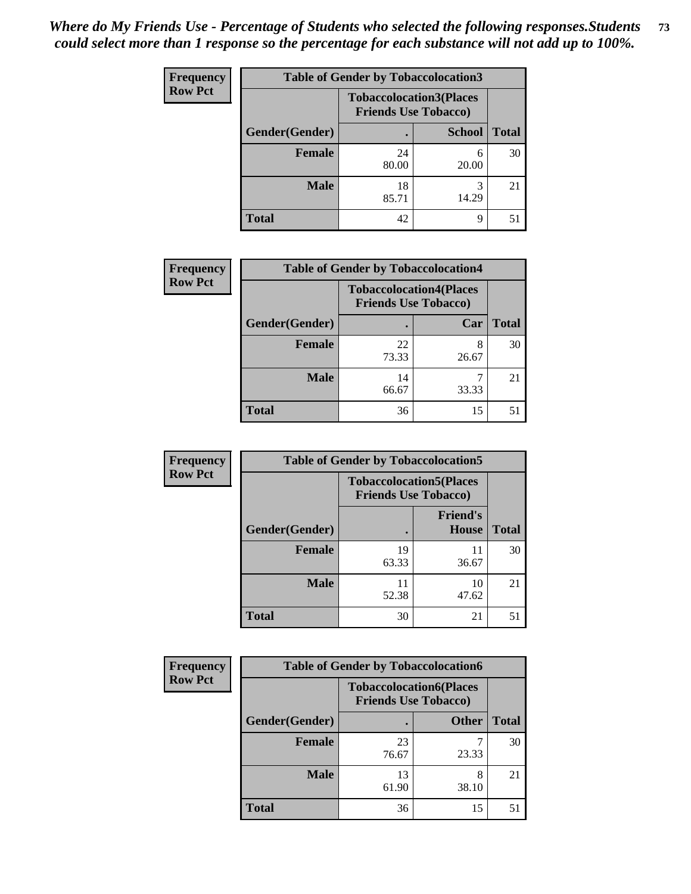*Where do My Friends Use - Percentage of Students who selected the following responses.Students could select more than 1 response so the percentage for each substance will not add up to 100%.*

**Table of Gender by Tobaccolocation3**

Frequency / Row Pct

| Gender(Gender) | Tobaccolocation3(Places Friends Use Tobacco) . | School | Total |
|---|---|---|---|
| Female | 24<br>80.00 | 6<br>20.00 | 30 |
| Male | 18<br>85.71 | 3<br>14.29 | 21 |
| Total | 42 | 9 | 51 |

**Table of Gender by Tobaccolocation4**

Frequency / Row Pct

| Gender(Gender) | Tobaccolocation4(Places Friends Use Tobacco) . | Car | Total |
|---|---|---|---|
| Female | 22<br>73.33 | 8<br>26.67 | 30 |
| Male | 14<br>66.67 | 7<br>33.33 | 21 |
| Total | 36 | 15 | 51 |

**Table of Gender by Tobaccolocation5**

Frequency / Row Pct

| Gender(Gender) | Tobaccolocation5(Places Friends Use Tobacco) . | Friend's House | Total |
|---|---|---|---|
| Female | 19<br>63.33 | 11<br>36.67 | 30 |
| Male | 11<br>52.38 | 10<br>47.62 | 21 |
| Total | 30 | 21 | 51 |

**Table of Gender by Tobaccolocation6**

Frequency / Row Pct

| Gender(Gender) | Tobaccolocation6(Places Friends Use Tobacco) . | Other | Total |
|---|---|---|---|
| Female | 23<br>76.67 | 7<br>23.33 | 30 |
| Male | 13<br>61.90 | 8<br>38.10 | 21 |
| Total | 36 | 15 | 51 |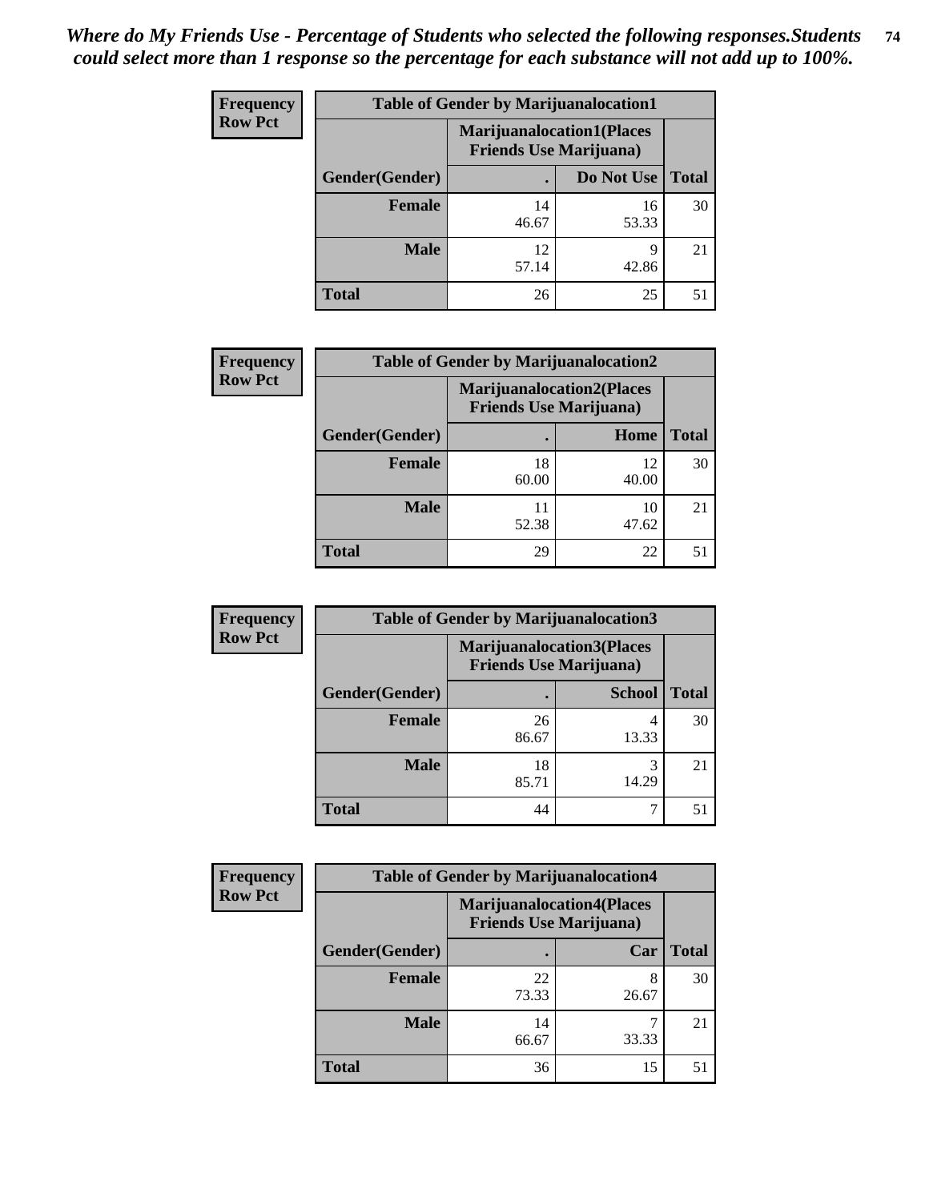*Where do My Friends Use - Percentage of Students who selected the following responses.Students could select more than 1 response so the percentage for each substance will not add up to 100%.*

**Frequency**
**Row Pct**

| Table of Gender by Marijuanalocation1 | | | |
|---|---|---|---|
| | Marijuanalocation1(Places Friends Use Marijuana) | | |
| Gender(Gender) | . | Do Not Use | Total |
| **Female** | 14<br>46.67 | 16<br>53.33 | 30 |
| **Male** | 12<br>57.14 | 9<br>42.86 | 21 |
| **Total** | 26 | 25 | 51 |

**Frequency**
**Row Pct**

| Table of Gender by Marijuanalocation2 | | | |
|---|---|---|---|
| | Marijuanalocation2(Places Friends Use Marijuana) | | |
| Gender(Gender) | . | Home | Total |
| **Female** | 18<br>60.00 | 12<br>40.00 | 30 |
| **Male** | 11<br>52.38 | 10<br>47.62 | 21 |
| **Total** | 29 | 22 | 51 |

**Frequency**
**Row Pct**

| Table of Gender by Marijuanalocation3 | | | |
|---|---|---|---|
| | Marijuanalocation3(Places Friends Use Marijuana) | | |
| Gender(Gender) | . | School | Total |
| **Female** | 26<br>86.67 | 4<br>13.33 | 30 |
| **Male** | 18<br>85.71 | 3<br>14.29 | 21 |
| **Total** | 44 | 7 | 51 |

**Frequency**
**Row Pct**

| Table of Gender by Marijuanalocation4 | | | |
|---|---|---|---|
| | Marijuanalocation4(Places Friends Use Marijuana) | | |
| Gender(Gender) | . | Car | Total |
| **Female** | 22<br>73.33 | 8<br>26.67 | 30 |
| **Male** | 14<br>66.67 | 7<br>33.33 | 21 |
| **Total** | 36 | 15 | 51 |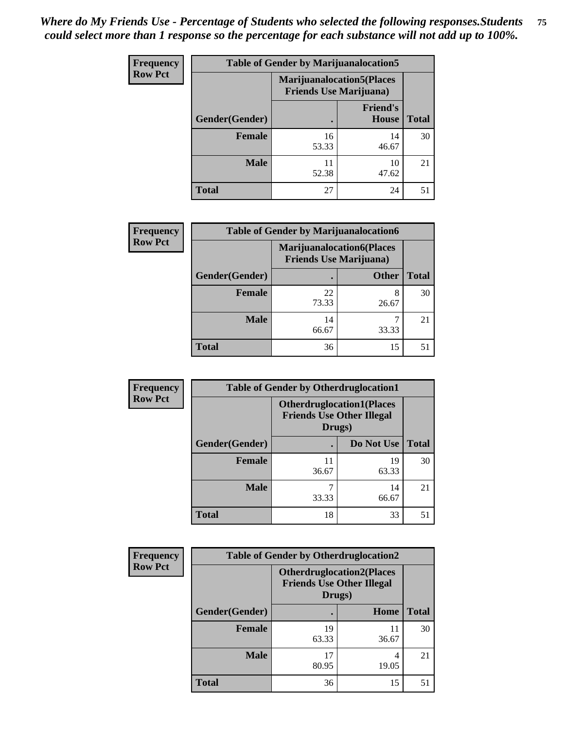*Where do My Friends Use - Percentage of Students who selected the following responses.Students could select more than 1 response so the percentage for each substance will not add up to 100%.*

**Frequency / Row Pct**

| Table of Gender by Marijuanalocation5 | | | |
|---|---|---|---|
| | Marijuanalocation5(Places Friends Use Marijuana) | | |
| Gender(Gender) | . | Friend's House | Total |
| **Female** | 16<br>53.33 | 14<br>46.67 | 30 |
| **Male** | 11<br>52.38 | 10<br>47.62 | 21 |
| **Total** | 27 | 24 | 51 |

**Frequency / Row Pct**

| Table of Gender by Marijuanalocation6 | | | |
|---|---|---|---|
| | Marijuanalocation6(Places Friends Use Marijuana) | | |
| Gender(Gender) | . | Other | Total |
| **Female** | 22<br>73.33 | 8<br>26.67 | 30 |
| **Male** | 14<br>66.67 | 7<br>33.33 | 21 |
| **Total** | 36 | 15 | 51 |

**Frequency / Row Pct**

| Table of Gender by Otherdruglocation1 | | | |
|---|---|---|---|
| | Otherdruglocation1(Places Friends Use Other Illegal Drugs) | | |
| Gender(Gender) | . | Do Not Use | Total |
| **Female** | 11<br>36.67 | 19<br>63.33 | 30 |
| **Male** | 7<br>33.33 | 14<br>66.67 | 21 |
| **Total** | 18 | 33 | 51 |

**Frequency / Row Pct**

| Table of Gender by Otherdruglocation2 | | | |
|---|---|---|---|
| | Otherdruglocation2(Places Friends Use Other Illegal Drugs) | | |
| Gender(Gender) | . | Home | Total |
| **Female** | 19<br>63.33 | 11<br>36.67 | 30 |
| **Male** | 17<br>80.95 | 4<br>19.05 | 21 |
| **Total** | 36 | 15 | 51 |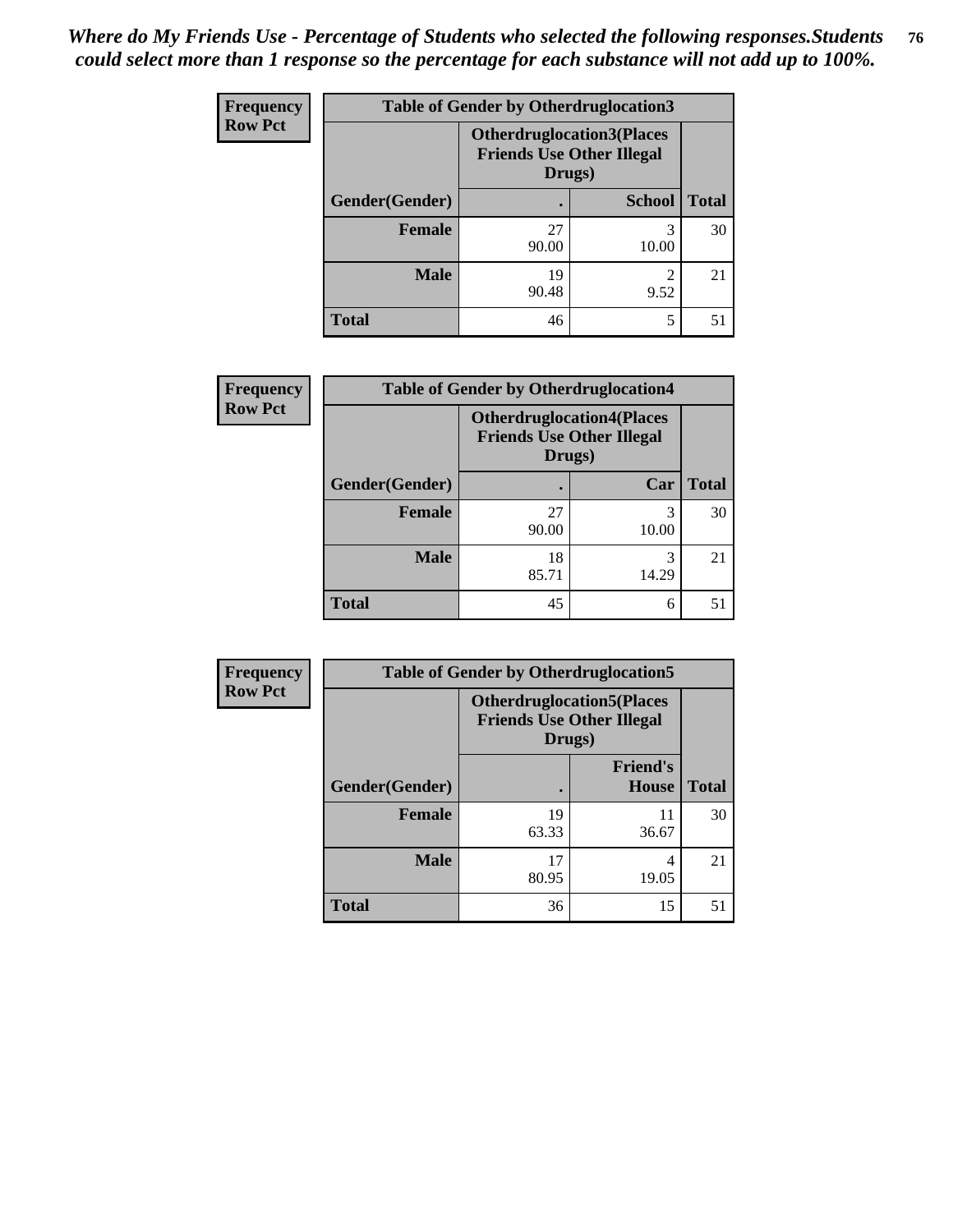*Where do My Friends Use - Percentage of Students who selected the following responses.Students could select more than 1 response so the percentage for each substance will not add up to 100%.*

**Frequency**
**Row Pct**

| Table of Gender by Otherdruglocation3 | | | |
|---|---|---|---|
| | Otherdruglocation3(Places Friends Use Other Illegal Drugs) | | |
| Gender(Gender) | . | School | Total |
| **Female** | 27<br>90.00 | 3<br>10.00 | 30 |
| **Male** | 19<br>90.48 | 2<br>9.52 | 21 |
| **Total** | 46 | 5 | 51 |

**Frequency**
**Row Pct**

| Table of Gender by Otherdruglocation4 | | | |
|---|---|---|---|
| | Otherdruglocation4(Places Friends Use Other Illegal Drugs) | | |
| Gender(Gender) | . | Car | Total |
| **Female** | 27<br>90.00 | 3<br>10.00 | 30 |
| **Male** | 18<br>85.71 | 3<br>14.29 | 21 |
| **Total** | 45 | 6 | 51 |

**Frequency**
**Row Pct**

| Table of Gender by Otherdruglocation5 | | | |
|---|---|---|---|
| | Otherdruglocation5(Places Friends Use Other Illegal Drugs) | | |
| Gender(Gender) | . | Friend's House | Total |
| **Female** | 19<br>63.33 | 11<br>36.67 | 30 |
| **Male** | 17<br>80.95 | 4<br>19.05 | 21 |
| **Total** | 36 | 15 | 51 |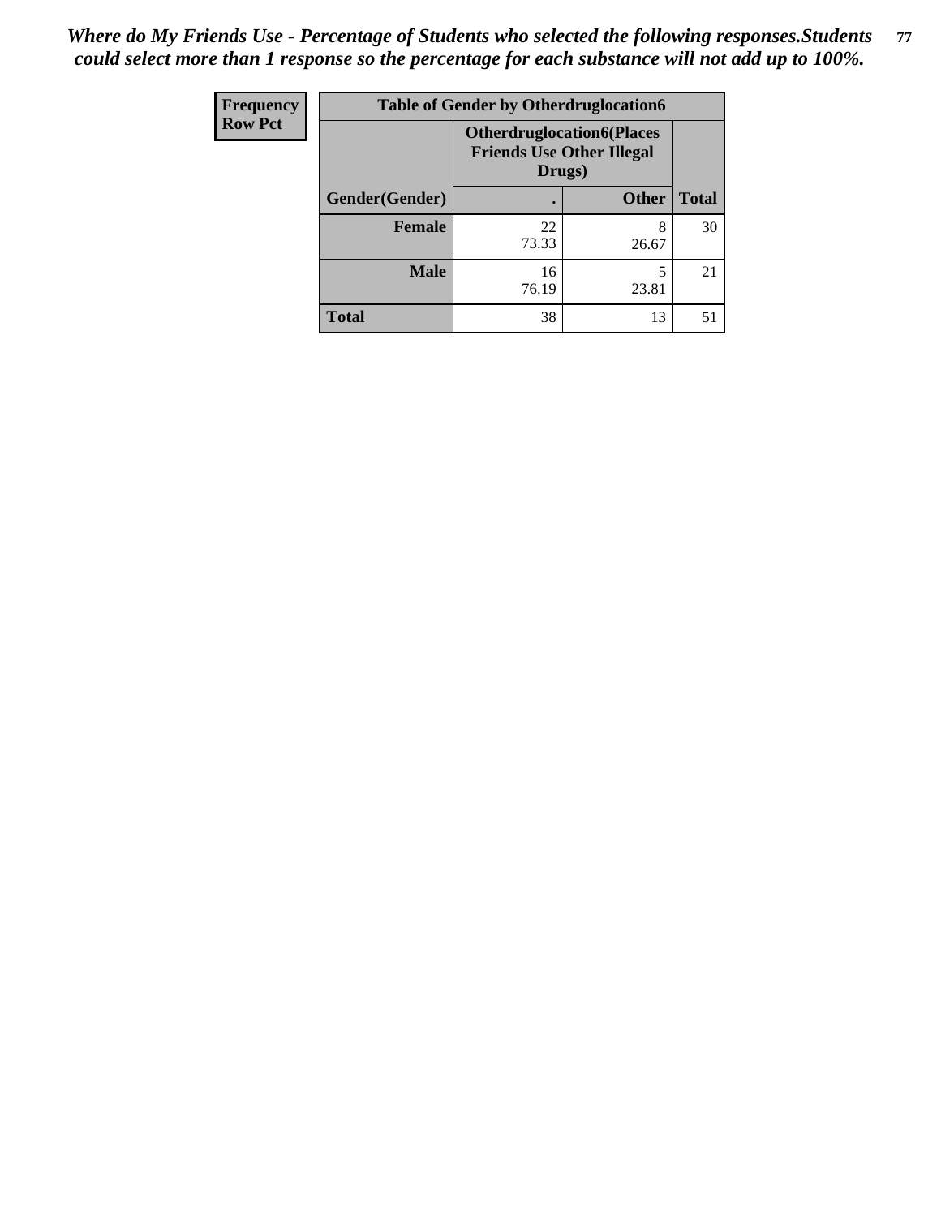*Where do My Friends Use - Percentage of Students who selected the following responses.Students could select more than 1 response so the percentage for each substance will not add up to 100%.*

| Frequency<br>Row Pct | Table of Gender by Otherdruglocation6 | | |
|---|---|---|---|
| | Otherdruglocation6(Places Friends Use Other Illegal Drugs) | | |
| Gender(Gender) | . | Other | Total |
| Female | 22<br>73.33 | 8<br>26.67 | 30 |
| Male | 16<br>76.19 | 5<br>23.81 | 21 |
| Total | 38 | 13 | 51 |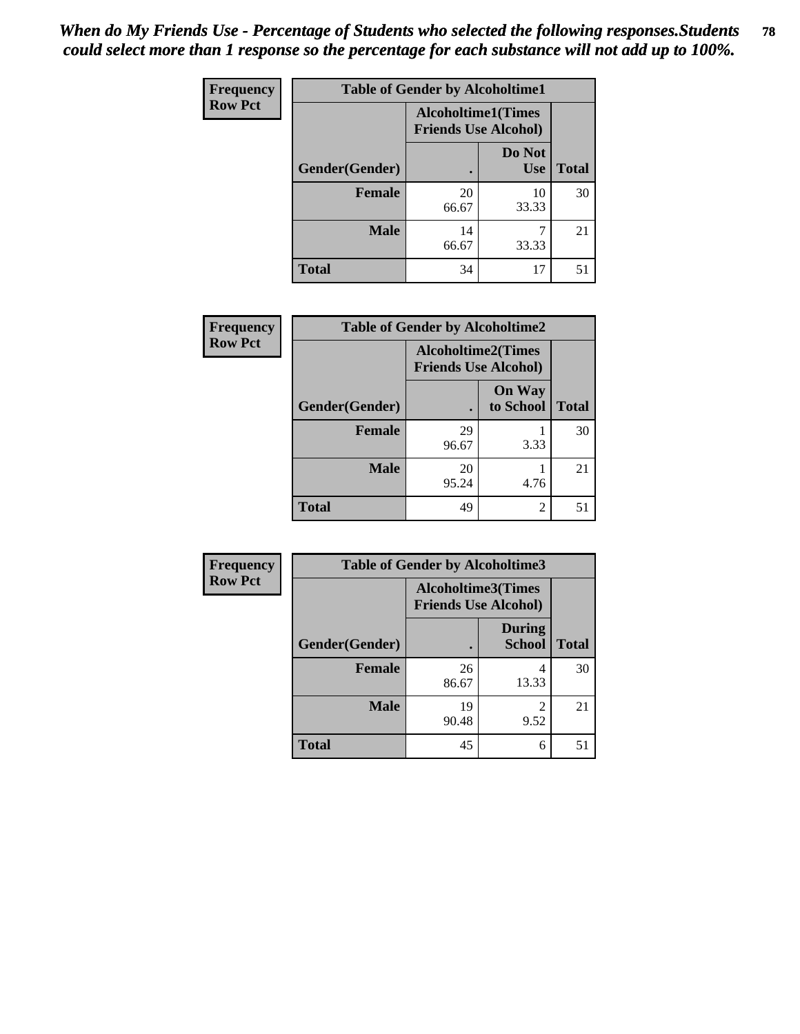*When do My Friends Use - Percentage of Students who selected the following responses.Students could select more than 1 response so the percentage for each substance will not add up to 100%.*

**Frequency**
**Row Pct**

| Table of Gender by Alcoholtime1 | | | |
|---|---|---|---|
| | Alcoholtime1(Times Friends Use Alcohol) | | |
| Gender(Gender) | . | Do Not Use | Total |
| **Female** | 20<br>66.67 | 10<br>33.33 | 30 |
| **Male** | 14<br>66.67 | 7<br>33.33 | 21 |
| **Total** | 34 | 17 | 51 |

**Frequency**
**Row Pct**

| Table of Gender by Alcoholtime2 | | | |
|---|---|---|---|
| | Alcoholtime2(Times Friends Use Alcohol) | | |
| Gender(Gender) | . | On Way to School | Total |
| **Female** | 29<br>96.67 | 1<br>3.33 | 30 |
| **Male** | 20<br>95.24 | 1<br>4.76 | 21 |
| **Total** | 49 | 2 | 51 |

**Frequency**
**Row Pct**

| Table of Gender by Alcoholtime3 | | | |
|---|---|---|---|
| | Alcoholtime3(Times Friends Use Alcohol) | | |
| Gender(Gender) | . | During School | Total |
| **Female** | 26<br>86.67 | 4<br>13.33 | 30 |
| **Male** | 19<br>90.48 | 2<br>9.52 | 21 |
| **Total** | 45 | 6 | 51 |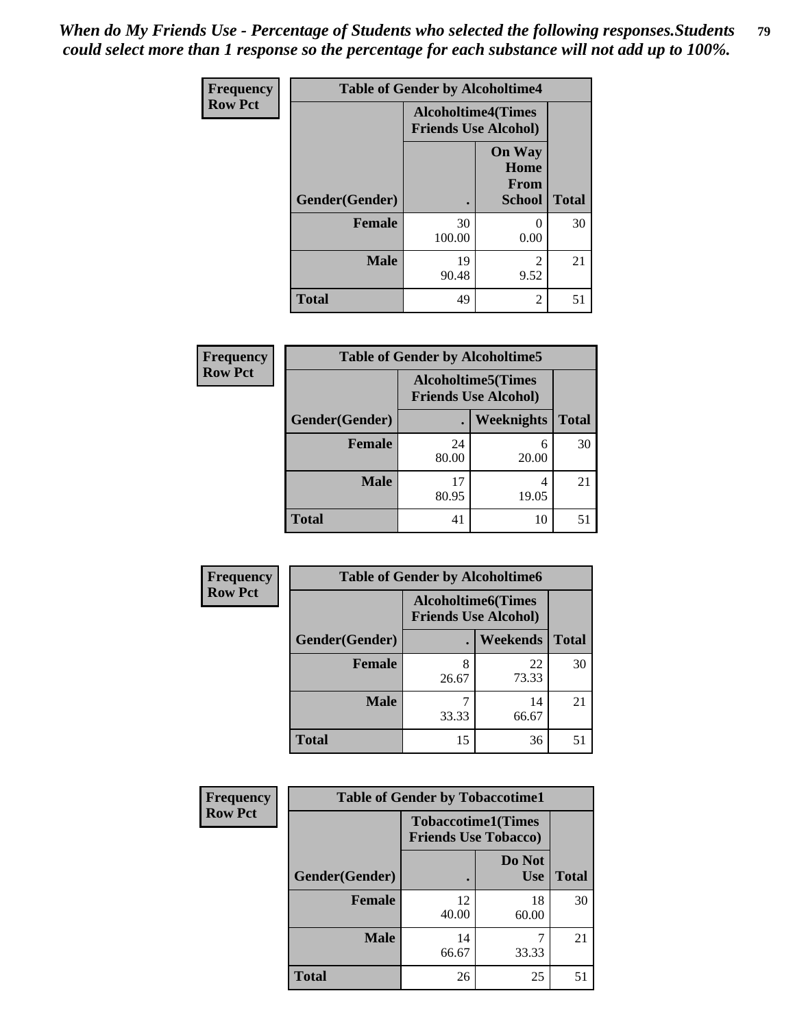*When do My Friends Use - Percentage of Students who selected the following responses.Students could select more than 1 response so the percentage for each substance will not add up to 100%.*

**Frequency / Row Pct**

**Table of Gender by Alcoholtime4**

| Gender(Gender) | Alcoholtime4(Times Friends Use Alcohol) . | On Way Home From School | Total |
|---|---|---|---|
| **Female** | 30<br>100.00 | 0<br>0.00 | 30 |
| **Male** | 19<br>90.48 | 2<br>9.52 | 21 |
| **Total** | 49 | 2 | 51 |

**Frequency / Row Pct**

**Table of Gender by Alcoholtime5**

| Gender(Gender) | Alcoholtime5(Times Friends Use Alcohol) . | Weeknights | Total |
|---|---|---|---|
| **Female** | 24<br>80.00 | 6<br>20.00 | 30 |
| **Male** | 17<br>80.95 | 4<br>19.05 | 21 |
| **Total** | 41 | 10 | 51 |

**Frequency / Row Pct**

**Table of Gender by Alcoholtime6**

| Gender(Gender) | Alcoholtime6(Times Friends Use Alcohol) . | Weekends | Total |
|---|---|---|---|
| **Female** | 8<br>26.67 | 22<br>73.33 | 30 |
| **Male** | 7<br>33.33 | 14<br>66.67 | 21 |
| **Total** | 15 | 36 | 51 |

**Frequency / Row Pct**

**Table of Gender by Tobaccotime1**

| Gender(Gender) | Tobaccotime1(Times Friends Use Tobacco) . | Do Not Use | Total |
|---|---|---|---|
| **Female** | 12<br>40.00 | 18<br>60.00 | 30 |
| **Male** | 14<br>66.67 | 7<br>33.33 | 21 |
| **Total** | 26 | 25 | 51 |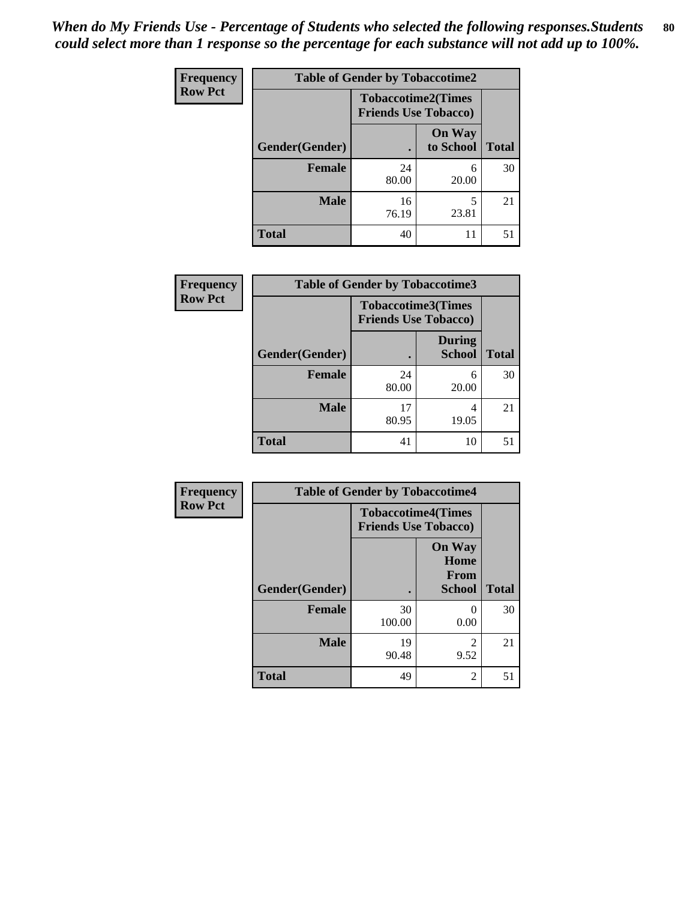*When do My Friends Use - Percentage of Students who selected the following responses.Students could select more than 1 response so the percentage for each substance will not add up to 100%.*

**Frequency**
**Row Pct**

| Table of Gender by Tobaccotime2 | | | |
|---|---|---|---|
| | Tobaccotime2(Times Friends Use Tobacco) | | |
| Gender(Gender) | . | On Way to School | Total |
| **Female** | 24<br>80.00 | 6<br>20.00 | 30 |
| **Male** | 16<br>76.19 | 5<br>23.81 | 21 |
| **Total** | 40 | 11 | 51 |

**Frequency**
**Row Pct**

| Table of Gender by Tobaccotime3 | | | |
|---|---|---|---|
| | Tobaccotime3(Times Friends Use Tobacco) | | |
| Gender(Gender) | . | During School | Total |
| **Female** | 24<br>80.00 | 6<br>20.00 | 30 |
| **Male** | 17<br>80.95 | 4<br>19.05 | 21 |
| **Total** | 41 | 10 | 51 |

**Frequency**
**Row Pct**

| Table of Gender by Tobaccotime4 | | | |
|---|---|---|---|
| | Tobaccotime4(Times Friends Use Tobacco) | | |
| Gender(Gender) | . | On Way Home From School | Total |
| **Female** | 30<br>100.00 | 0<br>0.00 | 30 |
| **Male** | 19<br>90.48 | 2<br>9.52 | 21 |
| **Total** | 49 | 2 | 51 |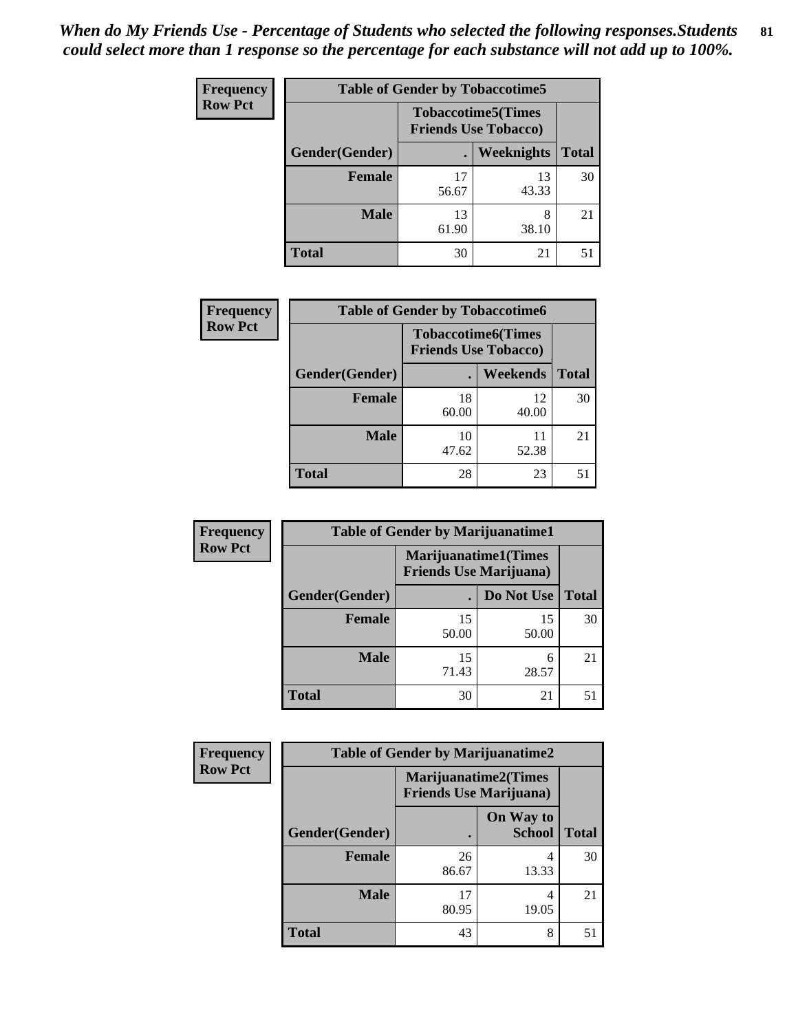*When do My Friends Use - Percentage of Students who selected the following responses.Students could select more than 1 response so the percentage for each substance will not add up to 100%.*

**Frequency**
**Row Pct**

| Table of Gender by Tobaccotime5 | | | |
|---|---|---|---|
| | Tobaccotime5(Times Friends Use Tobacco) | | |
| Gender(Gender) | . | Weeknights | Total |
| **Female** | 17<br>56.67 | 13<br>43.33 | 30 |
| **Male** | 13<br>61.90 | 8<br>38.10 | 21 |
| **Total** | 30 | 21 | 51 |

**Frequency**
**Row Pct**

| Table of Gender by Tobaccotime6 | | | |
|---|---|---|---|
| | Tobaccotime6(Times Friends Use Tobacco) | | |
| Gender(Gender) | . | Weekends | Total |
| **Female** | 18<br>60.00 | 12<br>40.00 | 30 |
| **Male** | 10<br>47.62 | 11<br>52.38 | 21 |
| **Total** | 28 | 23 | 51 |

**Frequency**
**Row Pct**

| Table of Gender by Marijuanatime1 | | | |
|---|---|---|---|
| | Marijuanatime1(Times Friends Use Marijuana) | | |
| Gender(Gender) | . | Do Not Use | Total |
| **Female** | 15<br>50.00 | 15<br>50.00 | 30 |
| **Male** | 15<br>71.43 | 6<br>28.57 | 21 |
| **Total** | 30 | 21 | 51 |

**Frequency**
**Row Pct**

| Table of Gender by Marijuanatime2 | | | |
|---|---|---|---|
| | Marijuanatime2(Times Friends Use Marijuana) | | |
| Gender(Gender) | . | On Way to School | Total |
| **Female** | 26<br>86.67 | 4<br>13.33 | 30 |
| **Male** | 17<br>80.95 | 4<br>19.05 | 21 |
| **Total** | 43 | 8 | 51 |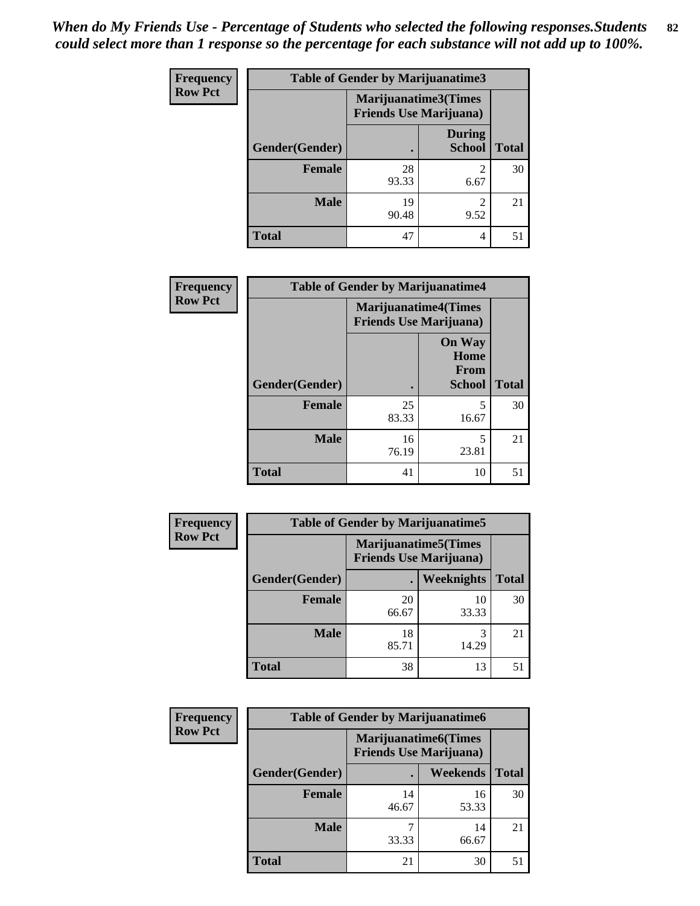*When do My Friends Use - Percentage of Students who selected the following responses.Students could select more than 1 response so the percentage for each substance will not add up to 100%.*

**Frequency**
**Row Pct**

| Table of Gender by Marijuanatime3 | | | |
|---|---|---|---|
| | Marijuanatime3(Times Friends Use Marijuana) | | |
| Gender(Gender) | . | During School | Total |
| **Female** | 28<br>93.33 | 2<br>6.67 | 30 |
| **Male** | 19<br>90.48 | 2<br>9.52 | 21 |
| **Total** | 47 | 4 | 51 |

**Frequency**
**Row Pct**

| Table of Gender by Marijuanatime4 | | | |
|---|---|---|---|
| | Marijuanatime4(Times Friends Use Marijuana) | | |
| Gender(Gender) | . | On Way Home From School | Total |
| **Female** | 25<br>83.33 | 5<br>16.67 | 30 |
| **Male** | 16<br>76.19 | 5<br>23.81 | 21 |
| **Total** | 41 | 10 | 51 |

**Frequency**
**Row Pct**

| Table of Gender by Marijuanatime5 | | | |
|---|---|---|---|
| | Marijuanatime5(Times Friends Use Marijuana) | | |
| Gender(Gender) | . | Weeknights | Total |
| **Female** | 20<br>66.67 | 10<br>33.33 | 30 |
| **Male** | 18<br>85.71 | 3<br>14.29 | 21 |
| **Total** | 38 | 13 | 51 |

**Frequency**
**Row Pct**

| Table of Gender by Marijuanatime6 | | | |
|---|---|---|---|
| | Marijuanatime6(Times Friends Use Marijuana) | | |
| Gender(Gender) | . | Weekends | Total |
| **Female** | 14<br>46.67 | 16<br>53.33 | 30 |
| **Male** | 7<br>33.33 | 14<br>66.67 | 21 |
| **Total** | 21 | 30 | 51 |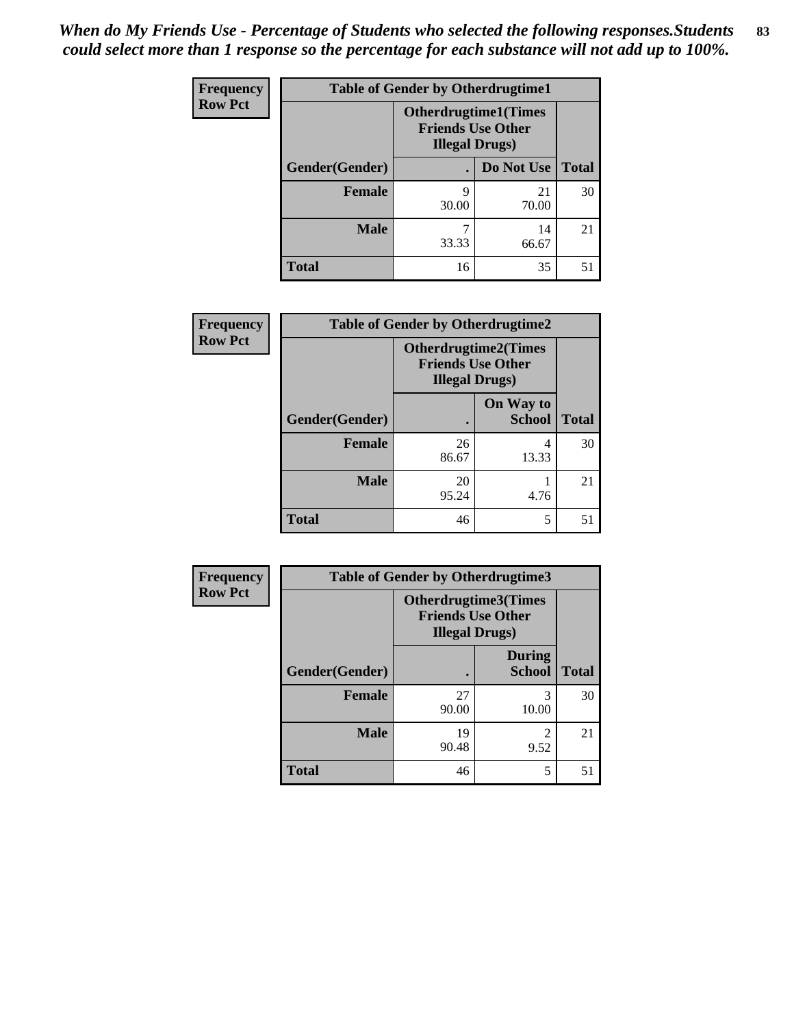*When do My Friends Use - Percentage of Students who selected the following responses.Students could select more than 1 response so the percentage for each substance will not add up to 100%.*

**Frequency**
**Row Pct**

| Table of Gender by Otherdrugtime1 | | | |
|---|---|---|---|
| | Otherdrugtime1(Times Friends Use Other Illegal Drugs) | | |
| Gender(Gender) | . | Do Not Use | Total |
| **Female** | 9<br>30.00 | 21<br>70.00 | 30 |
| **Male** | 7<br>33.33 | 14<br>66.67 | 21 |
| **Total** | 16 | 35 | 51 |

**Frequency**
**Row Pct**

| Table of Gender by Otherdrugtime2 | | | |
|---|---|---|---|
| | Otherdrugtime2(Times Friends Use Other Illegal Drugs) | | |
| Gender(Gender) | . | On Way to School | Total |
| **Female** | 26<br>86.67 | 4<br>13.33 | 30 |
| **Male** | 20<br>95.24 | 1<br>4.76 | 21 |
| **Total** | 46 | 5 | 51 |

**Frequency**
**Row Pct**

| Table of Gender by Otherdrugtime3 | | | |
|---|---|---|---|
| | Otherdrugtime3(Times Friends Use Other Illegal Drugs) | | |
| Gender(Gender) | . | During School | Total |
| **Female** | 27<br>90.00 | 3<br>10.00 | 30 |
| **Male** | 19<br>90.48 | 2<br>9.52 | 21 |
| **Total** | 46 | 5 | 51 |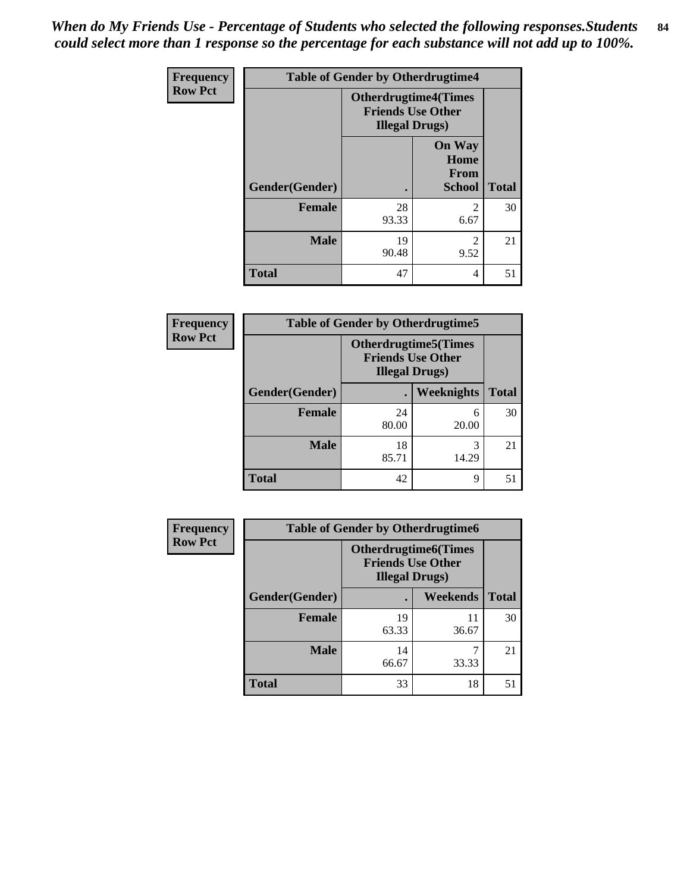*When do My Friends Use - Percentage of Students who selected the following responses.Students could select more than 1 response so the percentage for each substance will not add up to 100%.*

| Frequency Row Pct | Table of Gender by Otherdrugtime4 | | |
|---|---|---|---|
| | Otherdrugtime4(Times Friends Use Other Illegal Drugs) | | |
| Gender(Gender) | . | On Way Home From School | Total |
| Female | 28<br>93.33 | 2<br>6.67 | 30 |
| Male | 19<br>90.48 | 2<br>9.52 | 21 |
| Total | 47 | 4 | 51 |

| Frequency Row Pct | Table of Gender by Otherdrugtime5 | | |
|---|---|---|---|
| | Otherdrugtime5(Times Friends Use Other Illegal Drugs) | | |
| Gender(Gender) | . | Weeknights | Total |
| Female | 24<br>80.00 | 6<br>20.00 | 30 |
| Male | 18<br>85.71 | 3<br>14.29 | 21 |
| Total | 42 | 9 | 51 |

| Frequency Row Pct | Table of Gender by Otherdrugtime6 | | |
|---|---|---|---|
| | Otherdrugtime6(Times Friends Use Other Illegal Drugs) | | |
| Gender(Gender) | . | Weekends | Total |
| Female | 19<br>63.33 | 11<br>36.67 | 30 |
| Male | 14<br>66.67 | 7<br>33.33 | 21 |
| Total | 33 | 18 | 51 |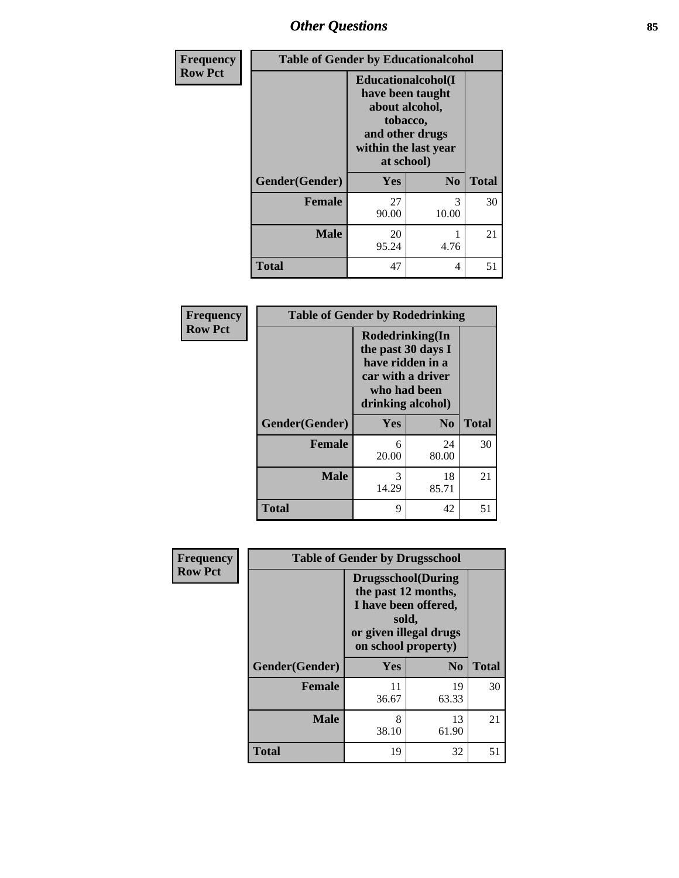| Frequency Row Pct | Table of Gender by Educationalcohol | | |
|---|---|---|---|
| | Educationalcohol(I have been taught about alcohol, tobacco, and other drugs within the last year at school) | | |
| Gender(Gender) | Yes | No | Total |
| Female | 27<br>90.00 | 3<br>10.00 | 30 |
| Male | 20<br>95.24 | 1<br>4.76 | 21 |
| Total | 47 | 4 | 51 |

| Frequency Row Pct | Table of Gender by Rodedrinking | | |
|---|---|---|---|
| | Rodedrinking(In the past 30 days I have ridden in a car with a driver who had been drinking alcohol) | | |
| Gender(Gender) | Yes | No | Total |
| Female | 6<br>20.00 | 24<br>80.00 | 30 |
| Male | 3<br>14.29 | 18<br>85.71 | 21 |
| Total | 9 | 42 | 51 |

| Frequency Row Pct | Table of Gender by Drugsschool | | |
|---|---|---|---|
| | Drugsschool(During the past 12 months, I have been offered, sold, or given illegal drugs on school property) | | |
| Gender(Gender) | Yes | No | Total |
| Female | 11<br>36.67 | 19<br>63.33 | 30 |
| Male | 8<br>38.10 | 13<br>61.90 | 21 |
| Total | 19 | 32 | 51 |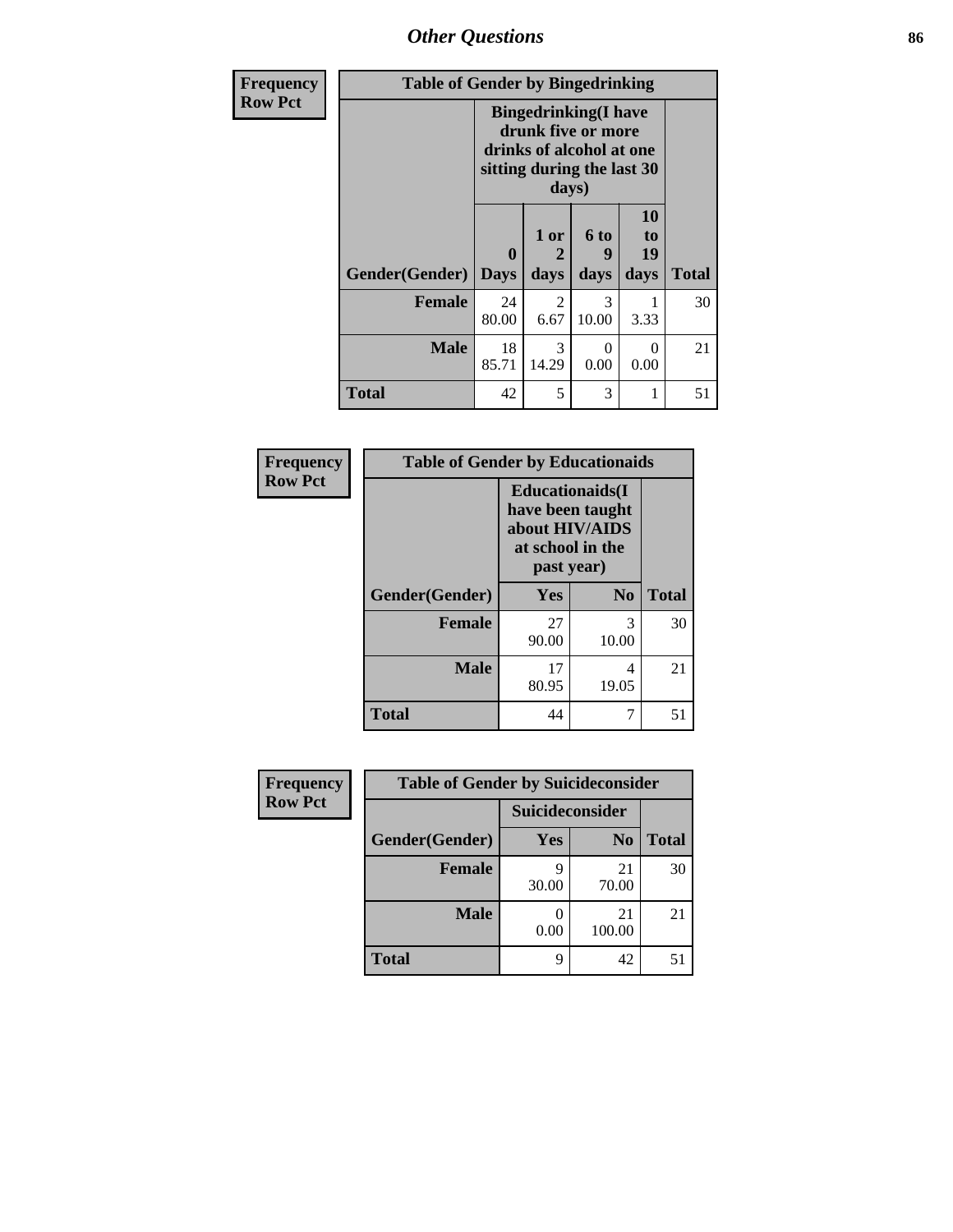## Other Questions

| Frequency Row Pct | Table of Gender by Bingedrinking | | | | |
|---|---|---|---|---|---|
| | Bingedrinking(I have drunk five or more drinks of alcohol at one sitting during the last 30 days) | | | | |
| Gender(Gender) | 0 Days | 1 or 2 days | 6 to 9 days | 10 to 19 days | Total |
| Female | 24<br>80.00 | 2<br>6.67 | 3<br>10.00 | 1<br>3.33 | 30 |
| Male | 18<br>85.71 | 3<br>14.29 | 0<br>0.00 | 0<br>0.00 | 21 |
| Total | 42 | 5 | 3 | 1 | 51 |

| Frequency Row Pct | Table of Gender by Educationaids | | |
|---|---|---|---|
| | Educationaids(I have been taught about HIV/AIDS at school in the past year) | | |
| Gender(Gender) | Yes | No | Total |
| Female | 27<br>90.00 | 3<br>10.00 | 30 |
| Male | 17<br>80.95 | 4<br>19.05 | 21 |
| Total | 44 | 7 | 51 |

| Frequency Row Pct | Table of Gender by Suicideconsider | | |
|---|---|---|---|
| | Suicideconsider | | |
| Gender(Gender) | Yes | No | Total |
| Female | 9<br>30.00 | 21<br>70.00 | 30 |
| Male | 0<br>0.00 | 21<br>100.00 | 21 |
| Total | 9 | 42 | 51 |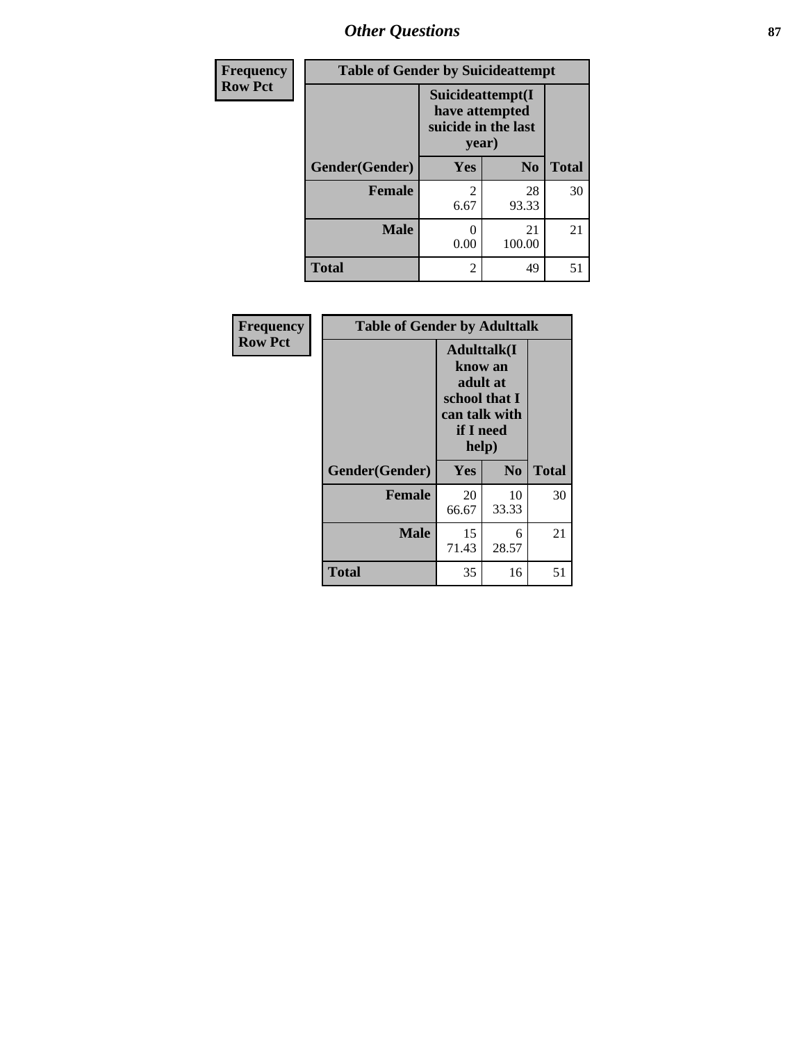| Frequency Row Pct | Table of Gender by Suicideattempt | | |
|---|---|---|---|
| | Suicideattempt(I have attempted suicide in the last year) | | |
| Gender(Gender) | Yes | No | Total |
| Female | 2<br>6.67 | 28<br>93.33 | 30 |
| Male | 0<br>0.00 | 21<br>100.00 | 21 |
| Total | 2 | 49 | 51 |

| Frequency Row Pct | Table of Gender by Adulttalk | | |
|---|---|---|---|
| | Adulttalk(I know an adult at school that I can talk with if I need help) | | |
| Gender(Gender) | Yes | No | Total |
| Female | 20<br>66.67 | 10<br>33.33 | 30 |
| Male | 15<br>71.43 | 6<br>28.57 | 21 |
| Total | 35 | 16 | 51 |